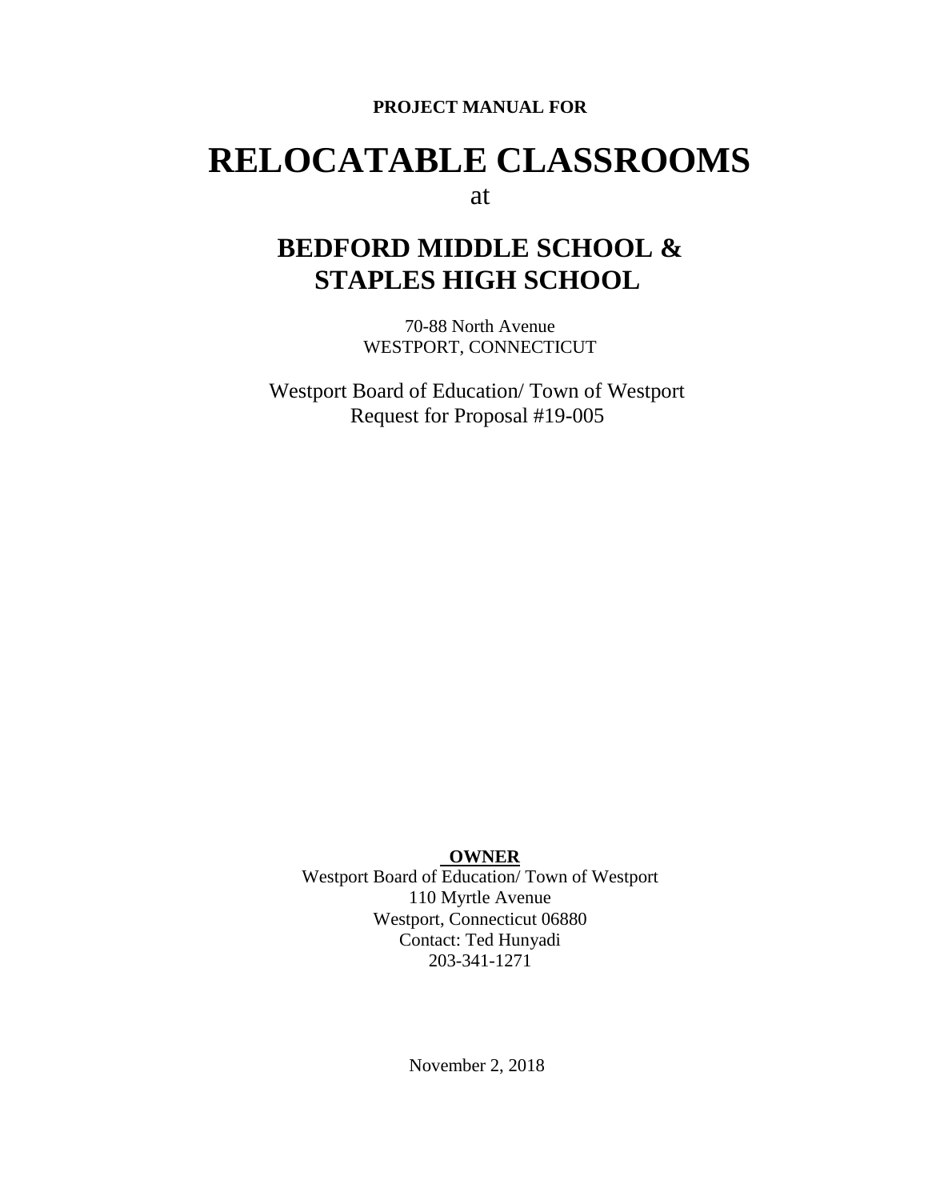**PROJECT MANUAL FOR**

# RELOCATABLE CLASSROOMS

at

## BEDFORD MIDDLE SCHOOL & STAPLES HIGH SCHOOL

70-88 North Avenue
WESTPORT, CONNECTICUT

Westport Board of Education/ Town of Westport
Request for Proposal #19-005

**OWNER**

Westport Board of Education/ Town of Westport
110 Myrtle Avenue
Westport, Connecticut 06880
Contact: Ted Hunyadi
203-341-1271

November 2, 2018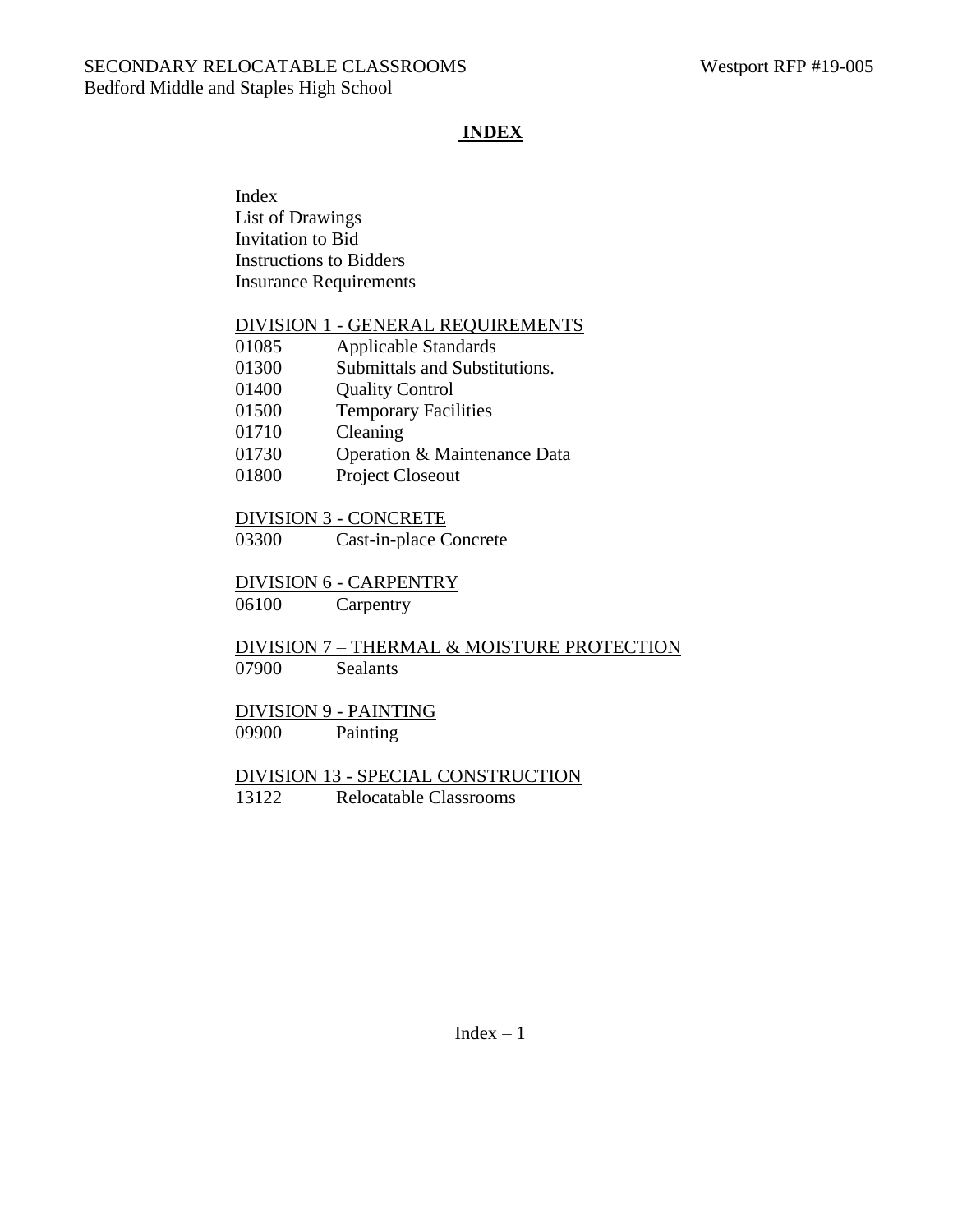# INDEX

Index
List of Drawings
Invitation to Bid
Instructions to Bidders
Insurance Requirements

## DIVISION 1 - GENERAL REQUIREMENTS

| | |
|---|---|
| 01085 | Applicable Standards |
| 01300 | Submittals and Substitutions. |
| 01400 | Quality Control |
| 01500 | Temporary Facilities |
| 01710 | Cleaning |
| 01730 | Operation & Maintenance Data |
| 01800 | Project Closeout |

## DIVISION 3 - CONCRETE

| | |
|---|---|
| 03300 | Cast-in-place Concrete |

## DIVISION 6 - CARPENTRY

| | |
|---|---|
| 06100 | Carpentry |

## DIVISION 7 – THERMAL & MOISTURE PROTECTION

| | |
|---|---|
| 07900 | Sealants |

## DIVISION 9 - PAINTING

| | |
|---|---|
| 09900 | Painting |

## DIVISION 13 - SPECIAL CONSTRUCTION

| | |
|---|---|
| 13122 | Relocatable Classrooms |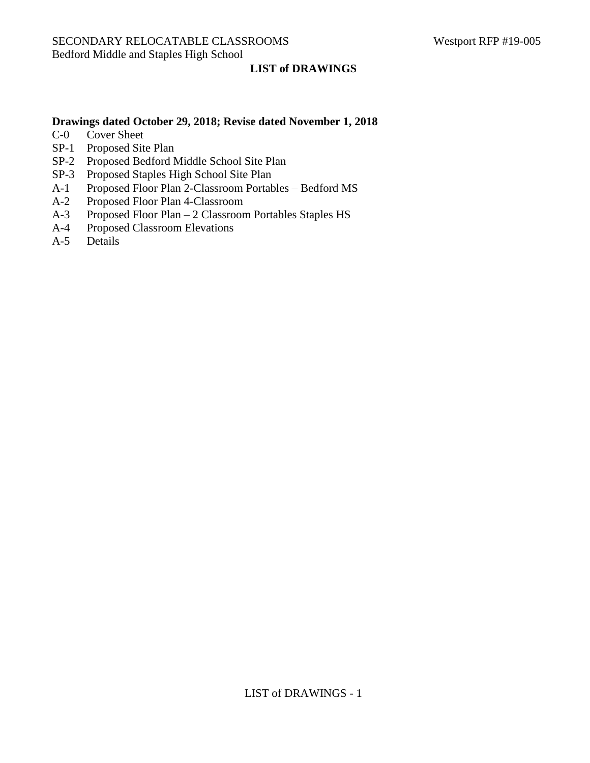# LIST of DRAWINGS

**Drawings dated October 29, 2018; Revise dated November 1, 2018**

- C-0 Cover Sheet
- SP-1 Proposed Site Plan
- SP-2 Proposed Bedford Middle School Site Plan
- SP-3 Proposed Staples High School Site Plan
- A-1 Proposed Floor Plan 2-Classroom Portables – Bedford MS
- A-2 Proposed Floor Plan 4-Classroom
- A-3 Proposed Floor Plan – 2 Classroom Portables Staples HS
- A-4 Proposed Classroom Elevations
- A-5 Details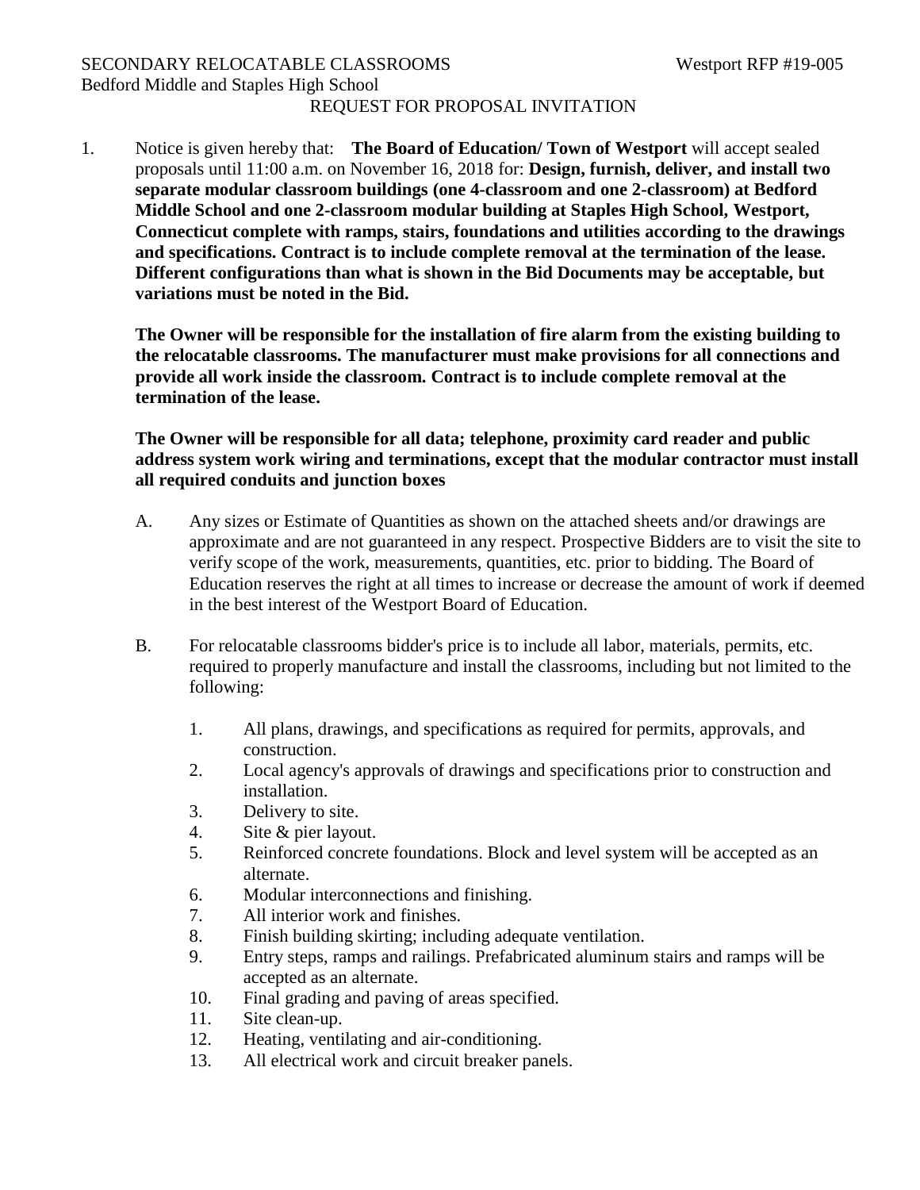SECONDARY RELOCATABLE CLASSROOMS Westport RFP #19-005
Bedford Middle and Staples High School

REQUEST FOR PROPOSAL INVITATION

1. Notice is given hereby that: **The Board of Education/ Town of Westport** will accept sealed proposals until 11:00 a.m. on November 16, 2018 for: **Design, furnish, deliver, and install two separate modular classroom buildings (one 4-classroom and one 2-classroom) at Bedford Middle School and one 2-classroom modular building at Staples High School, Westport, Connecticut complete with ramps, stairs, foundations and utilities according to the drawings and specifications. Contract is to include complete removal at the termination of the lease. Different configurations than what is shown in the Bid Documents may be acceptable, but variations must be noted in the Bid.**

   **The Owner will be responsible for the installation of fire alarm from the existing building to the relocatable classrooms. The manufacturer must make provisions for all connections and provide all work inside the classroom. Contract is to include complete removal at the termination of the lease.**

   **The Owner will be responsible for all data; telephone, proximity card reader and public address system work wiring and terminations, except that the modular contractor must install all required conduits and junction boxes**

   A. Any sizes or Estimate of Quantities as shown on the attached sheets and/or drawings are approximate and are not guaranteed in any respect. Prospective Bidders are to visit the site to verify scope of the work, measurements, quantities, etc. prior to bidding. The Board of Education reserves the right at all times to increase or decrease the amount of work if deemed in the best interest of the Westport Board of Education.

   B. For relocatable classrooms bidder's price is to include all labor, materials, permits, etc. required to properly manufacture and install the classrooms, including but not limited to the following:

      1. All plans, drawings, and specifications as required for permits, approvals, and construction.
      2. Local agency's approvals of drawings and specifications prior to construction and installation.
      3. Delivery to site.
      4. Site & pier layout.
      5. Reinforced concrete foundations. Block and level system will be accepted as an alternate.
      6. Modular interconnections and finishing.
      7. All interior work and finishes.
      8. Finish building skirting; including adequate ventilation.
      9. Entry steps, ramps and railings. Prefabricated aluminum stairs and ramps will be accepted as an alternate.
      10. Final grading and paving of areas specified.
      11. Site clean-up.
      12. Heating, ventilating and air-conditioning.
      13. All electrical work and circuit breaker panels.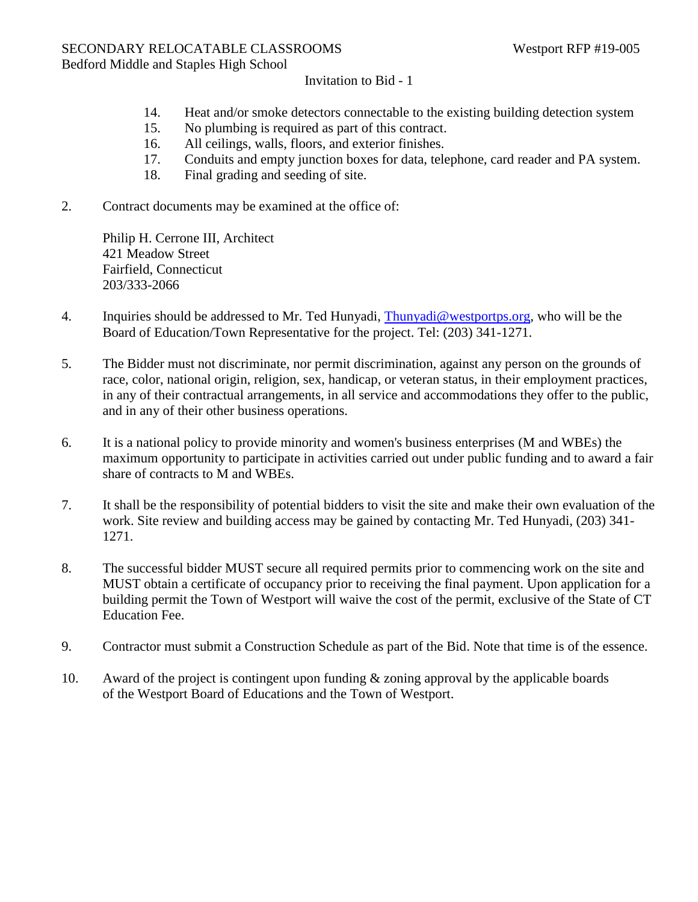14. Heat and/or smoke detectors connectable to the existing building detection system
15. No plumbing is required as part of this contract.
16. All ceilings, walls, floors, and exterior finishes.
17. Conduits and empty junction boxes for data, telephone, card reader and PA system.
18. Final grading and seeding of site.

2. Contract documents may be examined at the office of:

   Philip H. Cerrone III, Architect
   421 Meadow Street
   Fairfield, Connecticut
   203/333-2066

4. Inquiries should be addressed to Mr. Ted Hunyadi, Thunyadi@westportps.org, who will be the Board of Education/Town Representative for the project. Tel: (203) 341-1271.

5. The Bidder must not discriminate, nor permit discrimination, against any person on the grounds of race, color, national origin, religion, sex, handicap, or veteran status, in their employment practices, in any of their contractual arrangements, in all service and accommodations they offer to the public, and in any of their other business operations.

6. It is a national policy to provide minority and women's business enterprises (M and WBEs) the maximum opportunity to participate in activities carried out under public funding and to award a fair share of contracts to M and WBEs.

7. It shall be the responsibility of potential bidders to visit the site and make their own evaluation of the work. Site review and building access may be gained by contacting Mr. Ted Hunyadi, (203) 341-1271.

8. The successful bidder MUST secure all required permits prior to commencing work on the site and MUST obtain a certificate of occupancy prior to receiving the final payment. Upon application for a building permit the Town of Westport will waive the cost of the permit, exclusive of the State of CT Education Fee.

9. Contractor must submit a Construction Schedule as part of the Bid. Note that time is of the essence.

10. Award of the project is contingent upon funding & zoning approval by the applicable boards of the Westport Board of Educations and the Town of Westport.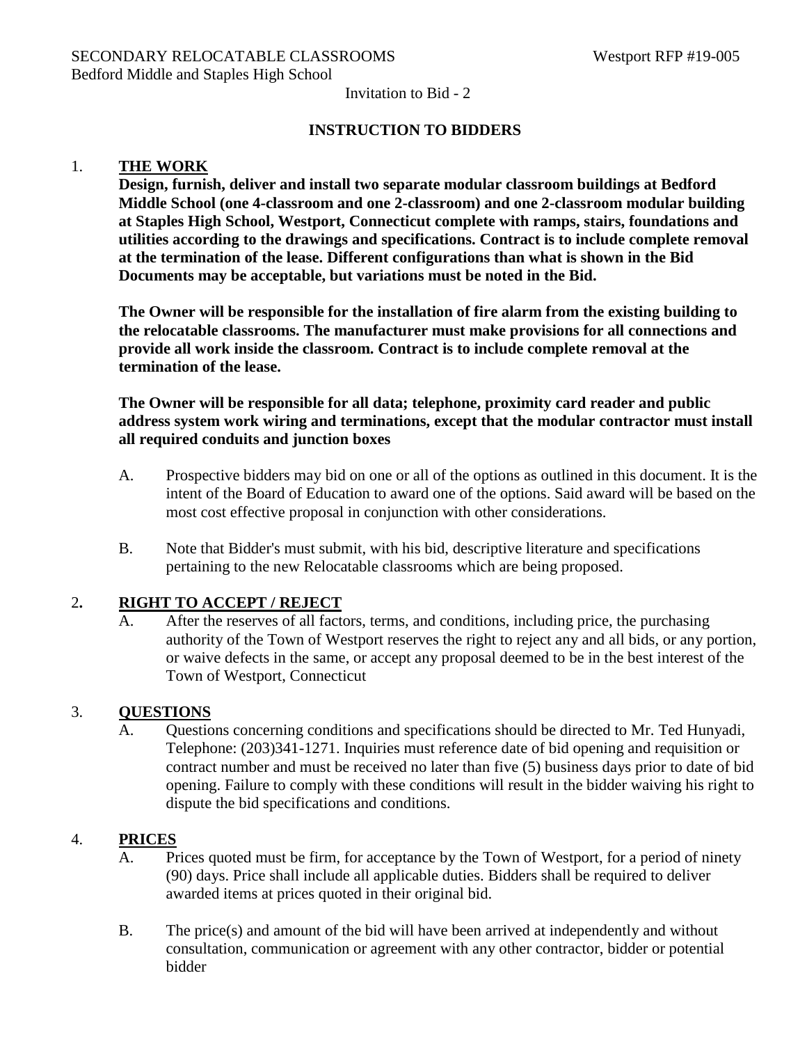Invitation to Bid - 2

## INSTRUCTION TO BIDDERS

1. **THE WORK**

   **Design, furnish, deliver and install two separate modular classroom buildings at Bedford Middle School (one 4-classroom and one 2-classroom) and one 2-classroom modular building at Staples High School, Westport, Connecticut complete with ramps, stairs, foundations and utilities according to the drawings and specifications. Contract is to include complete removal at the termination of the lease. Different configurations than what is shown in the Bid Documents may be acceptable, but variations must be noted in the Bid.**

   **The Owner will be responsible for the installation of fire alarm from the existing building to the relocatable classrooms. The manufacturer must make provisions for all connections and provide all work inside the classroom. Contract is to include complete removal at the termination of the lease.**

   **The Owner will be responsible for all data; telephone, proximity card reader and public address system work wiring and terminations, except that the modular contractor must install all required conduits and junction boxes**

   A. Prospective bidders may bid on one or all of the options as outlined in this document. It is the intent of the Board of Education to award one of the options. Said award will be based on the most cost effective proposal in conjunction with other considerations.

   B. Note that Bidder's must submit, with his bid, descriptive literature and specifications pertaining to the new Relocatable classrooms which are being proposed.

2. **RIGHT TO ACCEPT / REJECT**

   A. After the reserves of all factors, terms, and conditions, including price, the purchasing authority of the Town of Westport reserves the right to reject any and all bids, or any portion, or waive defects in the same, or accept any proposal deemed to be in the best interest of the Town of Westport, Connecticut

3. **QUESTIONS**

   A. Questions concerning conditions and specifications should be directed to Mr. Ted Hunyadi, Telephone: (203)341-1271. Inquiries must reference date of bid opening and requisition or contract number and must be received no later than five (5) business days prior to date of bid opening. Failure to comply with these conditions will result in the bidder waiving his right to dispute the bid specifications and conditions.

4. **PRICES**

   A. Prices quoted must be firm, for acceptance by the Town of Westport, for a period of ninety (90) days. Price shall include all applicable duties. Bidders shall be required to deliver awarded items at prices quoted in their original bid.

   B. The price(s) and amount of the bid will have been arrived at independently and without consultation, communication or agreement with any other contractor, bidder or potential bidder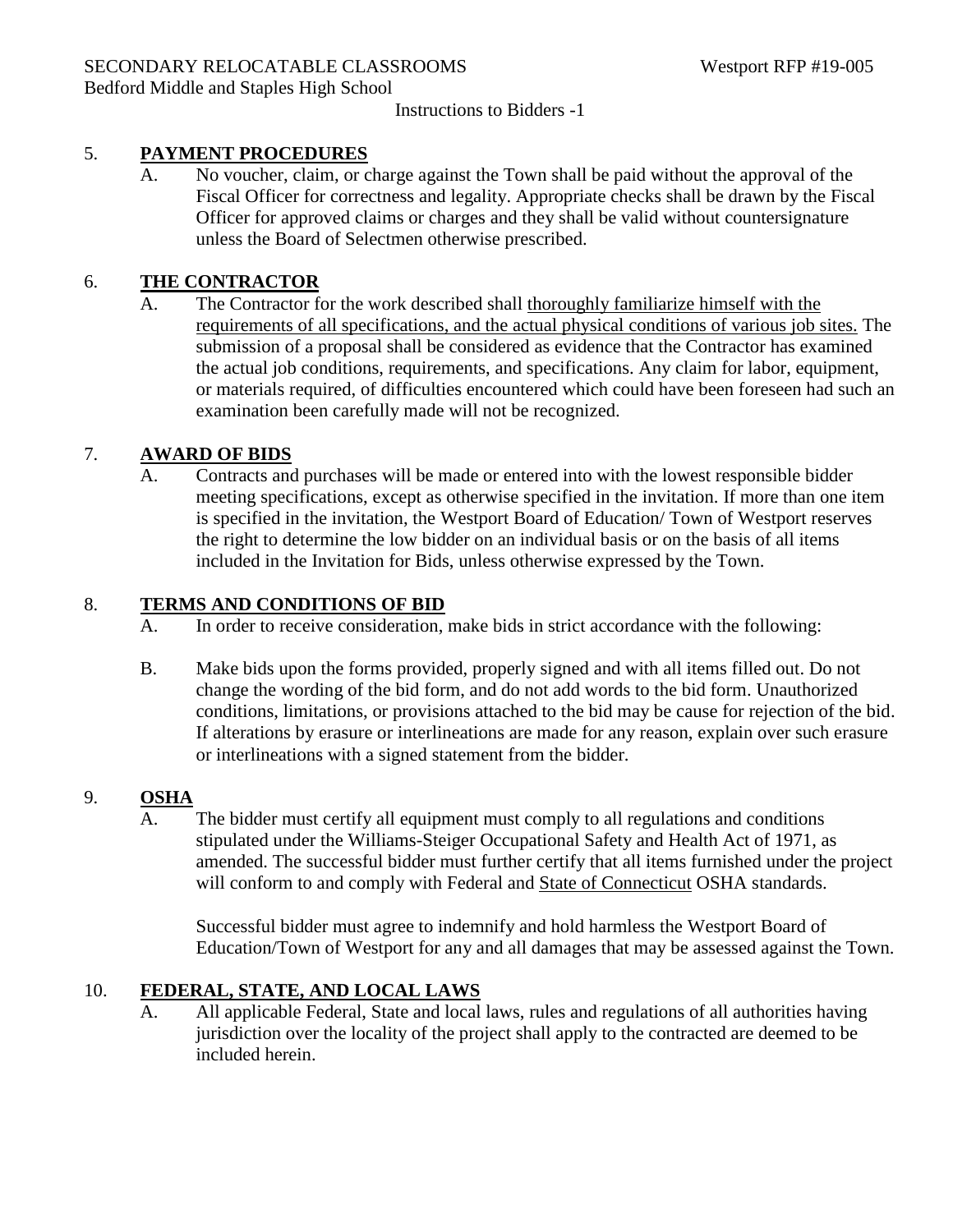## 5. PAYMENT PROCEDURES

A. No voucher, claim, or charge against the Town shall be paid without the approval of the Fiscal Officer for correctness and legality. Appropriate checks shall be drawn by the Fiscal Officer for approved claims or charges and they shall be valid without countersignature unless the Board of Selectmen otherwise prescribed.

## 6. THE CONTRACTOR

A. The Contractor for the work described shall thoroughly familiarize himself with the requirements of all specifications, and the actual physical conditions of various job sites. The submission of a proposal shall be considered as evidence that the Contractor has examined the actual job conditions, requirements, and specifications. Any claim for labor, equipment, or materials required, of difficulties encountered which could have been foreseen had such an examination been carefully made will not be recognized.

## 7. AWARD OF BIDS

A. Contracts and purchases will be made or entered into with the lowest responsible bidder meeting specifications, except as otherwise specified in the invitation. If more than one item is specified in the invitation, the Westport Board of Education/ Town of Westport reserves the right to determine the low bidder on an individual basis or on the basis of all items included in the Invitation for Bids, unless otherwise expressed by the Town.

## 8. TERMS AND CONDITIONS OF BID

A. In order to receive consideration, make bids in strict accordance with the following:

B. Make bids upon the forms provided, properly signed and with all items filled out. Do not change the wording of the bid form, and do not add words to the bid form. Unauthorized conditions, limitations, or provisions attached to the bid may be cause for rejection of the bid. If alterations by erasure or interlineations are made for any reason, explain over such erasure or interlineations with a signed statement from the bidder.

## 9. OSHA

A. The bidder must certify all equipment must comply to all regulations and conditions stipulated under the Williams-Steiger Occupational Safety and Health Act of 1971, as amended. The successful bidder must further certify that all items furnished under the project will conform to and comply with Federal and State of Connecticut OSHA standards.

Successful bidder must agree to indemnify and hold harmless the Westport Board of Education/Town of Westport for any and all damages that may be assessed against the Town.

## 10. FEDERAL, STATE, AND LOCAL LAWS

A. All applicable Federal, State and local laws, rules and regulations of all authorities having jurisdiction over the locality of the project shall apply to the contracted are deemed to be included herein.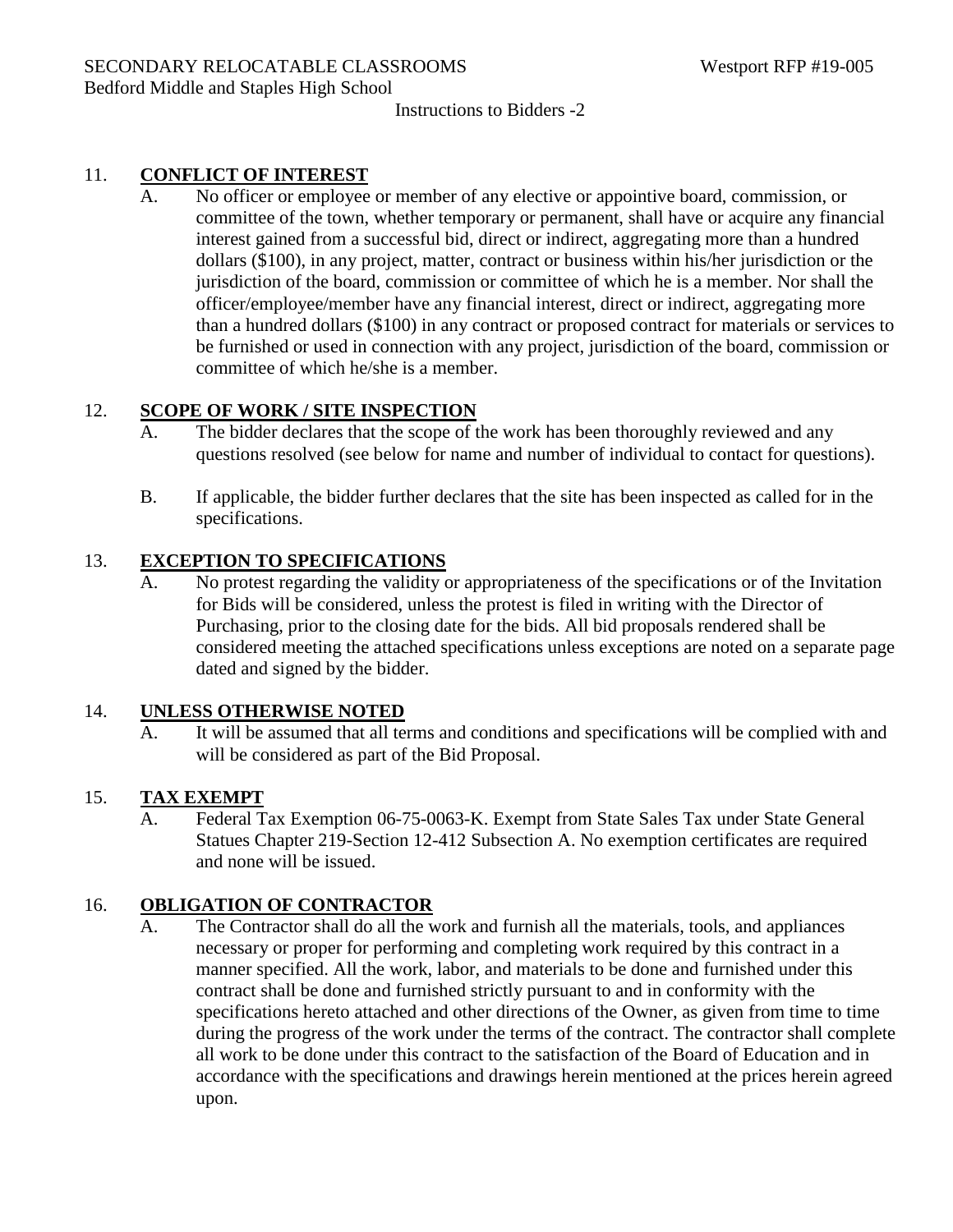## 11. **CONFLICT OF INTEREST**

A. No officer or employee or member of any elective or appointive board, commission, or committee of the town, whether temporary or permanent, shall have or acquire any financial interest gained from a successful bid, direct or indirect, aggregating more than a hundred dollars ($100), in any project, matter, contract or business within his/her jurisdiction or the jurisdiction of the board, commission or committee of which he is a member. Nor shall the officer/employee/member have any financial interest, direct or indirect, aggregating more than a hundred dollars ($100) in any contract or proposed contract for materials or services to be furnished or used in connection with any project, jurisdiction of the board, commission or committee of which he/she is a member.

## 12. **SCOPE OF WORK / SITE INSPECTION**

A. The bidder declares that the scope of the work has been thoroughly reviewed and any questions resolved (see below for name and number of individual to contact for questions).

B. If applicable, the bidder further declares that the site has been inspected as called for in the specifications.

## 13. **EXCEPTION TO SPECIFICATIONS**

A. No protest regarding the validity or appropriateness of the specifications or of the Invitation for Bids will be considered, unless the protest is filed in writing with the Director of Purchasing, prior to the closing date for the bids. All bid proposals rendered shall be considered meeting the attached specifications unless exceptions are noted on a separate page dated and signed by the bidder.

## 14. **UNLESS OTHERWISE NOTED**

A. It will be assumed that all terms and conditions and specifications will be complied with and will be considered as part of the Bid Proposal.

## 15. **TAX EXEMPT**

A. Federal Tax Exemption 06-75-0063-K. Exempt from State Sales Tax under State General Statues Chapter 219-Section 12-412 Subsection A. No exemption certificates are required and none will be issued.

## 16. **OBLIGATION OF CONTRACTOR**

A. The Contractor shall do all the work and furnish all the materials, tools, and appliances necessary or proper for performing and completing work required by this contract in a manner specified. All the work, labor, and materials to be done and furnished under this contract shall be done and furnished strictly pursuant to and in conformity with the specifications hereto attached and other directions of the Owner, as given from time to time during the progress of the work under the terms of the contract. The contractor shall complete all work to be done under this contract to the satisfaction of the Board of Education and in accordance with the specifications and drawings herein mentioned at the prices herein agreed upon.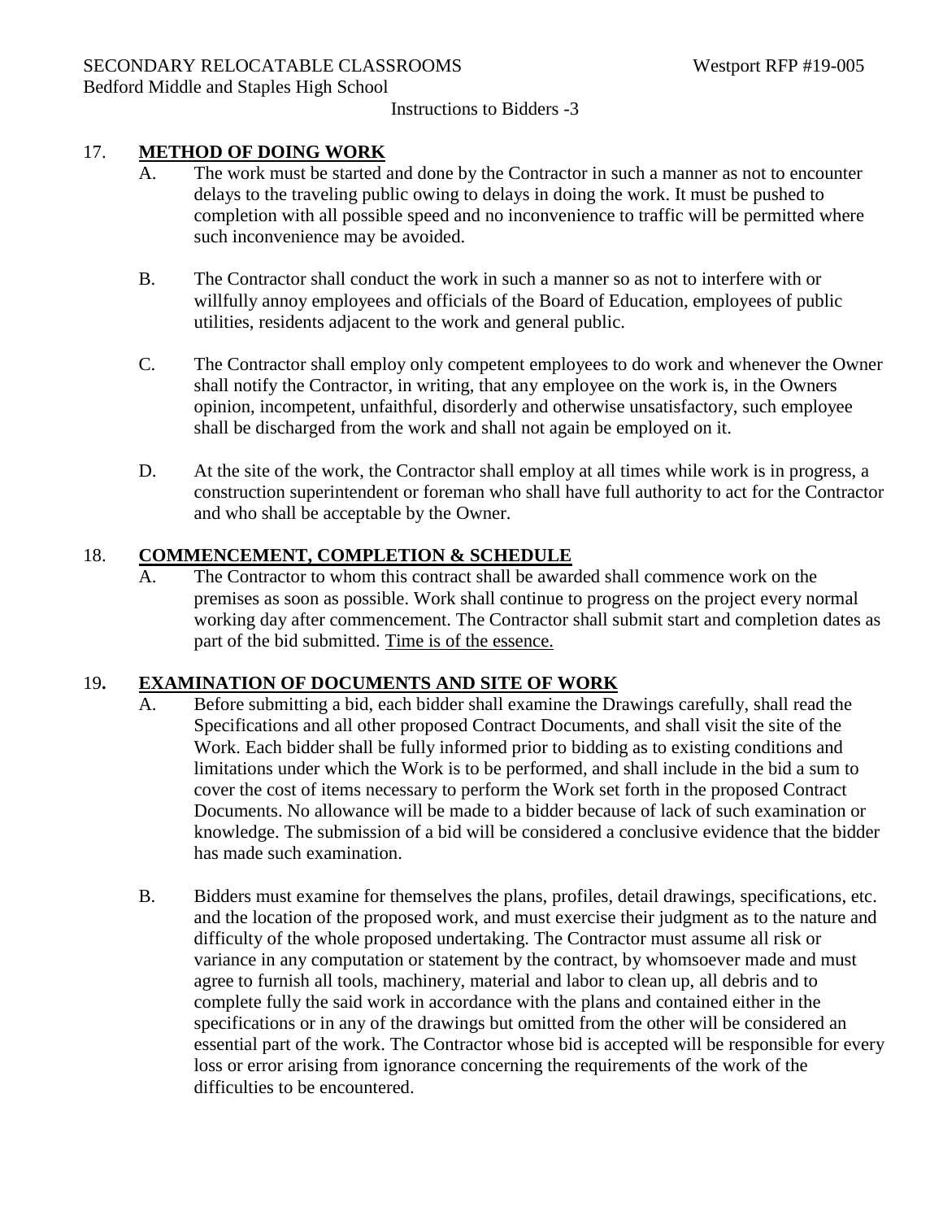## 17. **METHOD OF DOING WORK**

A. The work must be started and done by the Contractor in such a manner as not to encounter delays to the traveling public owing to delays in doing the work. It must be pushed to completion with all possible speed and no inconvenience to traffic will be permitted where such inconvenience may be avoided.

B. The Contractor shall conduct the work in such a manner so as not to interfere with or willfully annoy employees and officials of the Board of Education, employees of public utilities, residents adjacent to the work and general public.

C. The Contractor shall employ only competent employees to do work and whenever the Owner shall notify the Contractor, in writing, that any employee on the work is, in the Owners opinion, incompetent, unfaithful, disorderly and otherwise unsatisfactory, such employee shall be discharged from the work and shall not again be employed on it.

D. At the site of the work, the Contractor shall employ at all times while work is in progress, a construction superintendent or foreman who shall have full authority to act for the Contractor and who shall be acceptable by the Owner.

## 18. **COMMENCEMENT, COMPLETION & SCHEDULE**

A. The Contractor to whom this contract shall be awarded shall commence work on the premises as soon as possible. Work shall continue to progress on the project every normal working day after commencement. The Contractor shall submit start and completion dates as part of the bid submitted. Time is of the essence.

## 19. **EXAMINATION OF DOCUMENTS AND SITE OF WORK**

A. Before submitting a bid, each bidder shall examine the Drawings carefully, shall read the Specifications and all other proposed Contract Documents, and shall visit the site of the Work. Each bidder shall be fully informed prior to bidding as to existing conditions and limitations under which the Work is to be performed, and shall include in the bid a sum to cover the cost of items necessary to perform the Work set forth in the proposed Contract Documents. No allowance will be made to a bidder because of lack of such examination or knowledge. The submission of a bid will be considered a conclusive evidence that the bidder has made such examination.

B. Bidders must examine for themselves the plans, profiles, detail drawings, specifications, etc. and the location of the proposed work, and must exercise their judgment as to the nature and difficulty of the whole proposed undertaking. The Contractor must assume all risk or variance in any computation or statement by the contract, by whomsoever made and must agree to furnish all tools, machinery, material and labor to clean up, all debris and to complete fully the said work in accordance with the plans and contained either in the specifications or in any of the drawings but omitted from the other will be considered an essential part of the work. The Contractor whose bid is accepted will be responsible for every loss or error arising from ignorance concerning the requirements of the work of the difficulties to be encountered.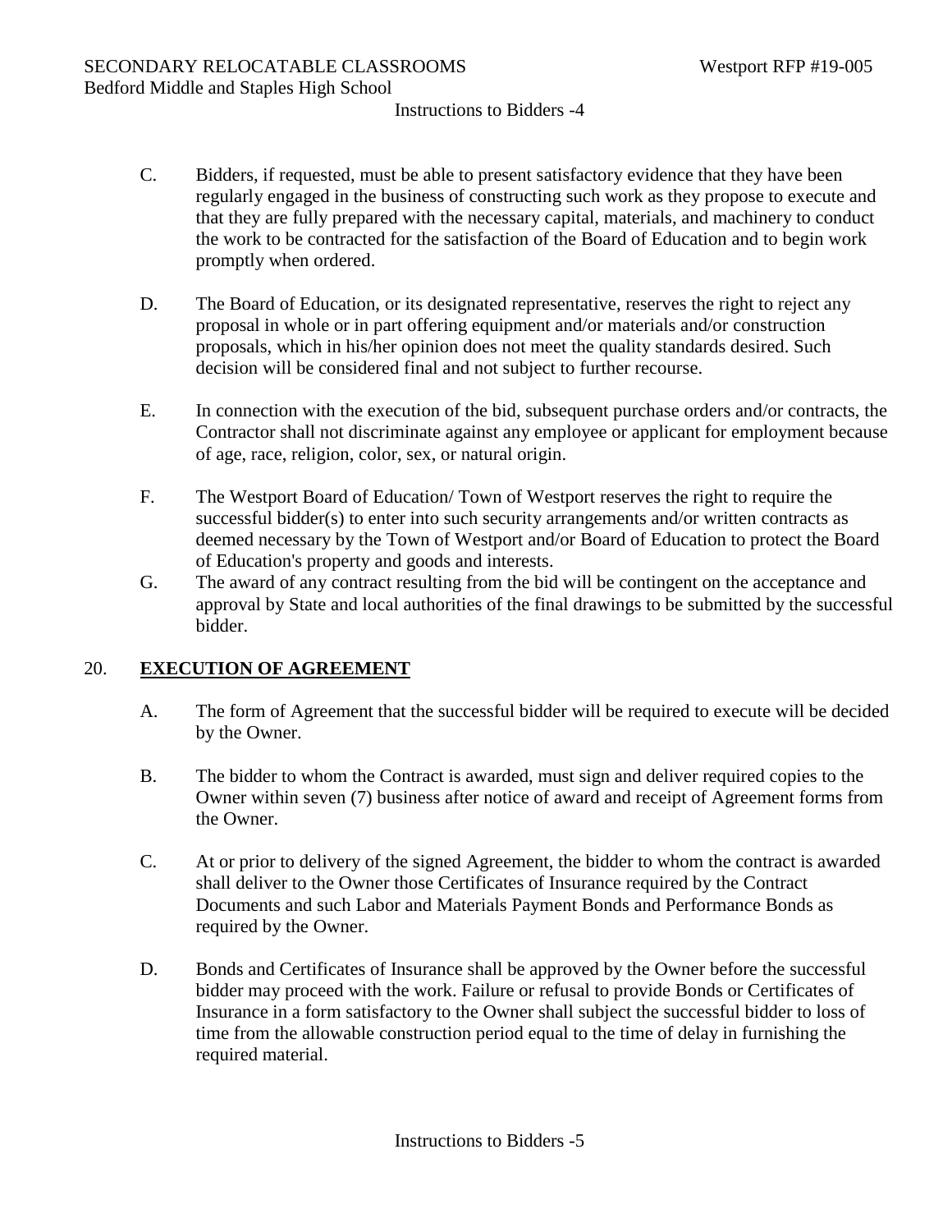C. Bidders, if requested, must be able to present satisfactory evidence that they have been regularly engaged in the business of constructing such work as they propose to execute and that they are fully prepared with the necessary capital, materials, and machinery to conduct the work to be contracted for the satisfaction of the Board of Education and to begin work promptly when ordered.

D. The Board of Education, or its designated representative, reserves the right to reject any proposal in whole or in part offering equipment and/or materials and/or construction proposals, which in his/her opinion does not meet the quality standards desired. Such decision will be considered final and not subject to further recourse.

E. In connection with the execution of the bid, subsequent purchase orders and/or contracts, the Contractor shall not discriminate against any employee or applicant for employment because of age, race, religion, color, sex, or natural origin.

F. The Westport Board of Education/ Town of Westport reserves the right to require the successful bidder(s) to enter into such security arrangements and/or written contracts as deemed necessary by the Town of Westport and/or Board of Education to protect the Board of Education's property and goods and interests.

G. The award of any contract resulting from the bid will be contingent on the acceptance and approval by State and local authorities of the final drawings to be submitted by the successful bidder.

## 20. **EXECUTION OF AGREEMENT**

A. The form of Agreement that the successful bidder will be required to execute will be decided by the Owner.

B. The bidder to whom the Contract is awarded, must sign and deliver required copies to the Owner within seven (7) business after notice of award and receipt of Agreement forms from the Owner.

C. At or prior to delivery of the signed Agreement, the bidder to whom the contract is awarded shall deliver to the Owner those Certificates of Insurance required by the Contract Documents and such Labor and Materials Payment Bonds and Performance Bonds as required by the Owner.

D. Bonds and Certificates of Insurance shall be approved by the Owner before the successful bidder may proceed with the work. Failure or refusal to provide Bonds or Certificates of Insurance in a form satisfactory to the Owner shall subject the successful bidder to loss of time from the allowable construction period equal to the time of delay in furnishing the required material.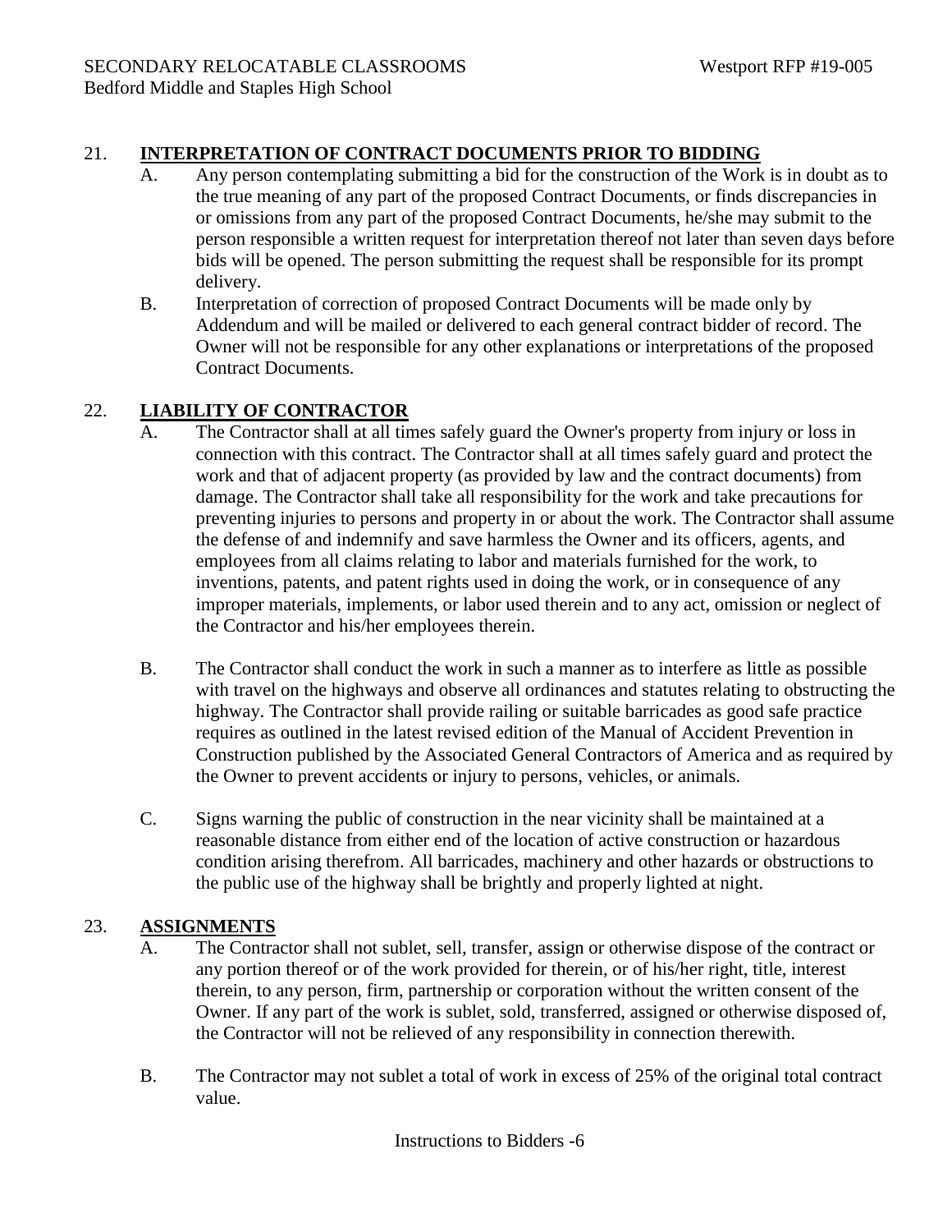## 21. **INTERPRETATION OF CONTRACT DOCUMENTS PRIOR TO BIDDING**

A. Any person contemplating submitting a bid for the construction of the Work is in doubt as to the true meaning of any part of the proposed Contract Documents, or finds discrepancies in or omissions from any part of the proposed Contract Documents, he/she may submit to the person responsible a written request for interpretation thereof not later than seven days before bids will be opened. The person submitting the request shall be responsible for its prompt delivery.

B. Interpretation of correction of proposed Contract Documents will be made only by Addendum and will be mailed or delivered to each general contract bidder of record. The Owner will not be responsible for any other explanations or interpretations of the proposed Contract Documents.

## 22. **LIABILITY OF CONTRACTOR**

A. The Contractor shall at all times safely guard the Owner's property from injury or loss in connection with this contract. The Contractor shall at all times safely guard and protect the work and that of adjacent property (as provided by law and the contract documents) from damage. The Contractor shall take all responsibility for the work and take precautions for preventing injuries to persons and property in or about the work. The Contractor shall assume the defense of and indemnify and save harmless the Owner and its officers, agents, and employees from all claims relating to labor and materials furnished for the work, to inventions, patents, and patent rights used in doing the work, or in consequence of any improper materials, implements, or labor used therein and to any act, omission or neglect of the Contractor and his/her employees therein.

B. The Contractor shall conduct the work in such a manner as to interfere as little as possible with travel on the highways and observe all ordinances and statutes relating to obstructing the highway. The Contractor shall provide railing or suitable barricades as good safe practice requires as outlined in the latest revised edition of the Manual of Accident Prevention in Construction published by the Associated General Contractors of America and as required by the Owner to prevent accidents or injury to persons, vehicles, or animals.

C. Signs warning the public of construction in the near vicinity shall be maintained at a reasonable distance from either end of the location of active construction or hazardous condition arising therefrom. All barricades, machinery and other hazards or obstructions to the public use of the highway shall be brightly and properly lighted at night.

## 23. **ASSIGNMENTS**

A. The Contractor shall not sublet, sell, transfer, assign or otherwise dispose of the contract or any portion thereof or of the work provided for therein, or of his/her right, title, interest therein, to any person, firm, partnership or corporation without the written consent of the Owner. If any part of the work is sublet, sold, transferred, assigned or otherwise disposed of, the Contractor will not be relieved of any responsibility in connection therewith.

B. The Contractor may not sublet a total of work in excess of 25% of the original total contract value.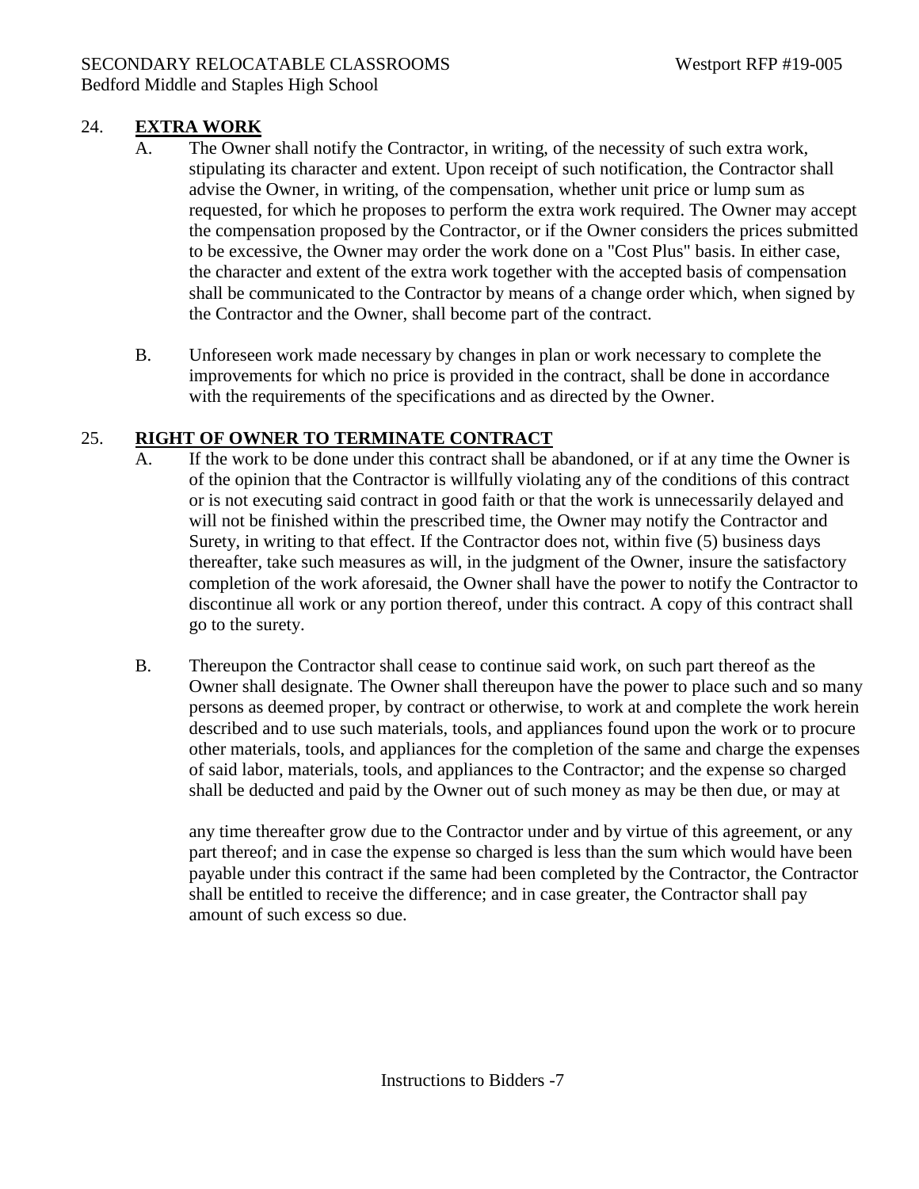## 24. **EXTRA WORK**

A. The Owner shall notify the Contractor, in writing, of the necessity of such extra work, stipulating its character and extent. Upon receipt of such notification, the Contractor shall advise the Owner, in writing, of the compensation, whether unit price or lump sum as requested, for which he proposes to perform the extra work required. The Owner may accept the compensation proposed by the Contractor, or if the Owner considers the prices submitted to be excessive, the Owner may order the work done on a "Cost Plus" basis. In either case, the character and extent of the extra work together with the accepted basis of compensation shall be communicated to the Contractor by means of a change order which, when signed by the Contractor and the Owner, shall become part of the contract.

B. Unforeseen work made necessary by changes in plan or work necessary to complete the improvements for which no price is provided in the contract, shall be done in accordance with the requirements of the specifications and as directed by the Owner.

## 25. **RIGHT OF OWNER TO TERMINATE CONTRACT**

A. If the work to be done under this contract shall be abandoned, or if at any time the Owner is of the opinion that the Contractor is willfully violating any of the conditions of this contract or is not executing said contract in good faith or that the work is unnecessarily delayed and will not be finished within the prescribed time, the Owner may notify the Contractor and Surety, in writing to that effect. If the Contractor does not, within five (5) business days thereafter, take such measures as will, in the judgment of the Owner, insure the satisfactory completion of the work aforesaid, the Owner shall have the power to notify the Contractor to discontinue all work or any portion thereof, under this contract. A copy of this contract shall go to the surety.

B. Thereupon the Contractor shall cease to continue said work, on such part thereof as the Owner shall designate. The Owner shall thereupon have the power to place such and so many persons as deemed proper, by contract or otherwise, to work at and complete the work herein described and to use such materials, tools, and appliances found upon the work or to procure other materials, tools, and appliances for the completion of the same and charge the expenses of said labor, materials, tools, and appliances to the Contractor; and the expense so charged shall be deducted and paid by the Owner out of such money as may be then due, or may at any time thereafter grow due to the Contractor under and by virtue of this agreement, or any part thereof; and in case the expense so charged is less than the sum which would have been payable under this contract if the same had been completed by the Contractor, the Contractor shall be entitled to receive the difference; and in case greater, the Contractor shall pay amount of such excess so due.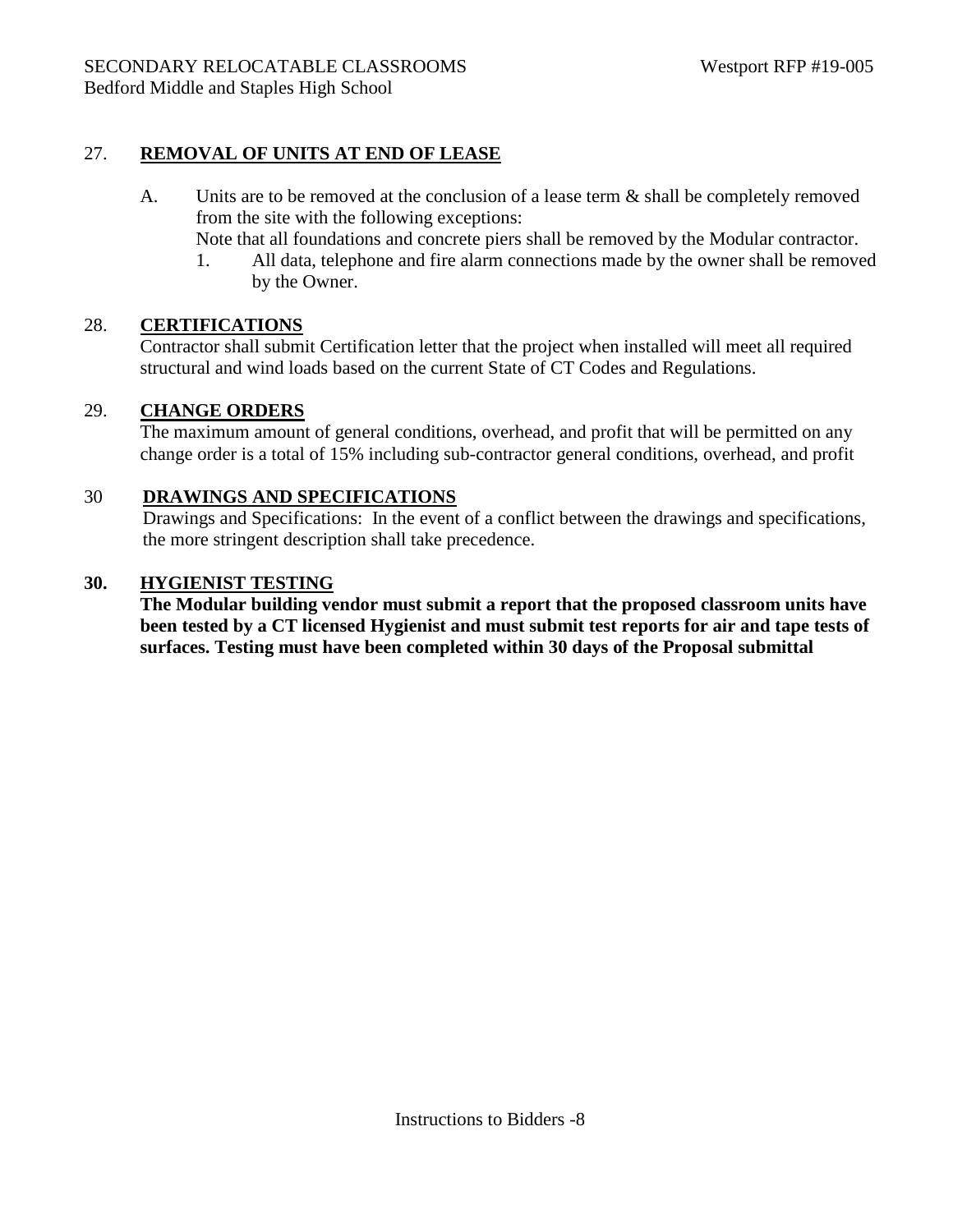## 27. **REMOVAL OF UNITS AT END OF LEASE**

A. Units are to be removed at the conclusion of a lease term & shall be completely removed from the site with the following exceptions:
Note that all foundations and concrete piers shall be removed by the Modular contractor.

1. All data, telephone and fire alarm connections made by the owner shall be removed by the Owner.

## 28. **CERTIFICATIONS**

Contractor shall submit Certification letter that the project when installed will meet all required structural and wind loads based on the current State of CT Codes and Regulations.

## 29. **CHANGE ORDERS**

The maximum amount of general conditions, overhead, and profit that will be permitted on any change order is a total of 15% including sub-contractor general conditions, overhead, and profit

## 30 **DRAWINGS AND SPECIFICATIONS**

Drawings and Specifications: In the event of a conflict between the drawings and specifications, the more stringent description shall take precedence.

## **30. HYGIENIST TESTING**

**The Modular building vendor must submit a report that the proposed classroom units have been tested by a CT licensed Hygienist and must submit test reports for air and tape tests of surfaces. Testing must have been completed within 30 days of the Proposal submittal**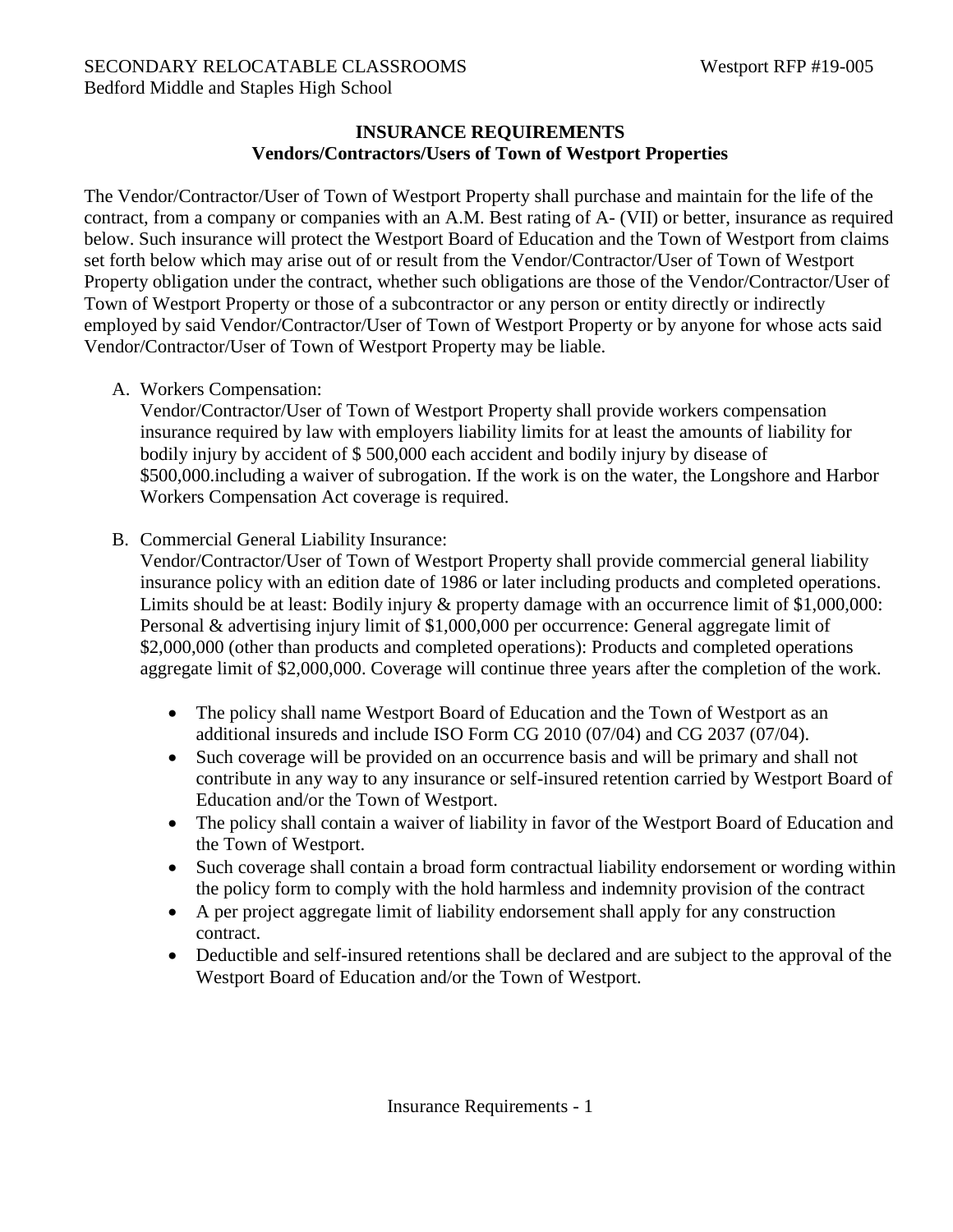## INSURANCE REQUIREMENTS
### Vendors/Contractors/Users of Town of Westport Properties

The Vendor/Contractor/User of Town of Westport Property shall purchase and maintain for the life of the contract, from a company or companies with an A.M. Best rating of A- (VII) or better, insurance as required below. Such insurance will protect the Westport Board of Education and the Town of Westport from claims set forth below which may arise out of or result from the Vendor/Contractor/User of Town of Westport Property obligation under the contract, whether such obligations are those of the Vendor/Contractor/User of Town of Westport Property or those of a subcontractor or any person or entity directly or indirectly employed by said Vendor/Contractor/User of Town of Westport Property or by anyone for whose acts said Vendor/Contractor/User of Town of Westport Property may be liable.

A. Workers Compensation:
   Vendor/Contractor/User of Town of Westport Property shall provide workers compensation insurance required by law with employers liability limits for at least the amounts of liability for bodily injury by accident of $ 500,000 each accident and bodily injury by disease of $500,000.including a waiver of subrogation. If the work is on the water, the Longshore and Harbor Workers Compensation Act coverage is required.

B. Commercial General Liability Insurance:
   Vendor/Contractor/User of Town of Westport Property shall provide commercial general liability insurance policy with an edition date of 1986 or later including products and completed operations. Limits should be at least: Bodily injury & property damage with an occurrence limit of $1,000,000: Personal & advertising injury limit of $1,000,000 per occurrence: General aggregate limit of $2,000,000 (other than products and completed operations): Products and completed operations aggregate limit of $2,000,000. Coverage will continue three years after the completion of the work.

   - The policy shall name Westport Board of Education and the Town of Westport as an additional insureds and include ISO Form CG 2010 (07/04) and CG 2037 (07/04).
   - Such coverage will be provided on an occurrence basis and will be primary and shall not contribute in any way to any insurance or self-insured retention carried by Westport Board of Education and/or the Town of Westport.
   - The policy shall contain a waiver of liability in favor of the Westport Board of Education and the Town of Westport.
   - Such coverage shall contain a broad form contractual liability endorsement or wording within the policy form to comply with the hold harmless and indemnity provision of the contract
   - A per project aggregate limit of liability endorsement shall apply for any construction contract.
   - Deductible and self-insured retentions shall be declared and are subject to the approval of the Westport Board of Education and/or the Town of Westport.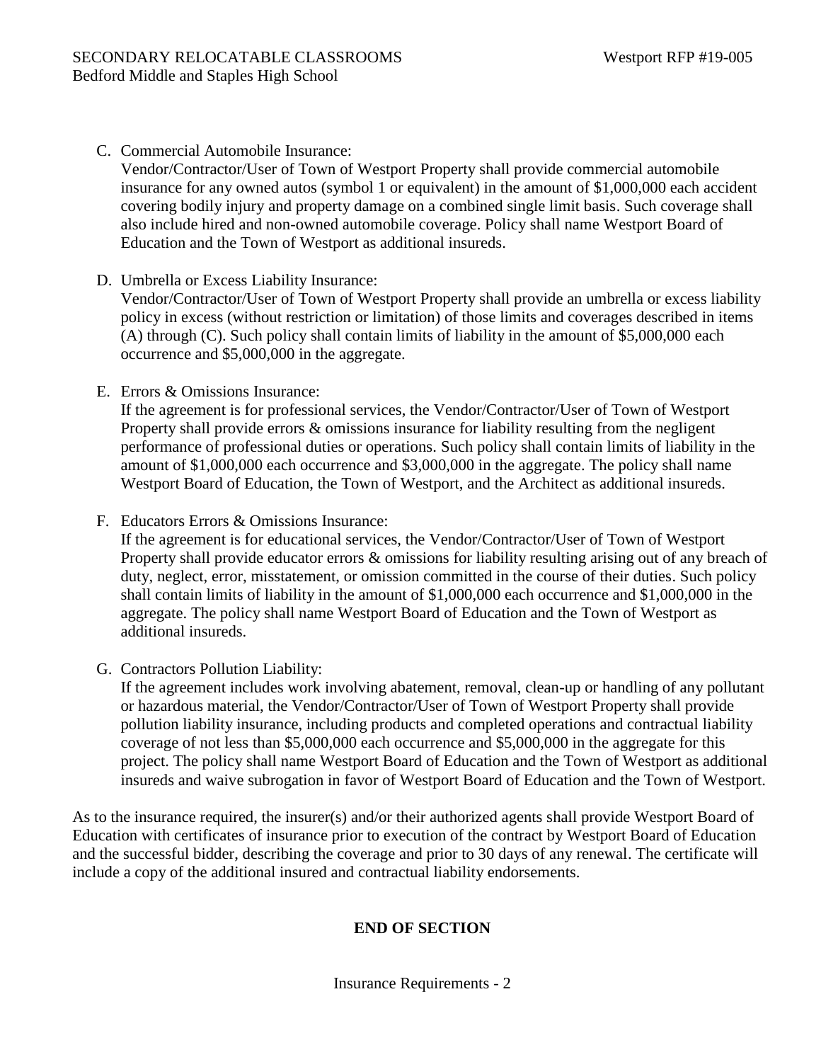C. Commercial Automobile Insurance:
   Vendor/Contractor/User of Town of Westport Property shall provide commercial automobile insurance for any owned autos (symbol 1 or equivalent) in the amount of $1,000,000 each accident covering bodily injury and property damage on a combined single limit basis. Such coverage shall also include hired and non-owned automobile coverage. Policy shall name Westport Board of Education and the Town of Westport as additional insureds.

D. Umbrella or Excess Liability Insurance:
   Vendor/Contractor/User of Town of Westport Property shall provide an umbrella or excess liability policy in excess (without restriction or limitation) of those limits and coverages described in items (A) through (C). Such policy shall contain limits of liability in the amount of $5,000,000 each occurrence and $5,000,000 in the aggregate.

E. Errors & Omissions Insurance:
   If the agreement is for professional services, the Vendor/Contractor/User of Town of Westport Property shall provide errors & omissions insurance for liability resulting from the negligent performance of professional duties or operations. Such policy shall contain limits of liability in the amount of $1,000,000 each occurrence and $3,000,000 in the aggregate. The policy shall name Westport Board of Education, the Town of Westport, and the Architect as additional insureds.

F. Educators Errors & Omissions Insurance:
   If the agreement is for educational services, the Vendor/Contractor/User of Town of Westport Property shall provide educator errors & omissions for liability resulting arising out of any breach of duty, neglect, error, misstatement, or omission committed in the course of their duties. Such policy shall contain limits of liability in the amount of $1,000,000 each occurrence and $1,000,000 in the aggregate. The policy shall name Westport Board of Education and the Town of Westport as additional insureds.

G. Contractors Pollution Liability:
   If the agreement includes work involving abatement, removal, clean-up or handling of any pollutant or hazardous material, the Vendor/Contractor/User of Town of Westport Property shall provide pollution liability insurance, including products and completed operations and contractual liability coverage of not less than $5,000,000 each occurrence and $5,000,000 in the aggregate for this project. The policy shall name Westport Board of Education and the Town of Westport as additional insureds and waive subrogation in favor of Westport Board of Education and the Town of Westport.

As to the insurance required, the insurer(s) and/or their authorized agents shall provide Westport Board of Education with certificates of insurance prior to execution of the contract by Westport Board of Education and the successful bidder, describing the coverage and prior to 30 days of any renewal. The certificate will include a copy of the additional insured and contractual liability endorsements.

**END OF SECTION**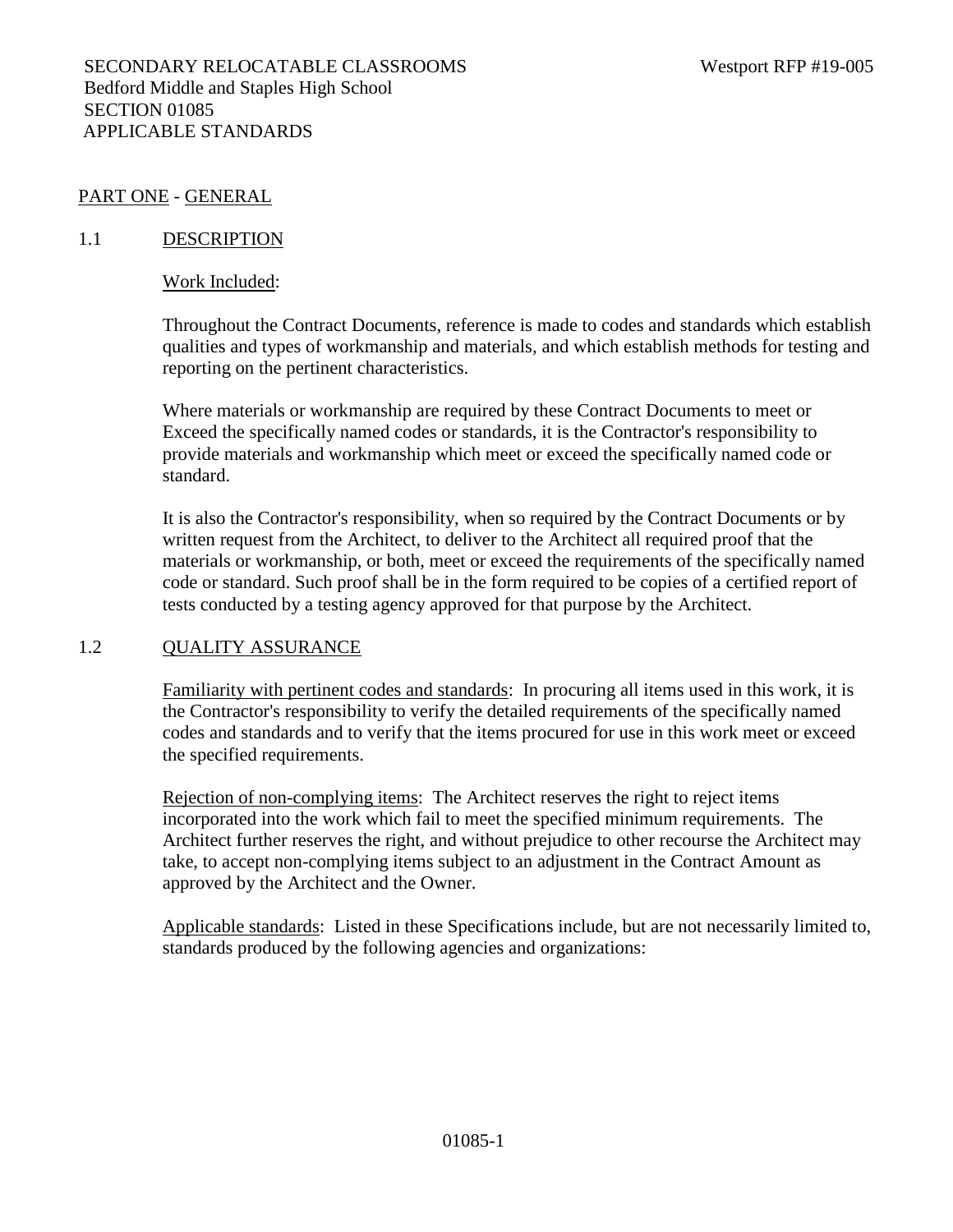SECONDARY RELOCATABLE CLASSROOMS
Bedford Middle and Staples High School
SECTION 01085
APPLICABLE STANDARDS

Westport RFP #19-005

## PART ONE - GENERAL

### 1.1 DESCRIPTION

Work Included:

Throughout the Contract Documents, reference is made to codes and standards which establish qualities and types of workmanship and materials, and which establish methods for testing and reporting on the pertinent characteristics.

Where materials or workmanship are required by these Contract Documents to meet or Exceed the specifically named codes or standards, it is the Contractor's responsibility to provide materials and workmanship which meet or exceed the specifically named code or standard.

It is also the Contractor's responsibility, when so required by the Contract Documents or by written request from the Architect, to deliver to the Architect all required proof that the materials or workmanship, or both, meet or exceed the requirements of the specifically named code or standard. Such proof shall be in the form required to be copies of a certified report of tests conducted by a testing agency approved for that purpose by the Architect.

### 1.2 QUALITY ASSURANCE

Familiarity with pertinent codes and standards: In procuring all items used in this work, it is the Contractor's responsibility to verify the detailed requirements of the specifically named codes and standards and to verify that the items procured for use in this work meet or exceed the specified requirements.

Rejection of non-complying items: The Architect reserves the right to reject items incorporated into the work which fail to meet the specified minimum requirements. The Architect further reserves the right, and without prejudice to other recourse the Architect may take, to accept non-complying items subject to an adjustment in the Contract Amount as approved by the Architect and the Owner.

Applicable standards: Listed in these Specifications include, but are not necessarily limited to, standards produced by the following agencies and organizations: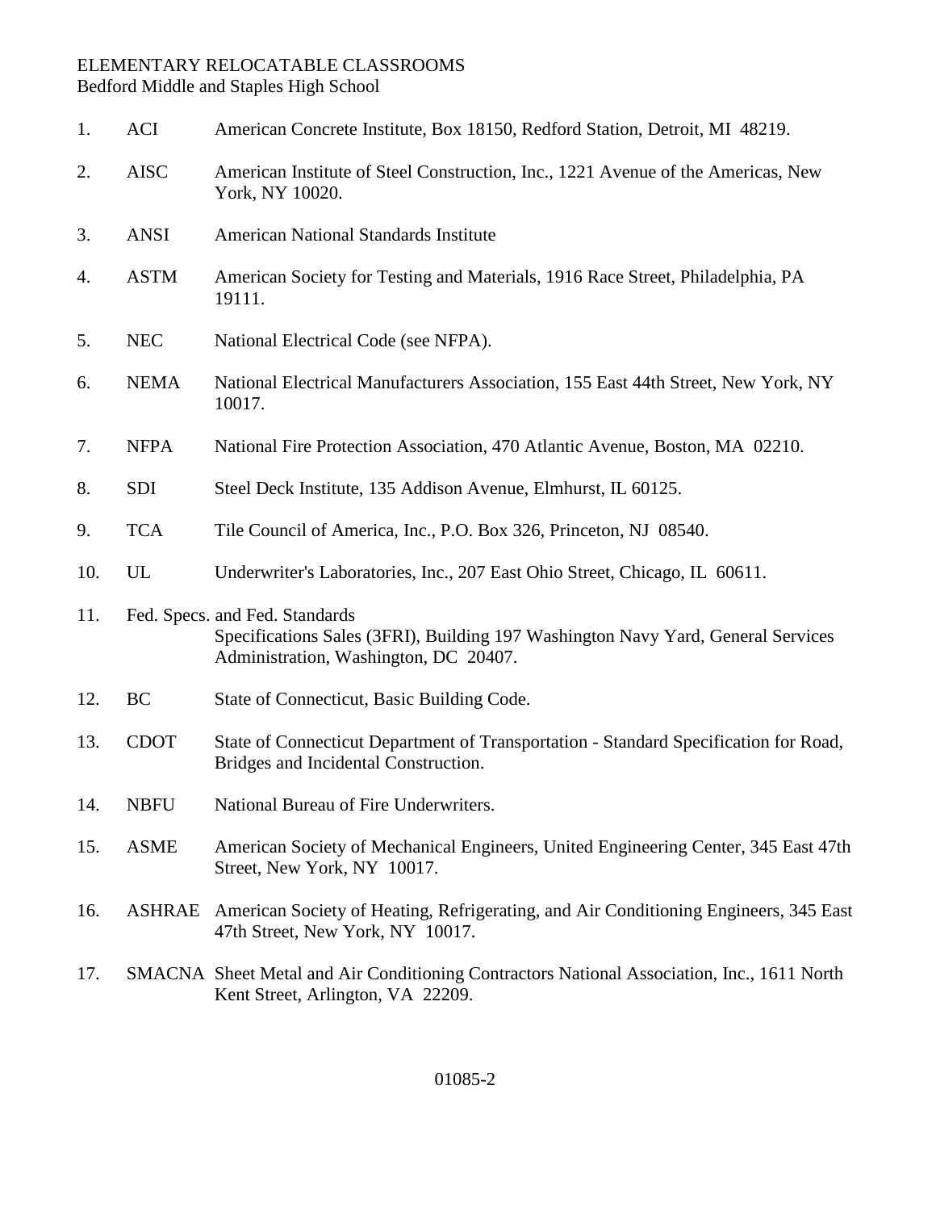1. ACI American Concrete Institute, Box 18150, Redford Station, Detroit, MI 48219.

2. AISC American Institute of Steel Construction, Inc., 1221 Avenue of the Americas, New York, NY 10020.

3. ANSI American National Standards Institute

4. ASTM American Society for Testing and Materials, 1916 Race Street, Philadelphia, PA 19111.

5. NEC National Electrical Code (see NFPA).

6. NEMA National Electrical Manufacturers Association, 155 East 44th Street, New York, NY 10017.

7. NFPA National Fire Protection Association, 470 Atlantic Avenue, Boston, MA 02210.

8. SDI Steel Deck Institute, 135 Addison Avenue, Elmhurst, IL 60125.

9. TCA Tile Council of America, Inc., P.O. Box 326, Princeton, NJ 08540.

10. UL Underwriter's Laboratories, Inc., 207 East Ohio Street, Chicago, IL 60611.

11. Fed. Specs. and Fed. Standards
    Specifications Sales (3FRI), Building 197 Washington Navy Yard, General Services Administration, Washington, DC 20407.

12. BC State of Connecticut, Basic Building Code.

13. CDOT State of Connecticut Department of Transportation - Standard Specification for Road, Bridges and Incidental Construction.

14. NBFU National Bureau of Fire Underwriters.

15. ASME American Society of Mechanical Engineers, United Engineering Center, 345 East 47th Street, New York, NY 10017.

16. ASHRAE American Society of Heating, Refrigerating, and Air Conditioning Engineers, 345 East 47th Street, New York, NY 10017.

17. SMACNA Sheet Metal and Air Conditioning Contractors National Association, Inc., 1611 North Kent Street, Arlington, VA 22209.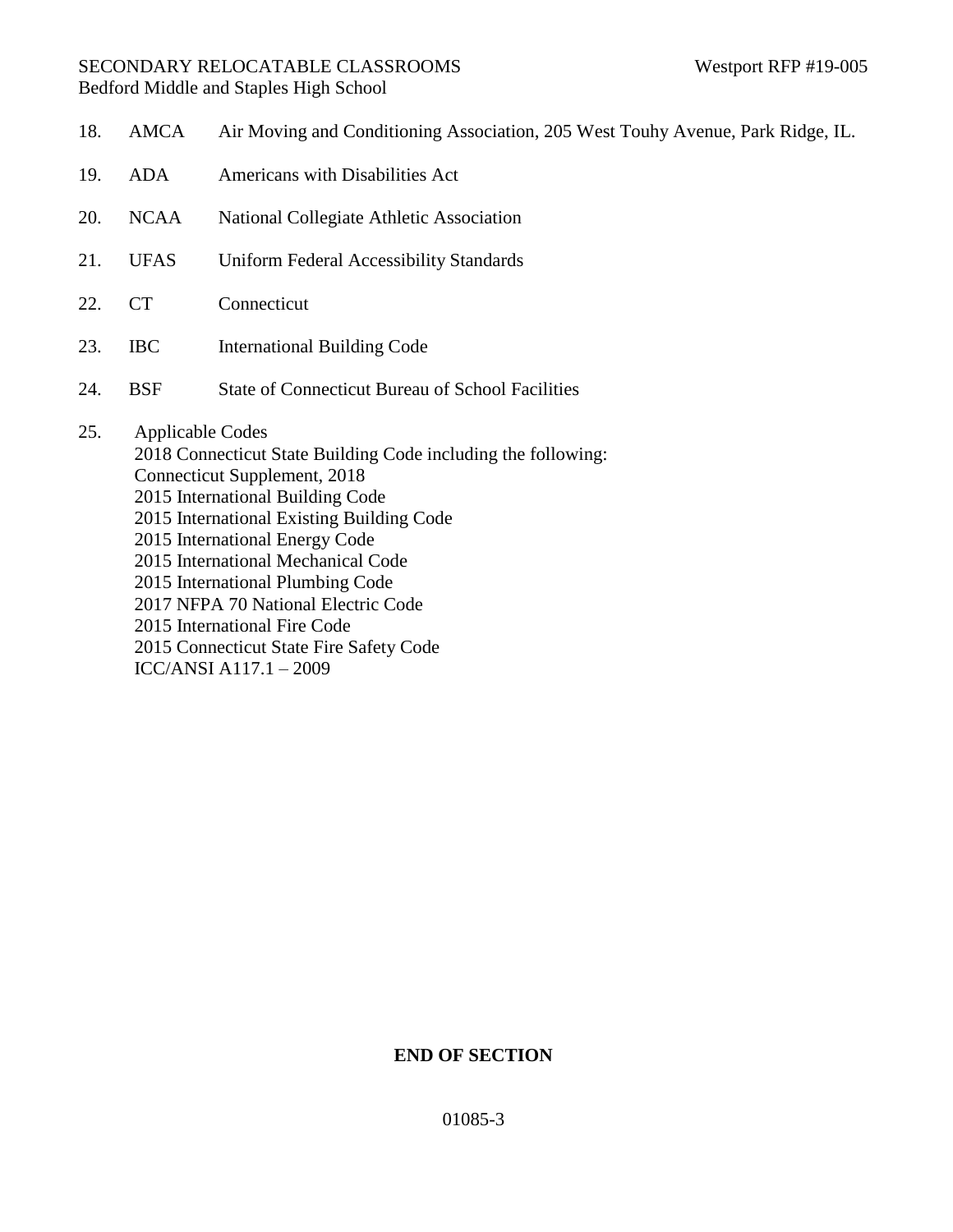18. AMCA Air Moving and Conditioning Association, 205 West Touhy Avenue, Park Ridge, IL.

19. ADA Americans with Disabilities Act

20. NCAA National Collegiate Athletic Association

21. UFAS Uniform Federal Accessibility Standards

22. CT Connecticut

23. IBC International Building Code

24. BSF State of Connecticut Bureau of School Facilities

25. Applicable Codes
    2018 Connecticut State Building Code including the following:
    Connecticut Supplement, 2018
    2015 International Building Code
    2015 International Existing Building Code
    2015 International Energy Code
    2015 International Mechanical Code
    2015 International Plumbing Code
    2017 NFPA 70 National Electric Code
    2015 International Fire Code
    2015 Connecticut State Fire Safety Code
    ICC/ANSI A117.1 – 2009

**END OF SECTION**

01085-3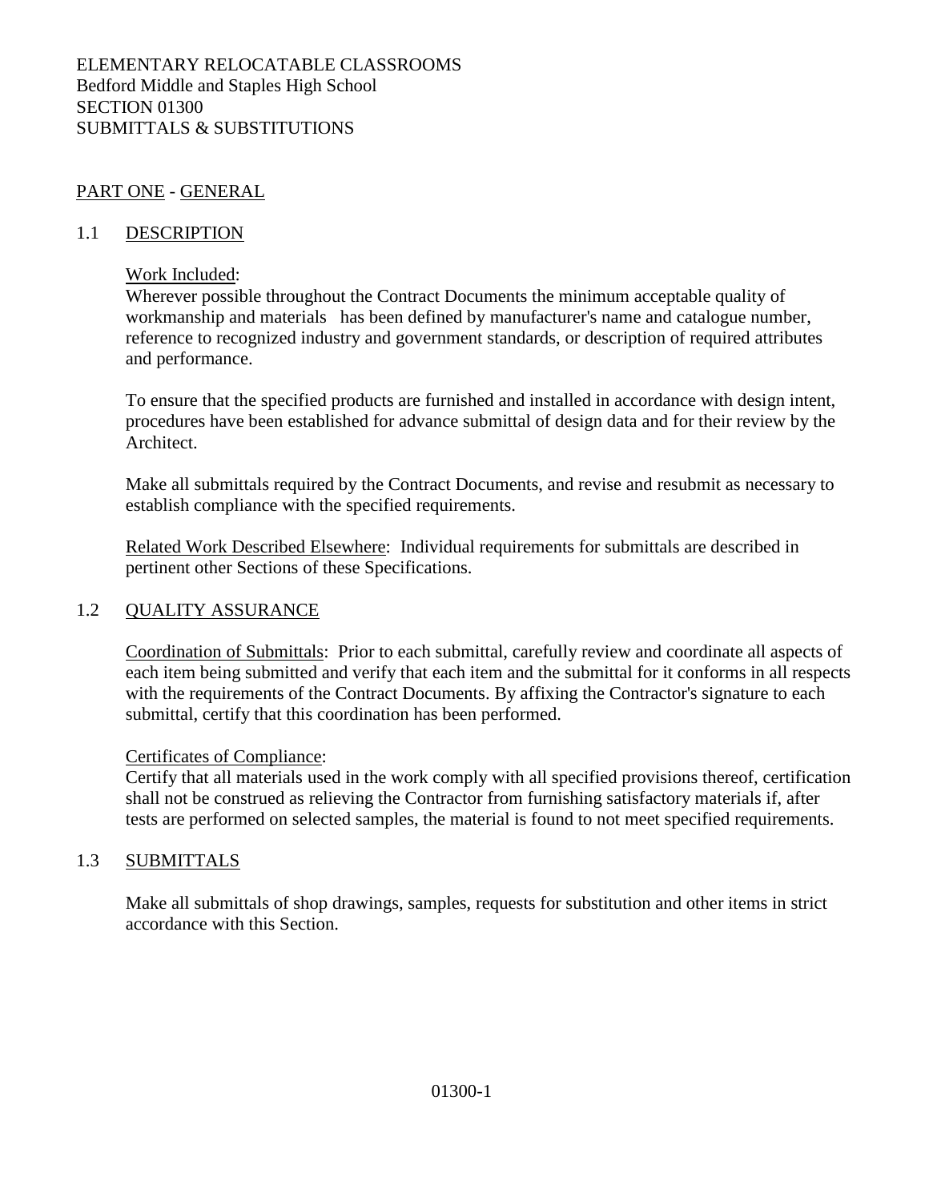ELEMENTARY RELOCATABLE CLASSROOMS
Bedford Middle and Staples High School
SECTION 01300
SUBMITTALS & SUBSTITUTIONS

## PART ONE - GENERAL

### 1.1 DESCRIPTION

Work Included:
Wherever possible throughout the Contract Documents the minimum acceptable quality of workmanship and materials has been defined by manufacturer's name and catalogue number, reference to recognized industry and government standards, or description of required attributes and performance.

To ensure that the specified products are furnished and installed in accordance with design intent, procedures have been established for advance submittal of design data and for their review by the Architect.

Make all submittals required by the Contract Documents, and revise and resubmit as necessary to establish compliance with the specified requirements.

Related Work Described Elsewhere: Individual requirements for submittals are described in pertinent other Sections of these Specifications.

### 1.2 QUALITY ASSURANCE

Coordination of Submittals: Prior to each submittal, carefully review and coordinate all aspects of each item being submitted and verify that each item and the submittal for it conforms in all respects with the requirements of the Contract Documents. By affixing the Contractor's signature to each submittal, certify that this coordination has been performed.

Certificates of Compliance:
Certify that all materials used in the work comply with all specified provisions thereof, certification shall not be construed as relieving the Contractor from furnishing satisfactory materials if, after tests are performed on selected samples, the material is found to not meet specified requirements.

### 1.3 SUBMITTALS

Make all submittals of shop drawings, samples, requests for substitution and other items in strict accordance with this Section.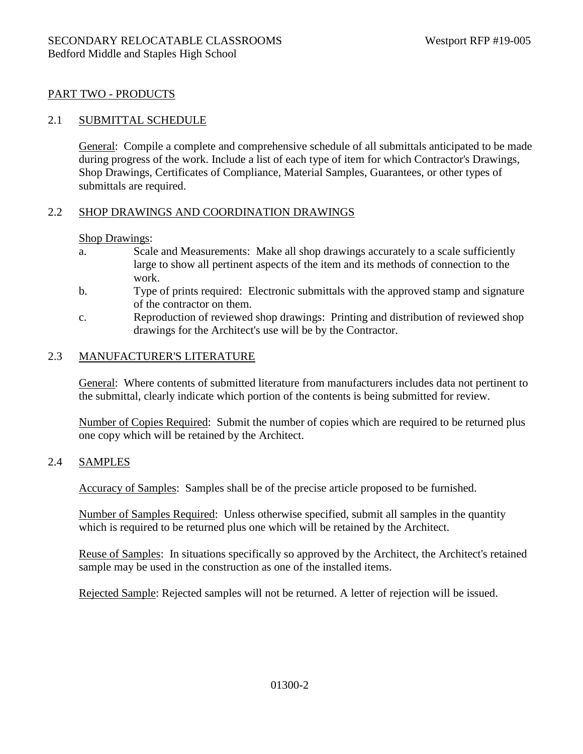## PART TWO - PRODUCTS

### 2.1 SUBMITTAL SCHEDULE

General: Compile a complete and comprehensive schedule of all submittals anticipated to be made during progress of the work. Include a list of each type of item for which Contractor's Drawings, Shop Drawings, Certificates of Compliance, Material Samples, Guarantees, or other types of submittals are required.

### 2.2 SHOP DRAWINGS AND COORDINATION DRAWINGS

Shop Drawings:

a. Scale and Measurements: Make all shop drawings accurately to a scale sufficiently large to show all pertinent aspects of the item and its methods of connection to the work.

b. Type of prints required: Electronic submittals with the approved stamp and signature of the contractor on them.

c. Reproduction of reviewed shop drawings: Printing and distribution of reviewed shop drawings for the Architect's use will be by the Contractor.

### 2.3 MANUFACTURER'S LITERATURE

General: Where contents of submitted literature from manufacturers includes data not pertinent to the submittal, clearly indicate which portion of the contents is being submitted for review.

Number of Copies Required: Submit the number of copies which are required to be returned plus one copy which will be retained by the Architect.

### 2.4 SAMPLES

Accuracy of Samples: Samples shall be of the precise article proposed to be furnished.

Number of Samples Required: Unless otherwise specified, submit all samples in the quantity which is required to be returned plus one which will be retained by the Architect.

Reuse of Samples: In situations specifically so approved by the Architect, the Architect's retained sample may be used in the construction as one of the installed items.

Rejected Sample: Rejected samples will not be returned. A letter of rejection will be issued.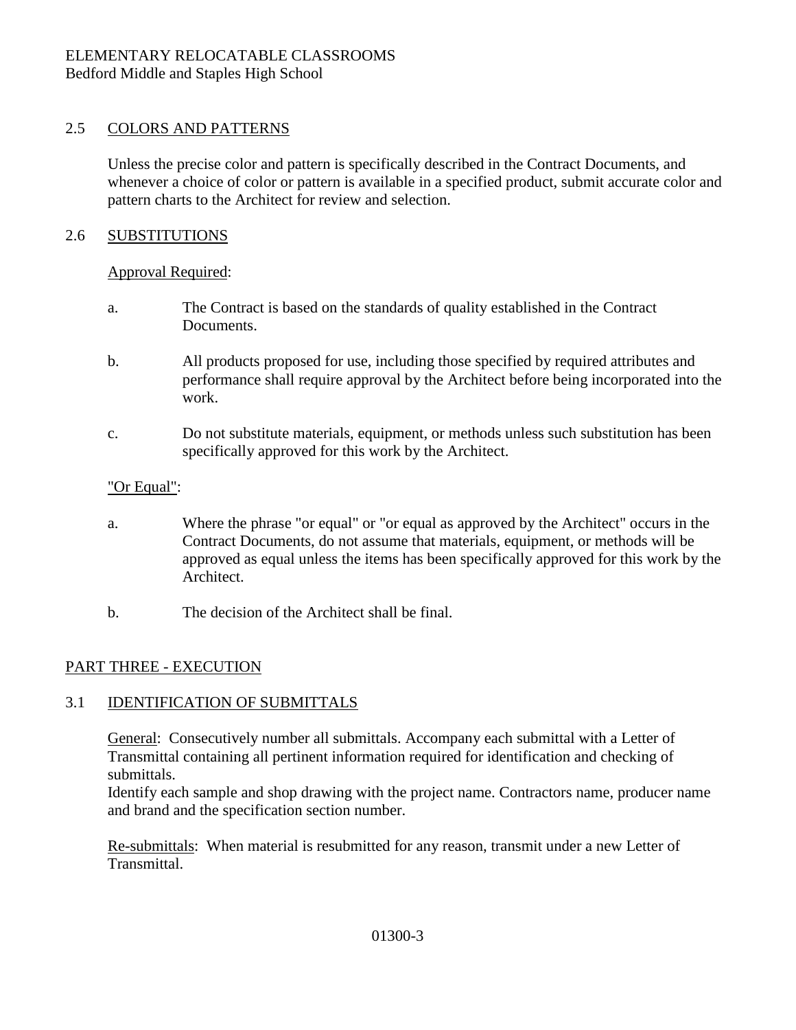## 2.5 COLORS AND PATTERNS

Unless the precise color and pattern is specifically described in the Contract Documents, and whenever a choice of color or pattern is available in a specified product, submit accurate color and pattern charts to the Architect for review and selection.

## 2.6 SUBSTITUTIONS

Approval Required:

a. The Contract is based on the standards of quality established in the Contract Documents.

b. All products proposed for use, including those specified by required attributes and performance shall require approval by the Architect before being incorporated into the work.

c. Do not substitute materials, equipment, or methods unless such substitution has been specifically approved for this work by the Architect.

"Or Equal":

a. Where the phrase "or equal" or "or equal as approved by the Architect" occurs in the Contract Documents, do not assume that materials, equipment, or methods will be approved as equal unless the items has been specifically approved for this work by the Architect.

b. The decision of the Architect shall be final.

# PART THREE - EXECUTION

## 3.1 IDENTIFICATION OF SUBMITTALS

General: Consecutively number all submittals. Accompany each submittal with a Letter of Transmittal containing all pertinent information required for identification and checking of submittals.
Identify each sample and shop drawing with the project name. Contractors name, producer name and brand and the specification section number.

Re-submittals: When material is resubmitted for any reason, transmit under a new Letter of Transmittal.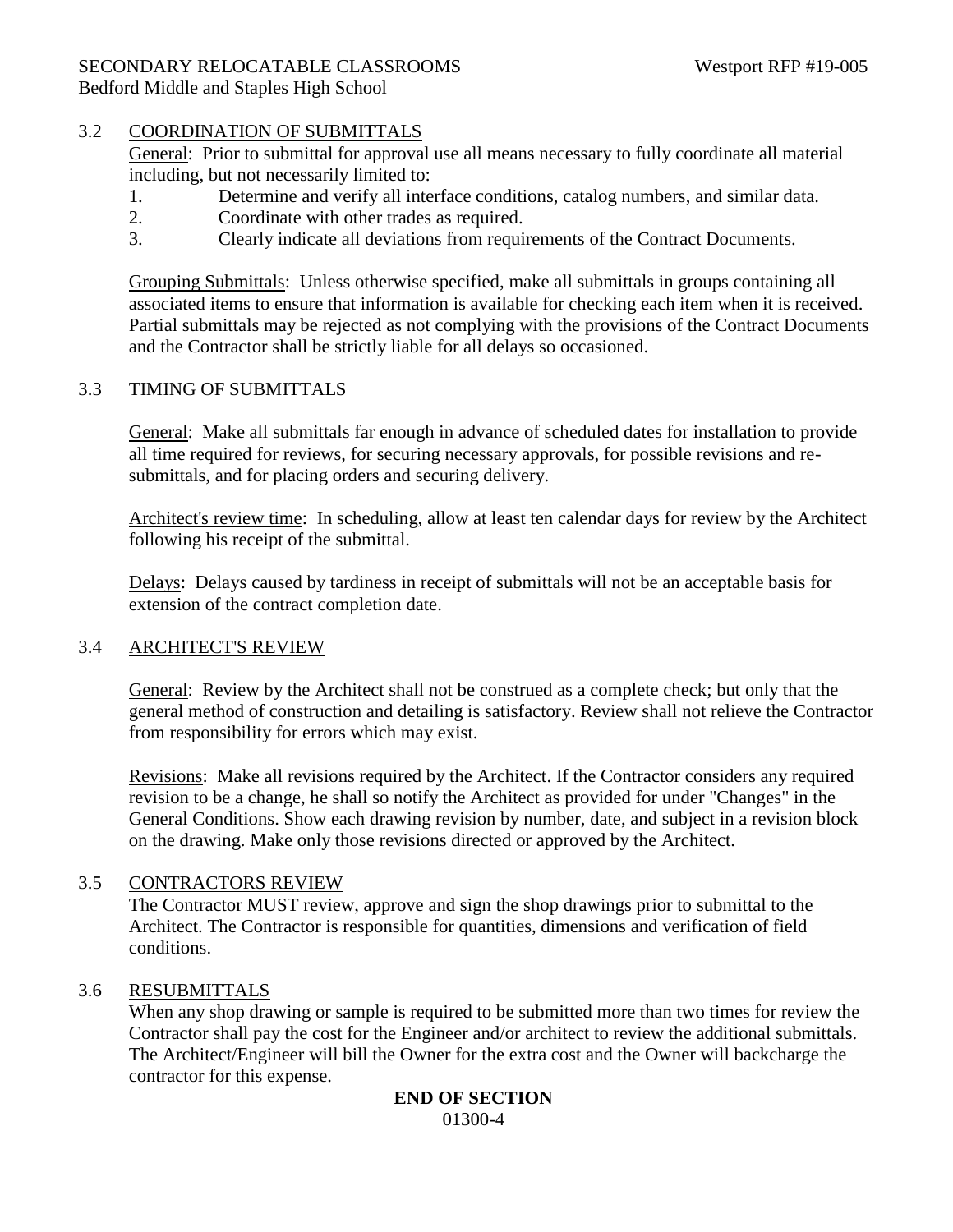### 3.2 COORDINATION OF SUBMITTALS

General: Prior to submittal for approval use all means necessary to fully coordinate all material including, but not necessarily limited to:

1. Determine and verify all interface conditions, catalog numbers, and similar data.
2. Coordinate with other trades as required.
3. Clearly indicate all deviations from requirements of the Contract Documents.

Grouping Submittals: Unless otherwise specified, make all submittals in groups containing all associated items to ensure that information is available for checking each item when it is received. Partial submittals may be rejected as not complying with the provisions of the Contract Documents and the Contractor shall be strictly liable for all delays so occasioned.

### 3.3 TIMING OF SUBMITTALS

General: Make all submittals far enough in advance of scheduled dates for installation to provide all time required for reviews, for securing necessary approvals, for possible revisions and re-submittals, and for placing orders and securing delivery.

Architect's review time: In scheduling, allow at least ten calendar days for review by the Architect following his receipt of the submittal.

Delays: Delays caused by tardiness in receipt of submittals will not be an acceptable basis for extension of the contract completion date.

### 3.4 ARCHITECT'S REVIEW

General: Review by the Architect shall not be construed as a complete check; but only that the general method of construction and detailing is satisfactory. Review shall not relieve the Contractor from responsibility for errors which may exist.

Revisions: Make all revisions required by the Architect. If the Contractor considers any required revision to be a change, he shall so notify the Architect as provided for under "Changes" in the General Conditions. Show each drawing revision by number, date, and subject in a revision block on the drawing. Make only those revisions directed or approved by the Architect.

### 3.5 CONTRACTORS REVIEW

The Contractor MUST review, approve and sign the shop drawings prior to submittal to the Architect. The Contractor is responsible for quantities, dimensions and verification of field conditions.

### 3.6 RESUBMITTALS

When any shop drawing or sample is required to be submitted more than two times for review the Contractor shall pay the cost for the Engineer and/or architect to review the additional submittals. The Architect/Engineer will bill the Owner for the extra cost and the Owner will backcharge the contractor for this expense.

**END OF SECTION**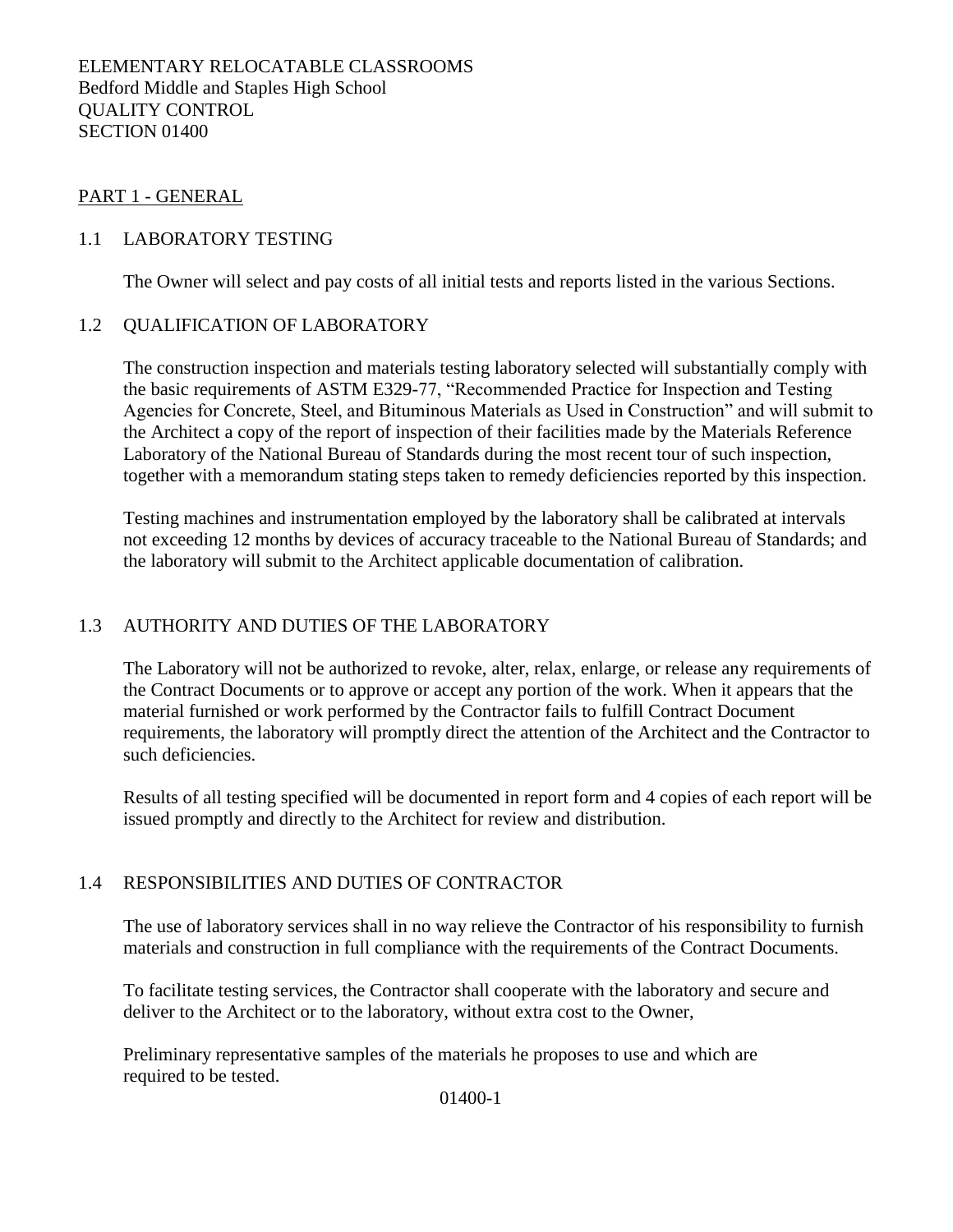ELEMENTARY RELOCATABLE CLASSROOMS
Bedford Middle and Staples High School
QUALITY CONTROL
SECTION 01400

## PART 1 - GENERAL

### 1.1 LABORATORY TESTING

The Owner will select and pay costs of all initial tests and reports listed in the various Sections.

### 1.2 QUALIFICATION OF LABORATORY

The construction inspection and materials testing laboratory selected will substantially comply with the basic requirements of ASTM E329-77, "Recommended Practice for Inspection and Testing Agencies for Concrete, Steel, and Bituminous Materials as Used in Construction" and will submit to the Architect a copy of the report of inspection of their facilities made by the Materials Reference Laboratory of the National Bureau of Standards during the most recent tour of such inspection, together with a memorandum stating steps taken to remedy deficiencies reported by this inspection.

Testing machines and instrumentation employed by the laboratory shall be calibrated at intervals not exceeding 12 months by devices of accuracy traceable to the National Bureau of Standards; and the laboratory will submit to the Architect applicable documentation of calibration.

### 1.3 AUTHORITY AND DUTIES OF THE LABORATORY

The Laboratory will not be authorized to revoke, alter, relax, enlarge, or release any requirements of the Contract Documents or to approve or accept any portion of the work. When it appears that the material furnished or work performed by the Contractor fails to fulfill Contract Document requirements, the laboratory will promptly direct the attention of the Architect and the Contractor to such deficiencies.

Results of all testing specified will be documented in report form and 4 copies of each report will be issued promptly and directly to the Architect for review and distribution.

### 1.4 RESPONSIBILITIES AND DUTIES OF CONTRACTOR

The use of laboratory services shall in no way relieve the Contractor of his responsibility to furnish materials and construction in full compliance with the requirements of the Contract Documents.

To facilitate testing services, the Contractor shall cooperate with the laboratory and secure and deliver to the Architect or to the laboratory, without extra cost to the Owner,

Preliminary representative samples of the materials he proposes to use and which are required to be tested.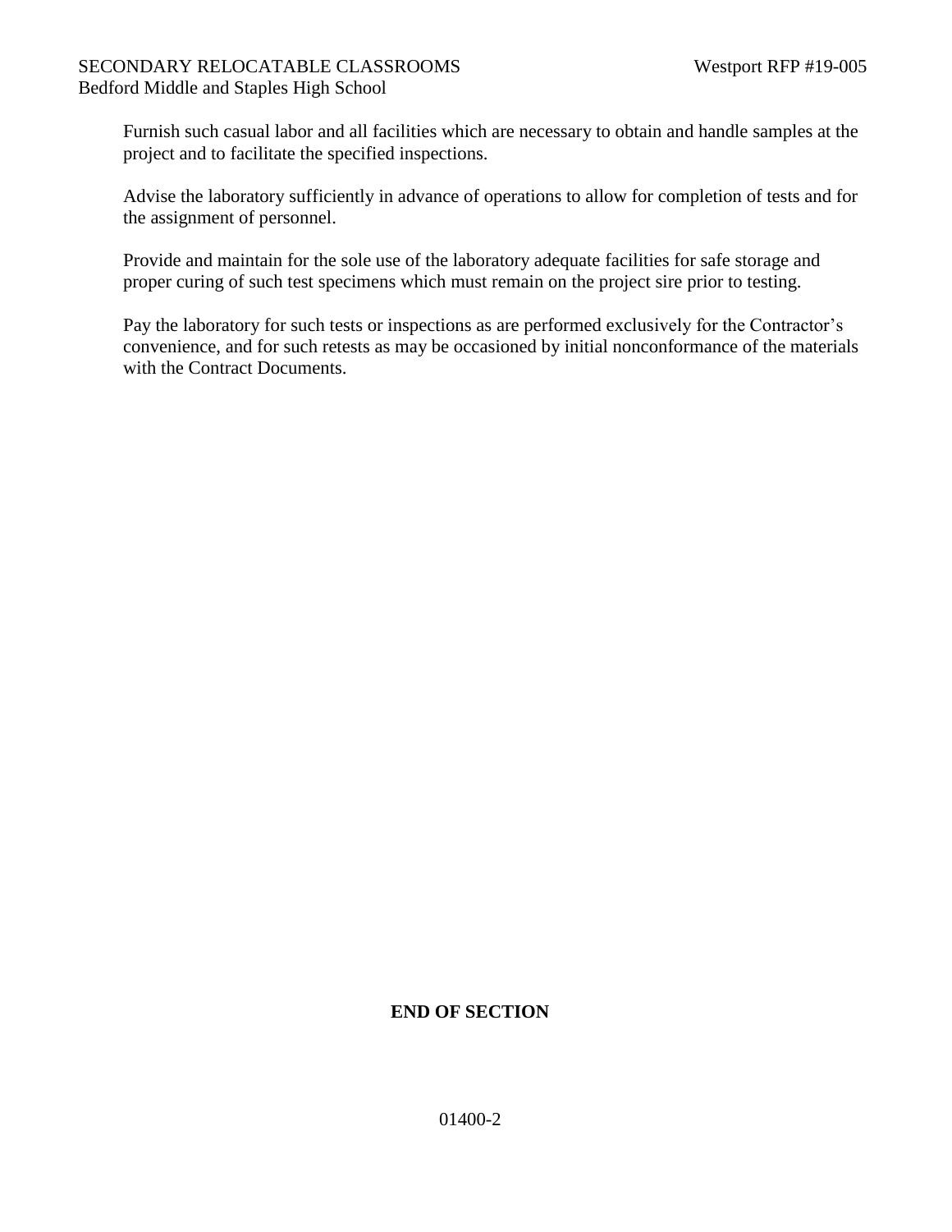Furnish such casual labor and all facilities which are necessary to obtain and handle samples at the project and to facilitate the specified inspections.

Advise the laboratory sufficiently in advance of operations to allow for completion of tests and for the assignment of personnel.

Provide and maintain for the sole use of the laboratory adequate facilities for safe storage and proper curing of such test specimens which must remain on the project sire prior to testing.

Pay the laboratory for such tests or inspections as are performed exclusively for the Contractor's convenience, and for such retests as may be occasioned by initial nonconformance of the materials with the Contract Documents.

**END OF SECTION**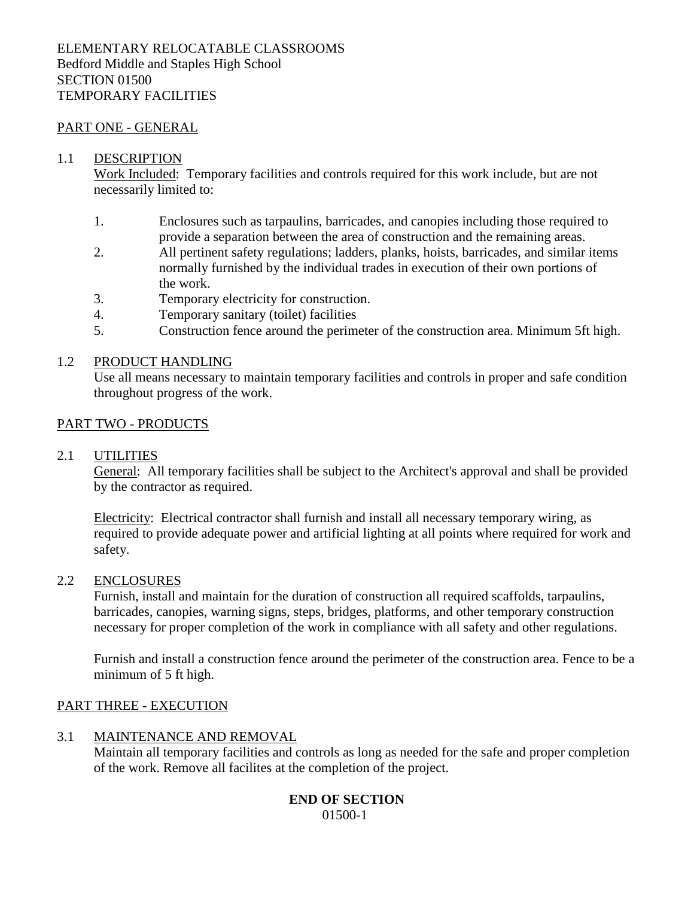ELEMENTARY RELOCATABLE CLASSROOMS
Bedford Middle and Staples High School
SECTION 01500
TEMPORARY FACILITIES

## PART ONE - GENERAL

### 1.1 DESCRIPTION

Work Included: Temporary facilities and controls required for this work include, but are not necessarily limited to:

1. Enclosures such as tarpaulins, barricades, and canopies including those required to provide a separation between the area of construction and the remaining areas.
2. All pertinent safety regulations; ladders, planks, hoists, barricades, and similar items normally furnished by the individual trades in execution of their own portions of the work.
3. Temporary electricity for construction.
4. Temporary sanitary (toilet) facilities
5. Construction fence around the perimeter of the construction area. Minimum 5ft high.

### 1.2 PRODUCT HANDLING

Use all means necessary to maintain temporary facilities and controls in proper and safe condition throughout progress of the work.

## PART TWO - PRODUCTS

### 2.1 UTILITIES

General: All temporary facilities shall be subject to the Architect's approval and shall be provided by the contractor as required.

Electricity: Electrical contractor shall furnish and install all necessary temporary wiring, as required to provide adequate power and artificial lighting at all points where required for work and safety.

### 2.2 ENCLOSURES

Furnish, install and maintain for the duration of construction all required scaffolds, tarpaulins, barricades, canopies, warning signs, steps, bridges, platforms, and other temporary construction necessary for proper completion of the work in compliance with all safety and other regulations.

Furnish and install a construction fence around the perimeter of the construction area. Fence to be a minimum of 5 ft high.

## PART THREE - EXECUTION

### 3.1 MAINTENANCE AND REMOVAL

Maintain all temporary facilities and controls as long as needed for the safe and proper completion of the work. Remove all facilites at the completion of the project.

**END OF SECTION**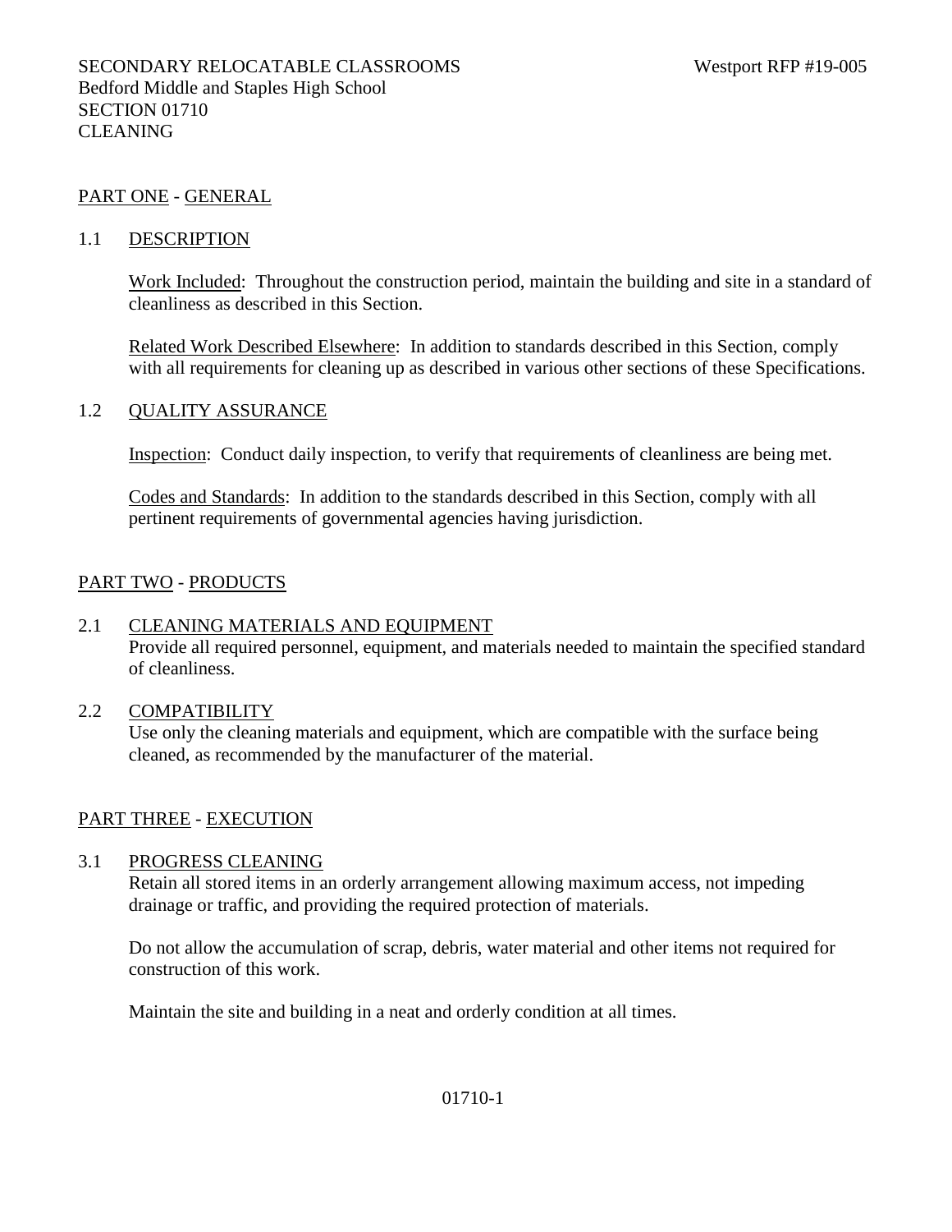SECONDARY RELOCATABLE CLASSROOMS Westport RFP #19-005
Bedford Middle and Staples High School
SECTION 01710
CLEANING

## PART ONE - GENERAL

### 1.1 DESCRIPTION

Work Included: Throughout the construction period, maintain the building and site in a standard of cleanliness as described in this Section.

Related Work Described Elsewhere: In addition to standards described in this Section, comply with all requirements for cleaning up as described in various other sections of these Specifications.

### 1.2 QUALITY ASSURANCE

Inspection: Conduct daily inspection, to verify that requirements of cleanliness are being met.

Codes and Standards: In addition to the standards described in this Section, comply with all pertinent requirements of governmental agencies having jurisdiction.

## PART TWO - PRODUCTS

### 2.1 CLEANING MATERIALS AND EQUIPMENT

Provide all required personnel, equipment, and materials needed to maintain the specified standard of cleanliness.

### 2.2 COMPATIBILITY

Use only the cleaning materials and equipment, which are compatible with the surface being cleaned, as recommended by the manufacturer of the material.

## PART THREE - EXECUTION

### 3.1 PROGRESS CLEANING

Retain all stored items in an orderly arrangement allowing maximum access, not impeding drainage or traffic, and providing the required protection of materials.

Do not allow the accumulation of scrap, debris, water material and other items not required for construction of this work.

Maintain the site and building in a neat and orderly condition at all times.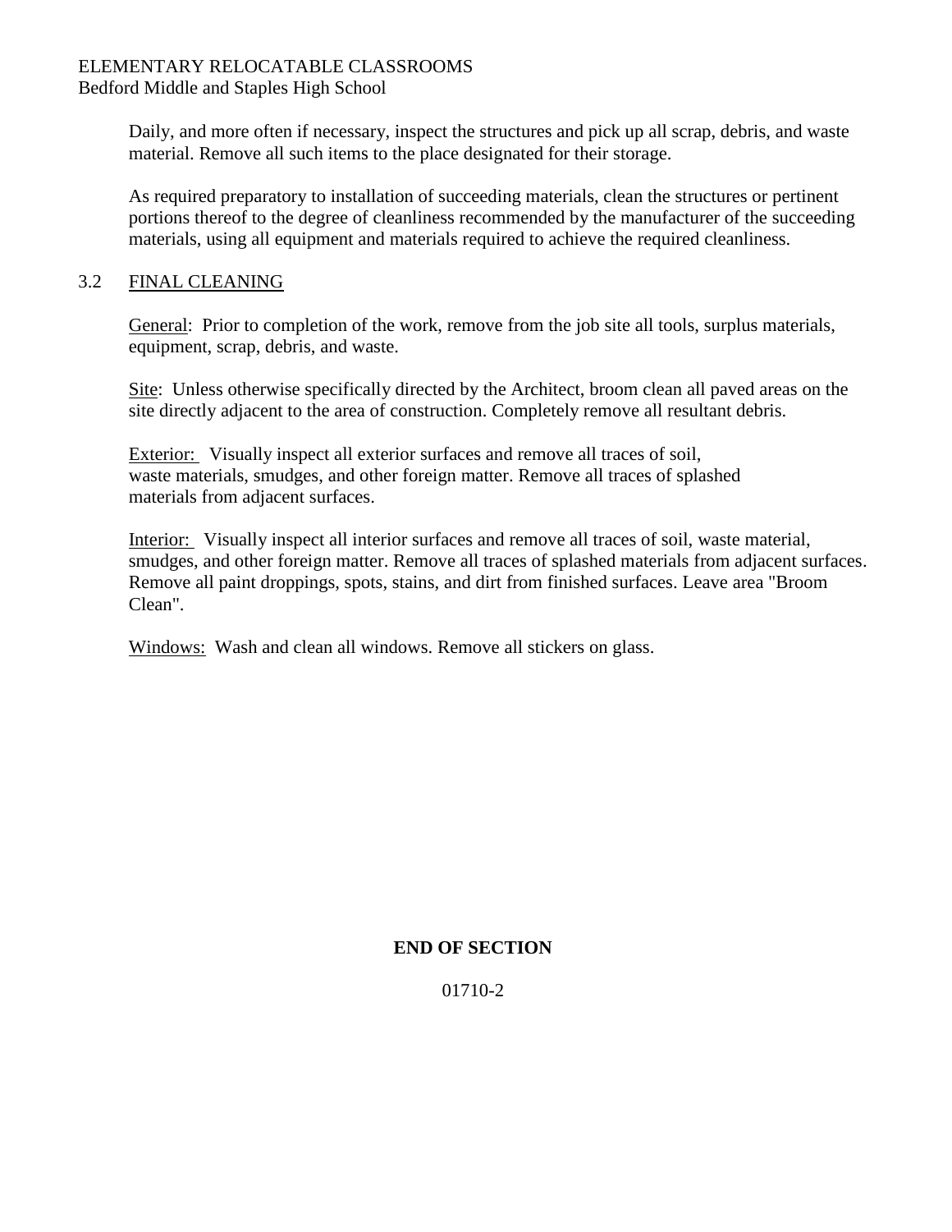Daily, and more often if necessary, inspect the structures and pick up all scrap, debris, and waste material. Remove all such items to the place designated for their storage.

As required preparatory to installation of succeeding materials, clean the structures or pertinent portions thereof to the degree of cleanliness recommended by the manufacturer of the succeeding materials, using all equipment and materials required to achieve the required cleanliness.

## 3.2 FINAL CLEANING

General: Prior to completion of the work, remove from the job site all tools, surplus materials, equipment, scrap, debris, and waste.

Site: Unless otherwise specifically directed by the Architect, broom clean all paved areas on the site directly adjacent to the area of construction. Completely remove all resultant debris.

Exterior: Visually inspect all exterior surfaces and remove all traces of soil, waste materials, smudges, and other foreign matter. Remove all traces of splashed materials from adjacent surfaces.

Interior: Visually inspect all interior surfaces and remove all traces of soil, waste material, smudges, and other foreign matter. Remove all traces of splashed materials from adjacent surfaces. Remove all paint droppings, spots, stains, and dirt from finished surfaces. Leave area "Broom Clean".

Windows: Wash and clean all windows. Remove all stickers on glass.

**END OF SECTION**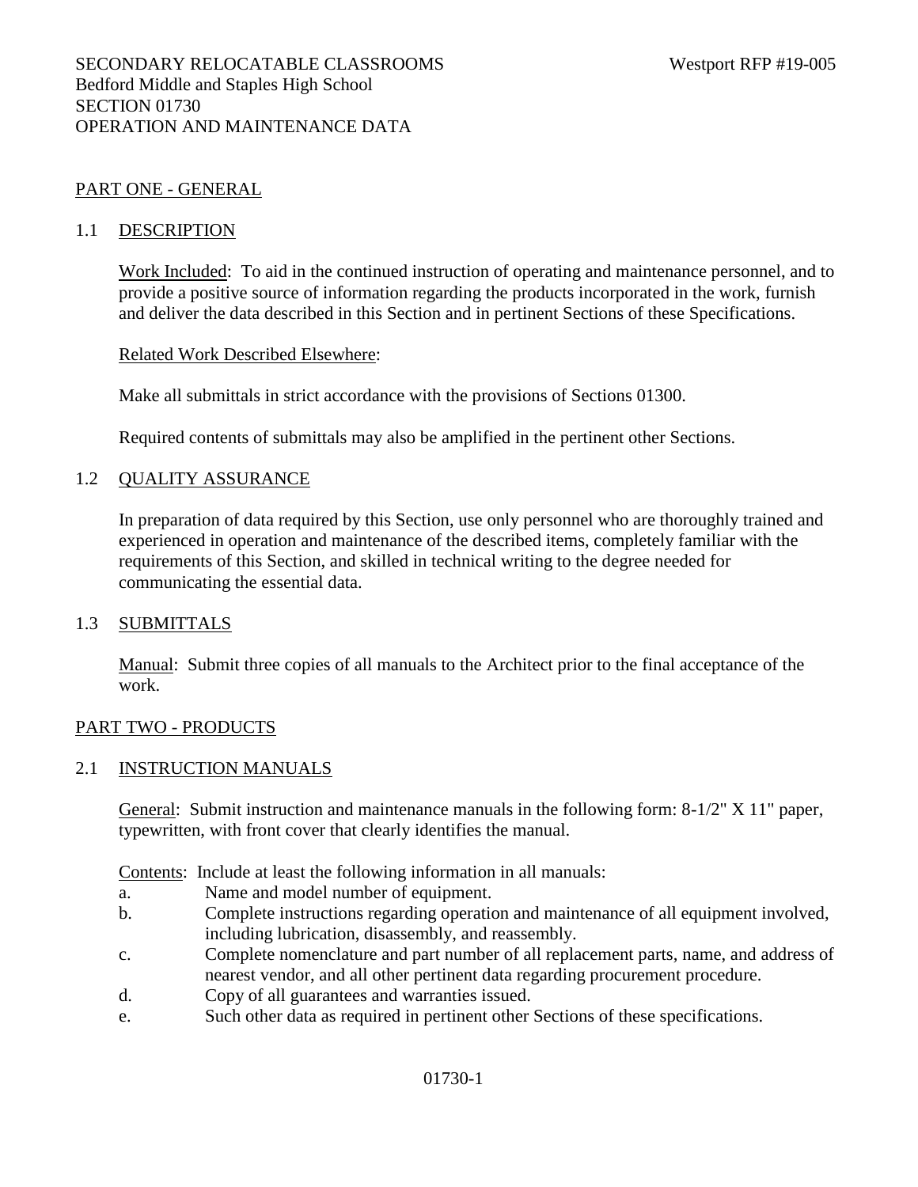SECONDARY RELOCATABLE CLASSROOMS — Westport RFP #19-005
Bedford Middle and Staples High School
SECTION 01730
OPERATION AND MAINTENANCE DATA

## PART ONE - GENERAL

### 1.1 DESCRIPTION

Work Included: To aid in the continued instruction of operating and maintenance personnel, and to provide a positive source of information regarding the products incorporated in the work, furnish and deliver the data described in this Section and in pertinent Sections of these Specifications.

Related Work Described Elsewhere:

Make all submittals in strict accordance with the provisions of Sections 01300.

Required contents of submittals may also be amplified in the pertinent other Sections.

### 1.2 QUALITY ASSURANCE

In preparation of data required by this Section, use only personnel who are thoroughly trained and experienced in operation and maintenance of the described items, completely familiar with the requirements of this Section, and skilled in technical writing to the degree needed for communicating the essential data.

### 1.3 SUBMITTALS

Manual: Submit three copies of all manuals to the Architect prior to the final acceptance of the work.

## PART TWO - PRODUCTS

### 2.1 INSTRUCTION MANUALS

General: Submit instruction and maintenance manuals in the following form: 8-1/2" X 11" paper, typewritten, with front cover that clearly identifies the manual.

Contents: Include at least the following information in all manuals:

a. Name and model number of equipment.
b. Complete instructions regarding operation and maintenance of all equipment involved, including lubrication, disassembly, and reassembly.
c. Complete nomenclature and part number of all replacement parts, name, and address of nearest vendor, and all other pertinent data regarding procurement procedure.
d. Copy of all guarantees and warranties issued.
e. Such other data as required in pertinent other Sections of these specifications.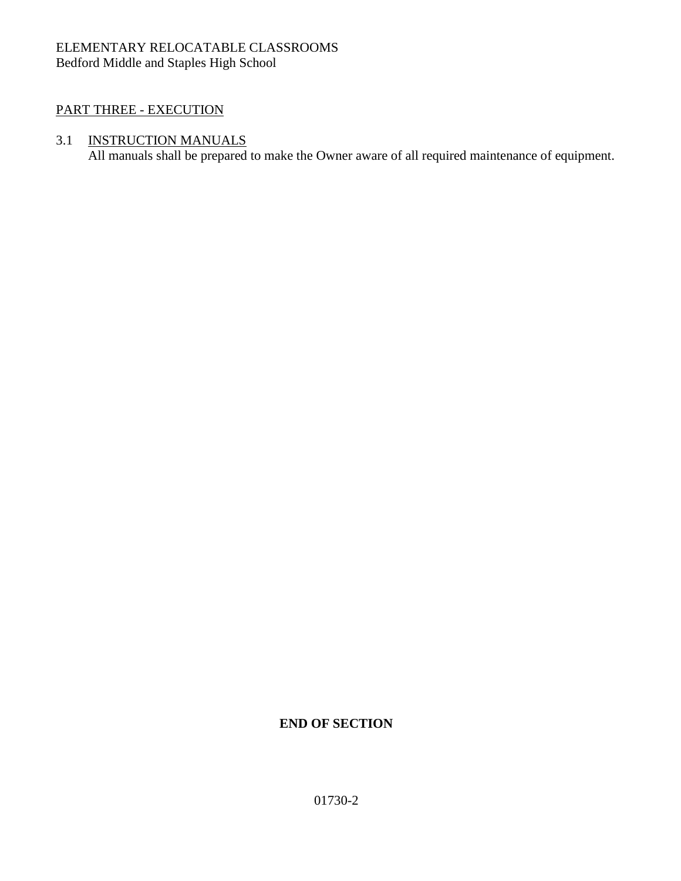## PART THREE - EXECUTION

### 3.1 INSTRUCTION MANUALS

All manuals shall be prepared to make the Owner aware of all required maintenance of equipment.

**END OF SECTION**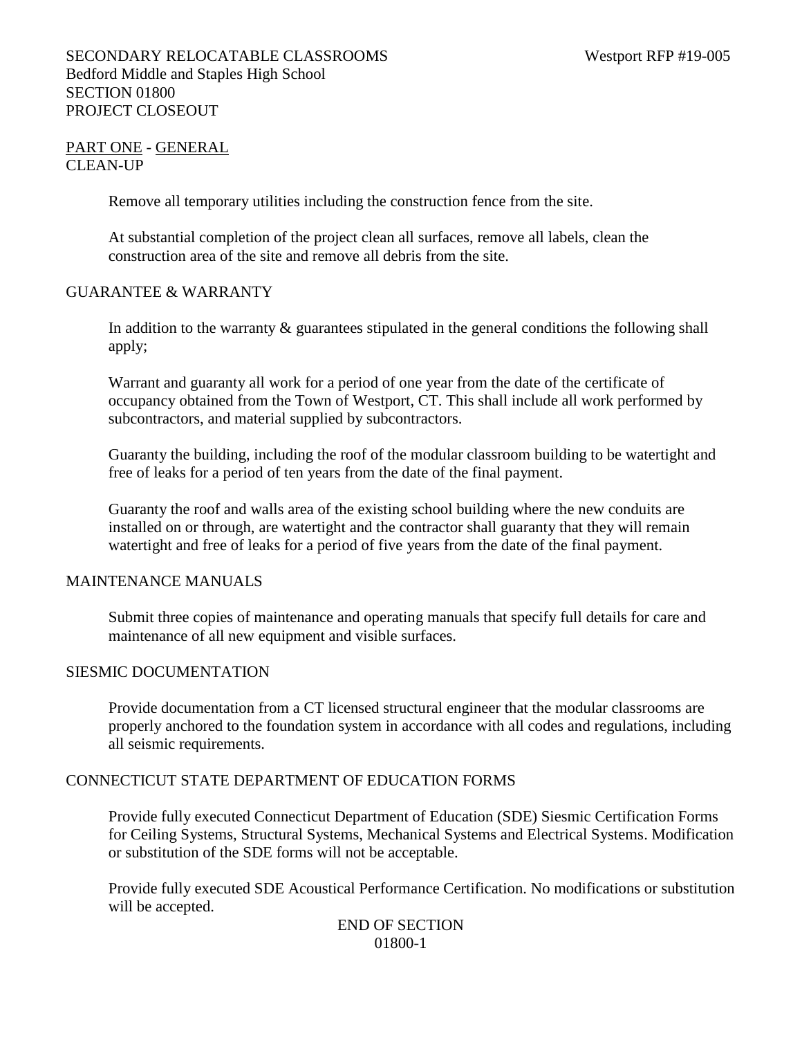SECONDARY RELOCATABLE CLASSROOMS Westport RFP #19-005
Bedford Middle and Staples High School
SECTION 01800
PROJECT CLOSEOUT

PART ONE - GENERAL

CLEAN-UP

Remove all temporary utilities including the construction fence from the site.

At substantial completion of the project clean all surfaces, remove all labels, clean the construction area of the site and remove all debris from the site.

GUARANTEE & WARRANTY

In addition to the warranty & guarantees stipulated in the general conditions the following shall apply;

Warrant and guaranty all work for a period of one year from the date of the certificate of occupancy obtained from the Town of Westport, CT. This shall include all work performed by subcontractors, and material supplied by subcontractors.

Guaranty the building, including the roof of the modular classroom building to be watertight and free of leaks for a period of ten years from the date of the final payment.

Guaranty the roof and walls area of the existing school building where the new conduits are installed on or through, are watertight and the contractor shall guaranty that they will remain watertight and free of leaks for a period of five years from the date of the final payment.

MAINTENANCE MANUALS

Submit three copies of maintenance and operating manuals that specify full details for care and maintenance of all new equipment and visible surfaces.

SIESMIC DOCUMENTATION

Provide documentation from a CT licensed structural engineer that the modular classrooms are properly anchored to the foundation system in accordance with all codes and regulations, including all seismic requirements.

CONNECTICUT STATE DEPARTMENT OF EDUCATION FORMS

Provide fully executed Connecticut Department of Education (SDE) Siesmic Certification Forms for Ceiling Systems, Structural Systems, Mechanical Systems and Electrical Systems. Modification or substitution of the SDE forms will not be acceptable.

Provide fully executed SDE Acoustical Performance Certification. No modifications or substitution will be accepted.

END OF SECTION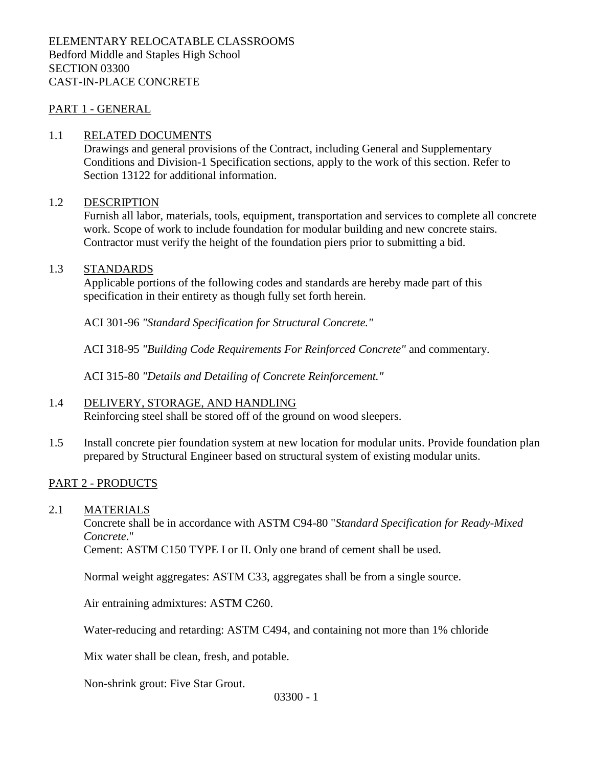ELEMENTARY RELOCATABLE CLASSROOMS
Bedford Middle and Staples High School
SECTION 03300
CAST-IN-PLACE CONCRETE

## PART 1 - GENERAL

### 1.1 RELATED DOCUMENTS

Drawings and general provisions of the Contract, including General and Supplementary Conditions and Division-1 Specification sections, apply to the work of this section. Refer to Section 13122 for additional information.

### 1.2 DESCRIPTION

Furnish all labor, materials, tools, equipment, transportation and services to complete all concrete work. Scope of work to include foundation for modular building and new concrete stairs. Contractor must verify the height of the foundation piers prior to submitting a bid.

### 1.3 STANDARDS

Applicable portions of the following codes and standards are hereby made part of this specification in their entirety as though fully set forth herein.

ACI 301-96 *"Standard Specification for Structural Concrete."*

ACI 318-95 *"Building Code Requirements For Reinforced Concrete"* and commentary.

ACI 315-80 *"Details and Detailing of Concrete Reinforcement."*

### 1.4 DELIVERY, STORAGE, AND HANDLING

Reinforcing steel shall be stored off of the ground on wood sleepers.

1.5 Install concrete pier foundation system at new location for modular units. Provide foundation plan prepared by Structural Engineer based on structural system of existing modular units.

## PART 2 - PRODUCTS

### 2.1 MATERIALS

Concrete shall be in accordance with ASTM C94-80 "*Standard Specification for Ready-Mixed Concrete*."
Cement: ASTM C150 TYPE I or II. Only one brand of cement shall be used.

Normal weight aggregates: ASTM C33, aggregates shall be from a single source.

Air entraining admixtures: ASTM C260.

Water-reducing and retarding: ASTM C494, and containing not more than 1% chloride

Mix water shall be clean, fresh, and potable.

Non-shrink grout: Five Star Grout.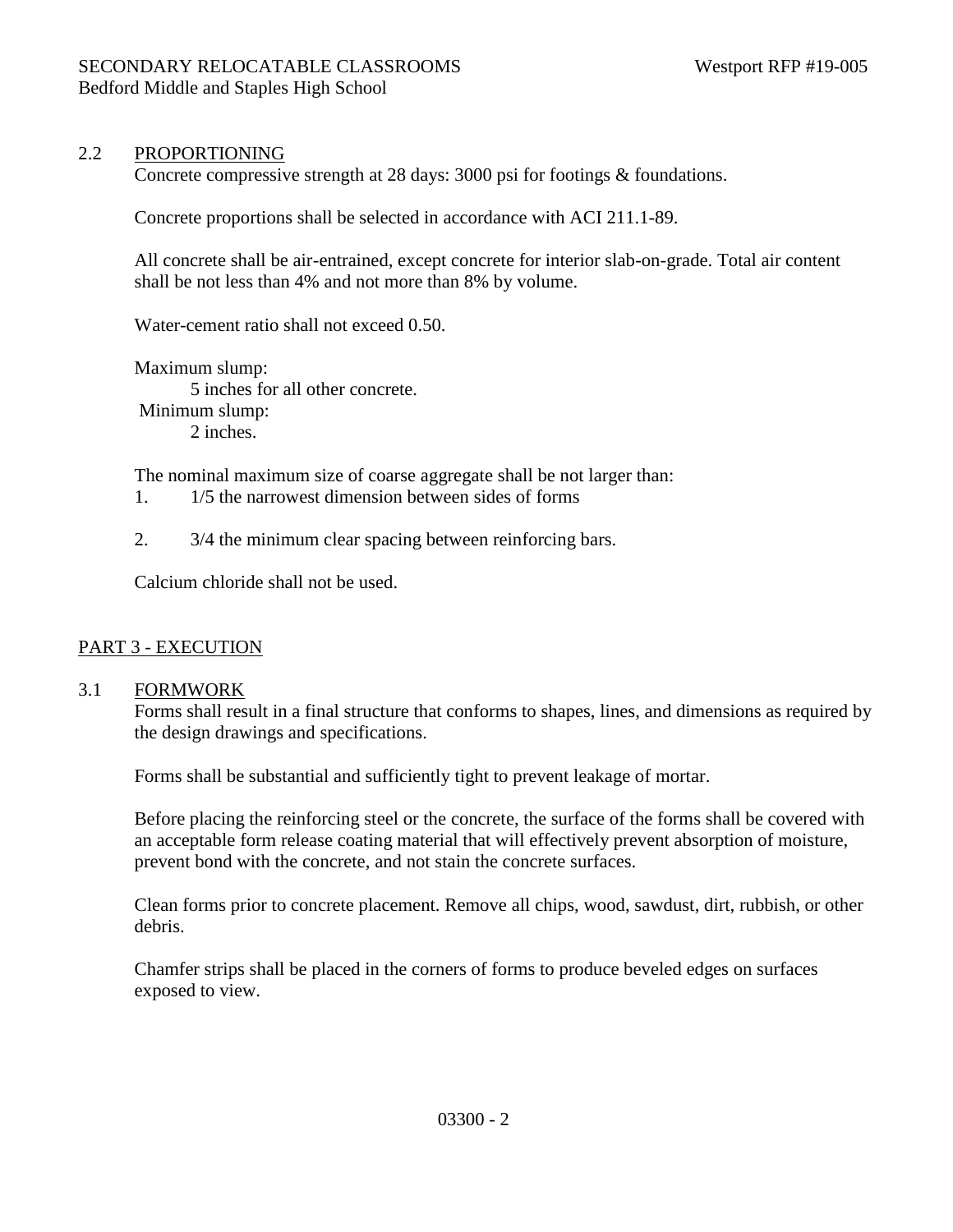## 2.2 PROPORTIONING

Concrete compressive strength at 28 days: 3000 psi for footings & foundations.

Concrete proportions shall be selected in accordance with ACI 211.1-89.

All concrete shall be air-entrained, except concrete for interior slab-on-grade. Total air content shall be not less than 4% and not more than 8% by volume.

Water-cement ratio shall not exceed 0.50.

Maximum slump:
5 inches for all other concrete.
Minimum slump:
2 inches.

The nominal maximum size of coarse aggregate shall be not larger than:

1. 1/5 the narrowest dimension between sides of forms

2. 3/4 the minimum clear spacing between reinforcing bars.

Calcium chloride shall not be used.

# PART 3 - EXECUTION

## 3.1 FORMWORK

Forms shall result in a final structure that conforms to shapes, lines, and dimensions as required by the design drawings and specifications.

Forms shall be substantial and sufficiently tight to prevent leakage of mortar.

Before placing the reinforcing steel or the concrete, the surface of the forms shall be covered with an acceptable form release coating material that will effectively prevent absorption of moisture, prevent bond with the concrete, and not stain the concrete surfaces.

Clean forms prior to concrete placement. Remove all chips, wood, sawdust, dirt, rubbish, or other debris.

Chamfer strips shall be placed in the corners of forms to produce beveled edges on surfaces exposed to view.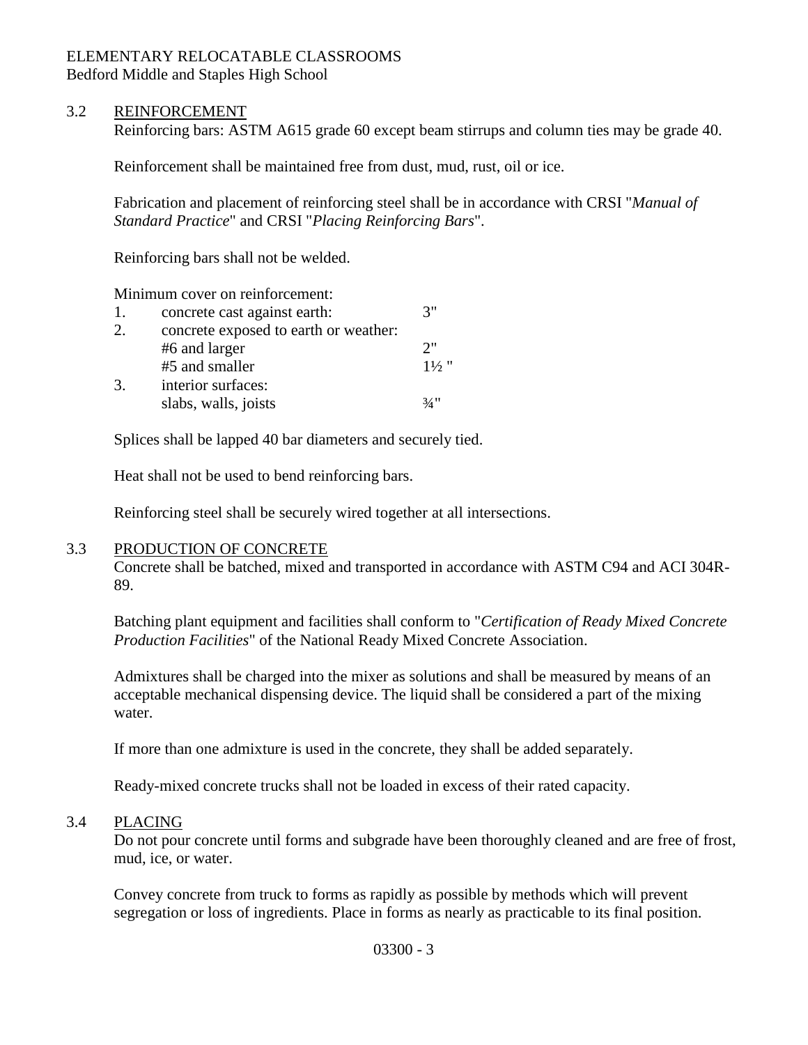### 3.2 REINFORCEMENT

Reinforcing bars: ASTM A615 grade 60 except beam stirrups and column ties may be grade 40.

Reinforcement shall be maintained free from dust, mud, rust, oil or ice.

Fabrication and placement of reinforcing steel shall be in accordance with CRSI "*Manual of Standard Practice*" and CRSI "*Placing Reinforcing Bars*".

Reinforcing bars shall not be welded.

Minimum cover on reinforcement:

| | | |
|---|---|---|
| 1. | concrete cast against earth: | 3" |
| 2. | concrete exposed to earth or weather: | |
| | #6 and larger | 2" |
| | #5 and smaller | 1½ " |
| 3. | interior surfaces: | |
| | slabs, walls, joists | ¾" |

Splices shall be lapped 40 bar diameters and securely tied.

Heat shall not be used to bend reinforcing bars.

Reinforcing steel shall be securely wired together at all intersections.

### 3.3 PRODUCTION OF CONCRETE

Concrete shall be batched, mixed and transported in accordance with ASTM C94 and ACI 304R-89.

Batching plant equipment and facilities shall conform to "*Certification of Ready Mixed Concrete Production Facilities*" of the National Ready Mixed Concrete Association.

Admixtures shall be charged into the mixer as solutions and shall be measured by means of an acceptable mechanical dispensing device. The liquid shall be considered a part of the mixing water.

If more than one admixture is used in the concrete, they shall be added separately.

Ready-mixed concrete trucks shall not be loaded in excess of their rated capacity.

### 3.4 PLACING

Do not pour concrete until forms and subgrade have been thoroughly cleaned and are free of frost, mud, ice, or water.

Convey concrete from truck to forms as rapidly as possible by methods which will prevent segregation or loss of ingredients. Place in forms as nearly as practicable to its final position.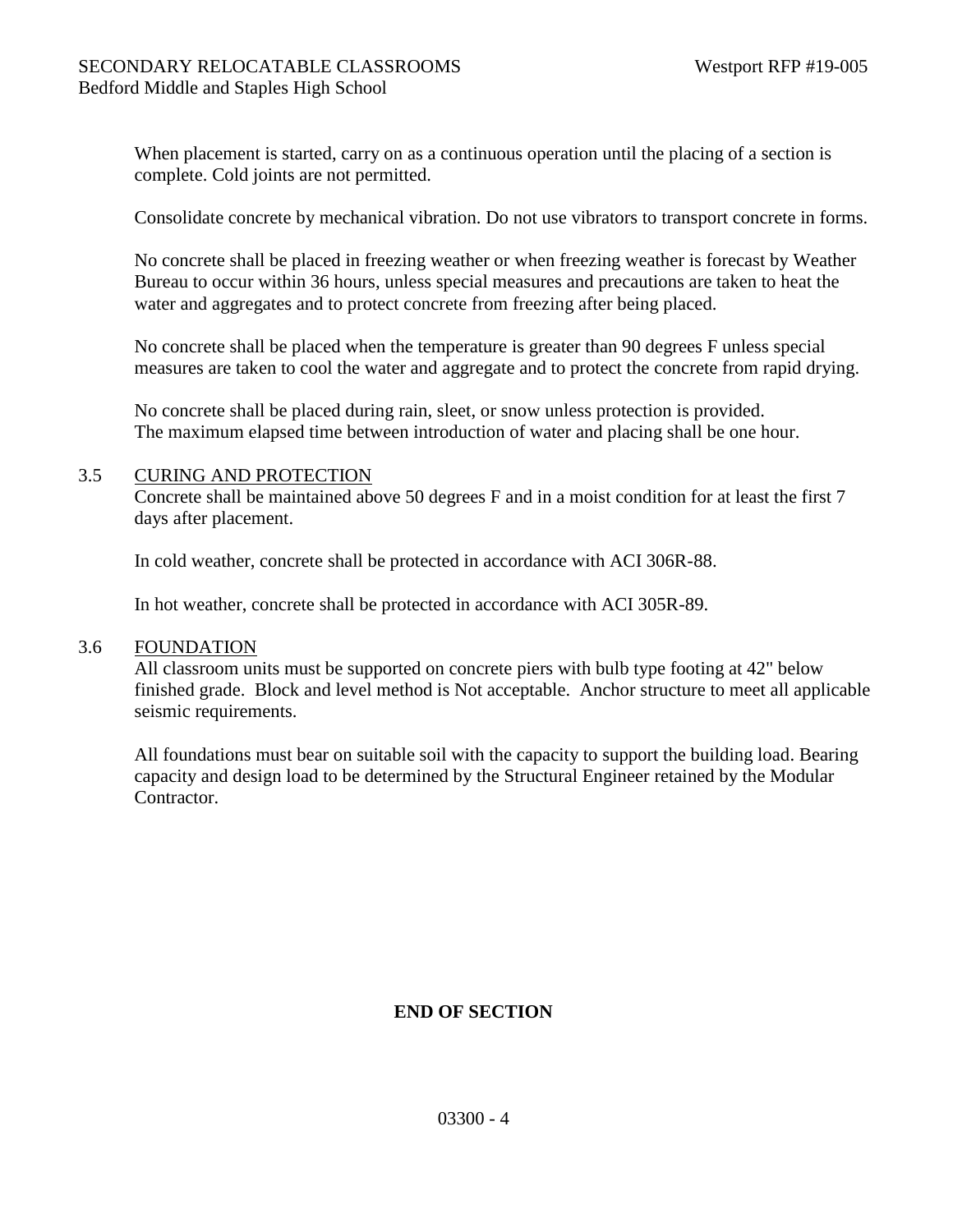When placement is started, carry on as a continuous operation until the placing of a section is complete. Cold joints are not permitted.

Consolidate concrete by mechanical vibration. Do not use vibrators to transport concrete in forms.

No concrete shall be placed in freezing weather or when freezing weather is forecast by Weather Bureau to occur within 36 hours, unless special measures and precautions are taken to heat the water and aggregates and to protect concrete from freezing after being placed.

No concrete shall be placed when the temperature is greater than 90 degrees F unless special measures are taken to cool the water and aggregate and to protect the concrete from rapid drying.

No concrete shall be placed during rain, sleet, or snow unless protection is provided.
The maximum elapsed time between introduction of water and placing shall be one hour.

## 3.5 CURING AND PROTECTION

Concrete shall be maintained above 50 degrees F and in a moist condition for at least the first 7 days after placement.

In cold weather, concrete shall be protected in accordance with ACI 306R-88.

In hot weather, concrete shall be protected in accordance with ACI 305R-89.

## 3.6 FOUNDATION

All classroom units must be supported on concrete piers with bulb type footing at 42" below finished grade. Block and level method is Not acceptable. Anchor structure to meet all applicable seismic requirements.

All foundations must bear on suitable soil with the capacity to support the building load. Bearing capacity and design load to be determined by the Structural Engineer retained by the Modular Contractor.

**END OF SECTION**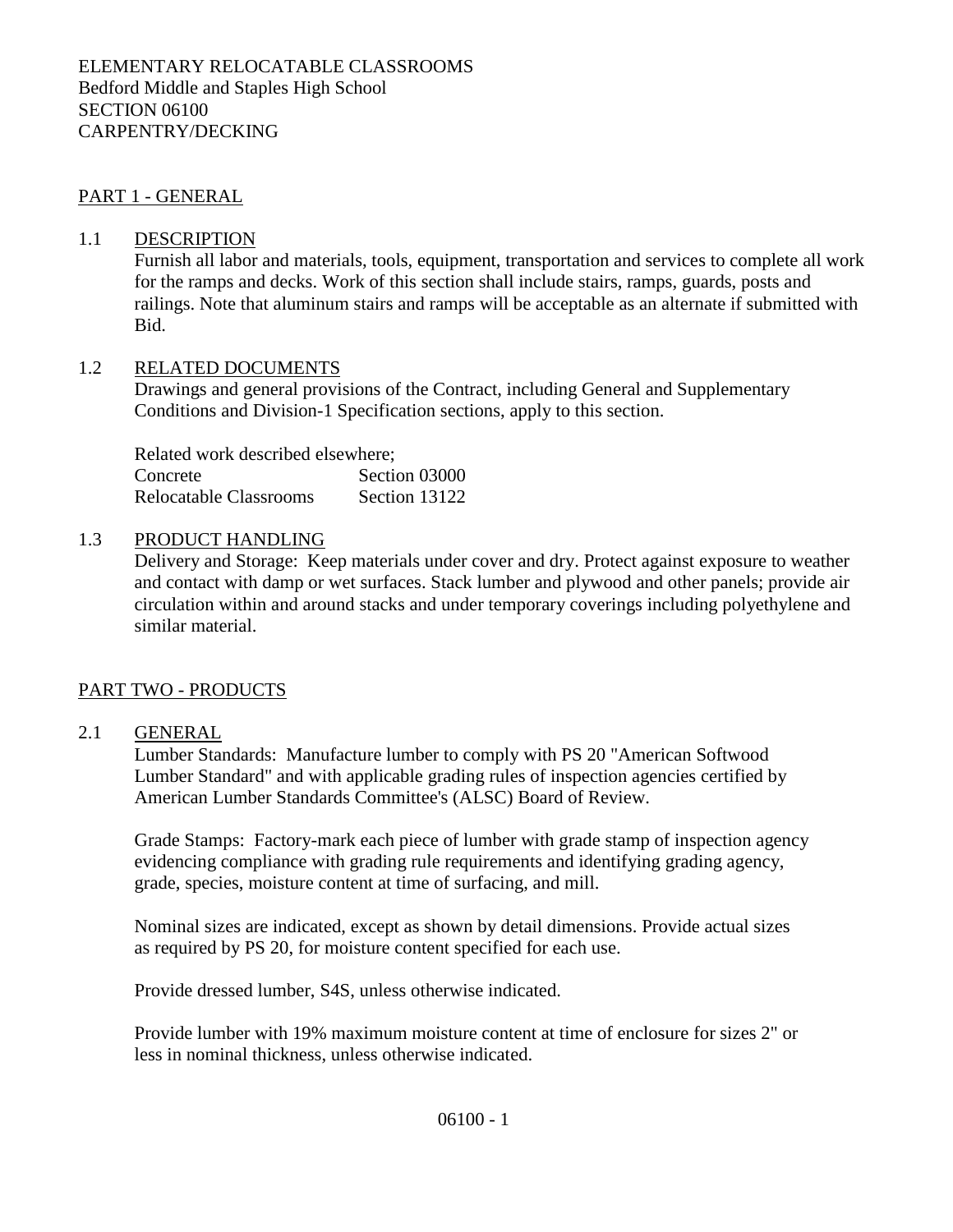ELEMENTARY RELOCATABLE CLASSROOMS
Bedford Middle and Staples High School
SECTION 06100
CARPENTRY/DECKING

## PART 1 - GENERAL

### 1.1 DESCRIPTION

Furnish all labor and materials, tools, equipment, transportation and services to complete all work for the ramps and decks. Work of this section shall include stairs, ramps, guards, posts and railings. Note that aluminum stairs and ramps will be acceptable as an alternate if submitted with Bid.

### 1.2 RELATED DOCUMENTS

Drawings and general provisions of the Contract, including General and Supplementary Conditions and Division-1 Specification sections, apply to this section.

Related work described elsewhere;

| | |
|---|---|
| Concrete | Section 03000 |
| Relocatable Classrooms | Section 13122 |

### 1.3 PRODUCT HANDLING

Delivery and Storage: Keep materials under cover and dry. Protect against exposure to weather and contact with damp or wet surfaces. Stack lumber and plywood and other panels; provide air circulation within and around stacks and under temporary coverings including polyethylene and similar material.

## PART TWO - PRODUCTS

### 2.1 GENERAL

Lumber Standards: Manufacture lumber to comply with PS 20 "American Softwood Lumber Standard" and with applicable grading rules of inspection agencies certified by American Lumber Standards Committee's (ALSC) Board of Review.

Grade Stamps: Factory-mark each piece of lumber with grade stamp of inspection agency evidencing compliance with grading rule requirements and identifying grading agency, grade, species, moisture content at time of surfacing, and mill.

Nominal sizes are indicated, except as shown by detail dimensions. Provide actual sizes as required by PS 20, for moisture content specified for each use.

Provide dressed lumber, S4S, unless otherwise indicated.

Provide lumber with 19% maximum moisture content at time of enclosure for sizes 2" or less in nominal thickness, unless otherwise indicated.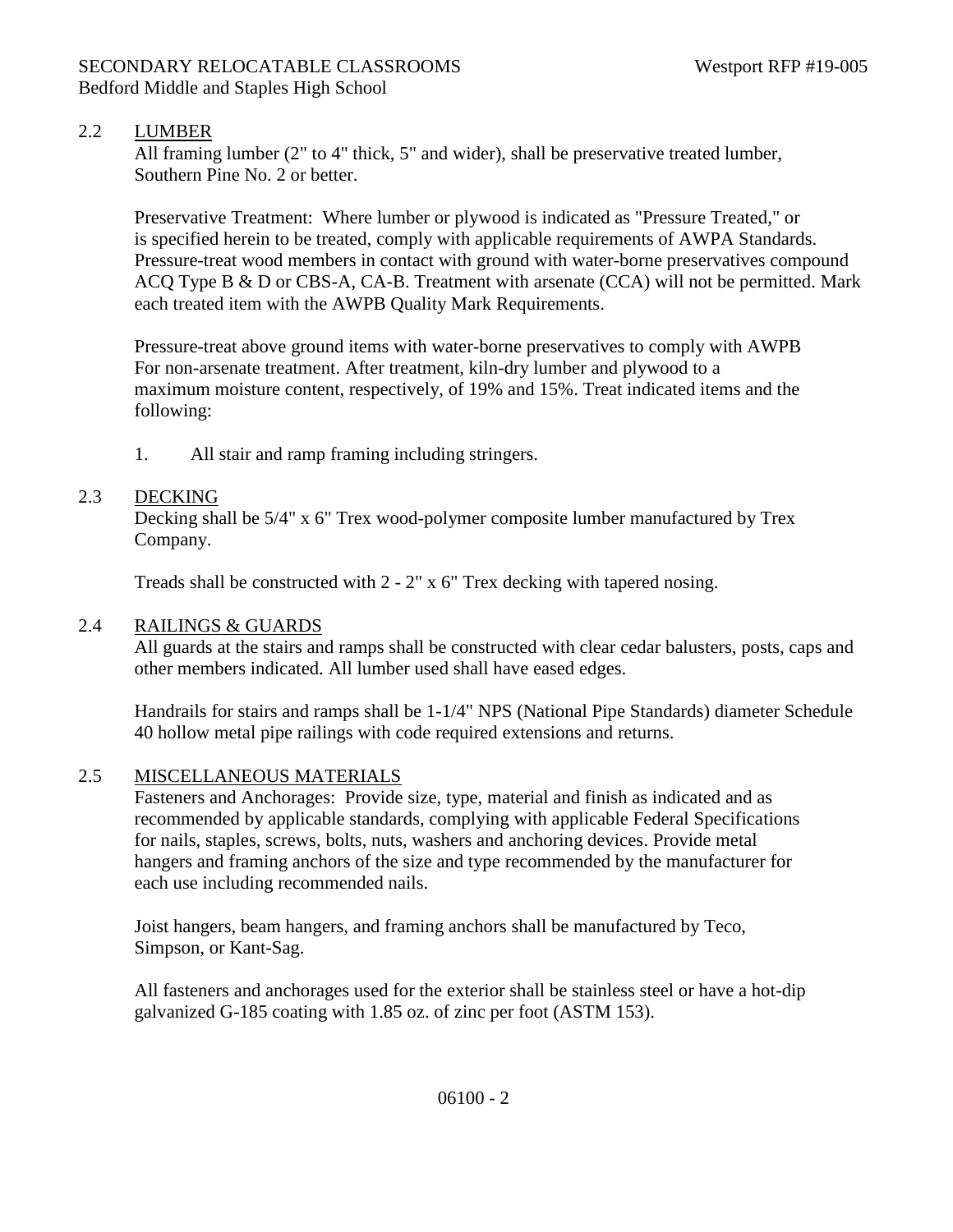## 2.2 LUMBER

All framing lumber (2" to 4" thick, 5" and wider), shall be preservative treated lumber, Southern Pine No. 2 or better.

Preservative Treatment: Where lumber or plywood is indicated as "Pressure Treated," or is specified herein to be treated, comply with applicable requirements of AWPA Standards. Pressure-treat wood members in contact with ground with water-borne preservatives compound ACQ Type B & D or CBS-A, CA-B. Treatment with arsenate (CCA) will not be permitted. Mark each treated item with the AWPB Quality Mark Requirements.

Pressure-treat above ground items with water-borne preservatives to comply with AWPB For non-arsenate treatment. After treatment, kiln-dry lumber and plywood to a maximum moisture content, respectively, of 19% and 15%. Treat indicated items and the following:

1. All stair and ramp framing including stringers.

## 2.3 DECKING

Decking shall be 5/4" x 6" Trex wood-polymer composite lumber manufactured by Trex Company.

Treads shall be constructed with 2 - 2" x 6" Trex decking with tapered nosing.

## 2.4 RAILINGS & GUARDS

All guards at the stairs and ramps shall be constructed with clear cedar balusters, posts, caps and other members indicated. All lumber used shall have eased edges.

Handrails for stairs and ramps shall be 1-1/4" NPS (National Pipe Standards) diameter Schedule 40 hollow metal pipe railings with code required extensions and returns.

## 2.5 MISCELLANEOUS MATERIALS

Fasteners and Anchorages: Provide size, type, material and finish as indicated and as recommended by applicable standards, complying with applicable Federal Specifications for nails, staples, screws, bolts, nuts, washers and anchoring devices. Provide metal hangers and framing anchors of the size and type recommended by the manufacturer for each use including recommended nails.

Joist hangers, beam hangers, and framing anchors shall be manufactured by Teco, Simpson, or Kant-Sag.

All fasteners and anchorages used for the exterior shall be stainless steel or have a hot-dip galvanized G-185 coating with 1.85 oz. of zinc per foot (ASTM 153).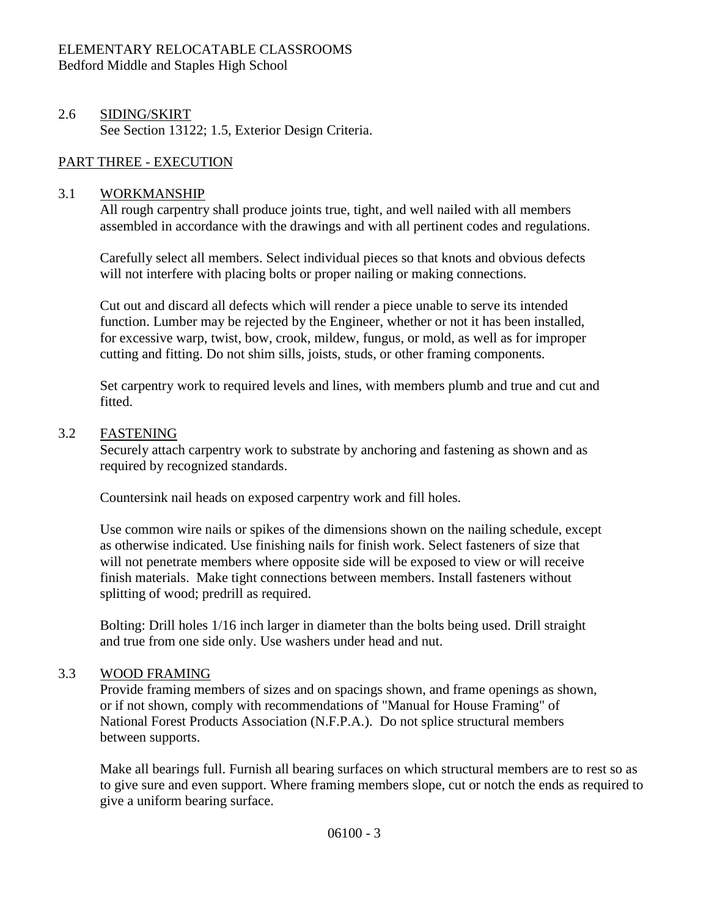### 2.6 SIDING/SKIRT

See Section 13122; 1.5, Exterior Design Criteria.

## PART THREE - EXECUTION

### 3.1 WORKMANSHIP

All rough carpentry shall produce joints true, tight, and well nailed with all members assembled in accordance with the drawings and with all pertinent codes and regulations.

Carefully select all members. Select individual pieces so that knots and obvious defects will not interfere with placing bolts or proper nailing or making connections.

Cut out and discard all defects which will render a piece unable to serve its intended function. Lumber may be rejected by the Engineer, whether or not it has been installed, for excessive warp, twist, bow, crook, mildew, fungus, or mold, as well as for improper cutting and fitting. Do not shim sills, joists, studs, or other framing components.

Set carpentry work to required levels and lines, with members plumb and true and cut and fitted.

### 3.2 FASTENING

Securely attach carpentry work to substrate by anchoring and fastening as shown and as required by recognized standards.

Countersink nail heads on exposed carpentry work and fill holes.

Use common wire nails or spikes of the dimensions shown on the nailing schedule, except as otherwise indicated. Use finishing nails for finish work. Select fasteners of size that will not penetrate members where opposite side will be exposed to view or will receive finish materials. Make tight connections between members. Install fasteners without splitting of wood; predrill as required.

Bolting: Drill holes 1/16 inch larger in diameter than the bolts being used. Drill straight and true from one side only. Use washers under head and nut.

### 3.3 WOOD FRAMING

Provide framing members of sizes and on spacings shown, and frame openings as shown, or if not shown, comply with recommendations of "Manual for House Framing" of National Forest Products Association (N.F.P.A.). Do not splice structural members between supports.

Make all bearings full. Furnish all bearing surfaces on which structural members are to rest so as to give sure and even support. Where framing members slope, cut or notch the ends as required to give a uniform bearing surface.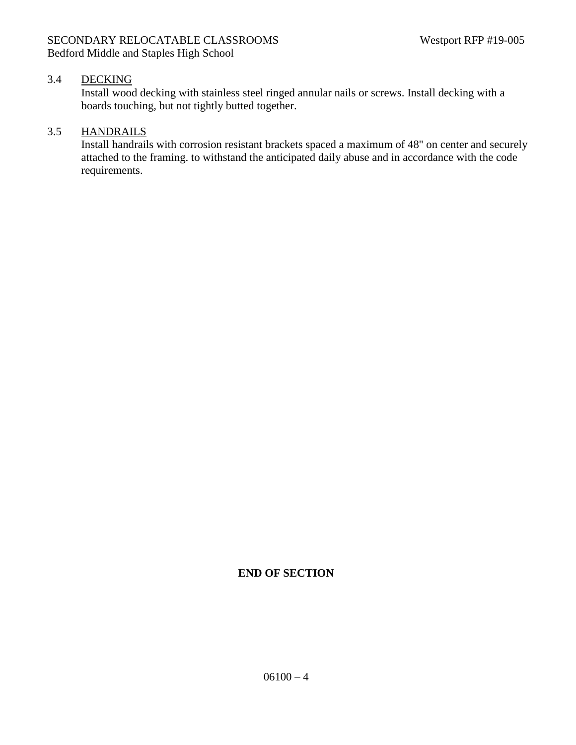### 3.4 DECKING

Install wood decking with stainless steel ringed annular nails or screws. Install decking with a boards touching, but not tightly butted together.

### 3.5 HANDRAILS

Install handrails with corrosion resistant brackets spaced a maximum of 48" on center and securely attached to the framing. to withstand the anticipated daily abuse and in accordance with the code requirements.

**END OF SECTION**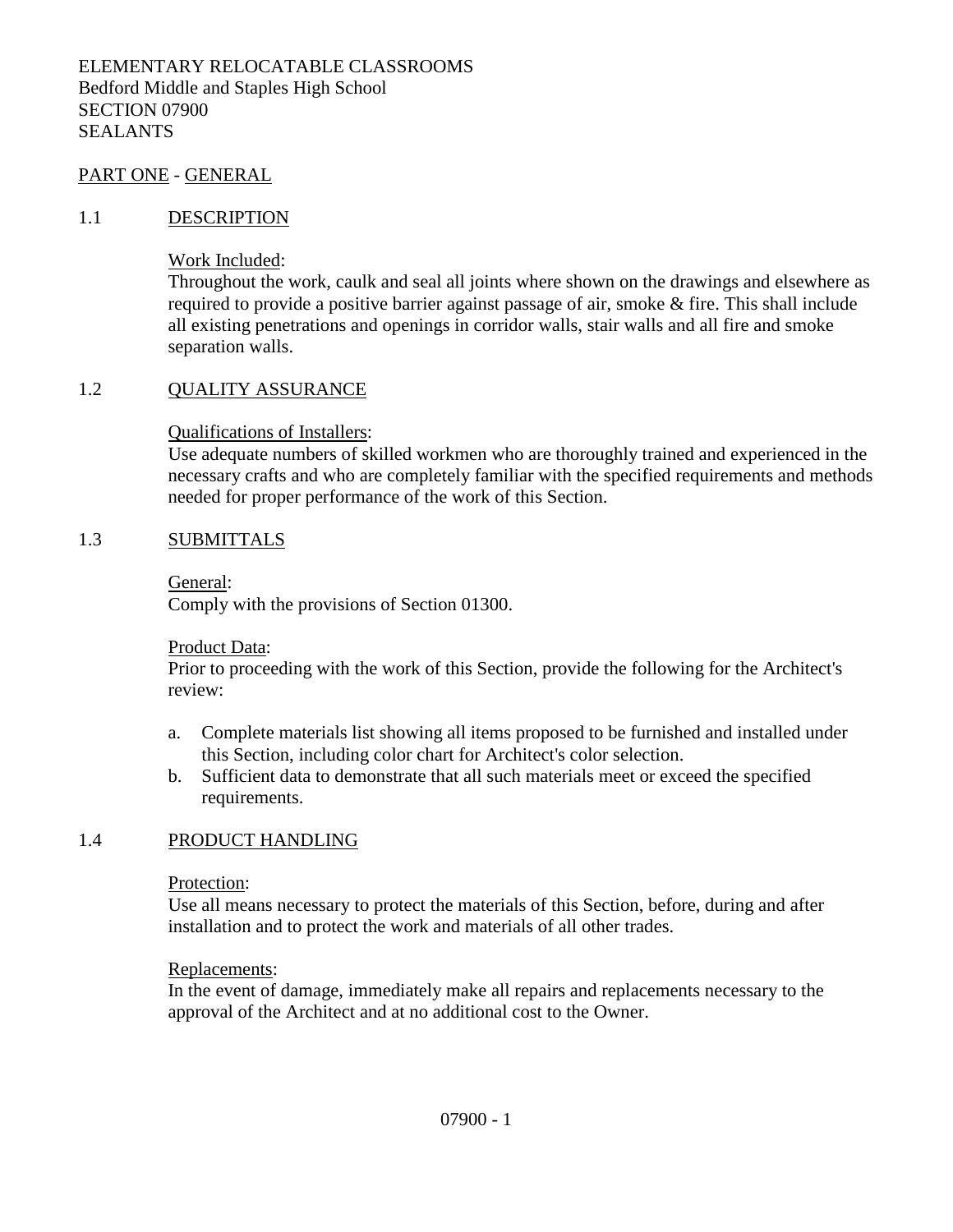ELEMENTARY RELOCATABLE CLASSROOMS
Bedford Middle and Staples High School
SECTION 07900
SEALANTS

## PART ONE - GENERAL

### 1.1 DESCRIPTION

Work Included:
Throughout the work, caulk and seal all joints where shown on the drawings and elsewhere as required to provide a positive barrier against passage of air, smoke & fire. This shall include all existing penetrations and openings in corridor walls, stair walls and all fire and smoke separation walls.

### 1.2 QUALITY ASSURANCE

Qualifications of Installers:
Use adequate numbers of skilled workmen who are thoroughly trained and experienced in the necessary crafts and who are completely familiar with the specified requirements and methods needed for proper performance of the work of this Section.

### 1.3 SUBMITTALS

General:
Comply with the provisions of Section 01300.

Product Data:
Prior to proceeding with the work of this Section, provide the following for the Architect's review:

a. Complete materials list showing all items proposed to be furnished and installed under this Section, including color chart for Architect's color selection.
b. Sufficient data to demonstrate that all such materials meet or exceed the specified requirements.

### 1.4 PRODUCT HANDLING

Protection:
Use all means necessary to protect the materials of this Section, before, during and after installation and to protect the work and materials of all other trades.

Replacements:
In the event of damage, immediately make all repairs and replacements necessary to the approval of the Architect and at no additional cost to the Owner.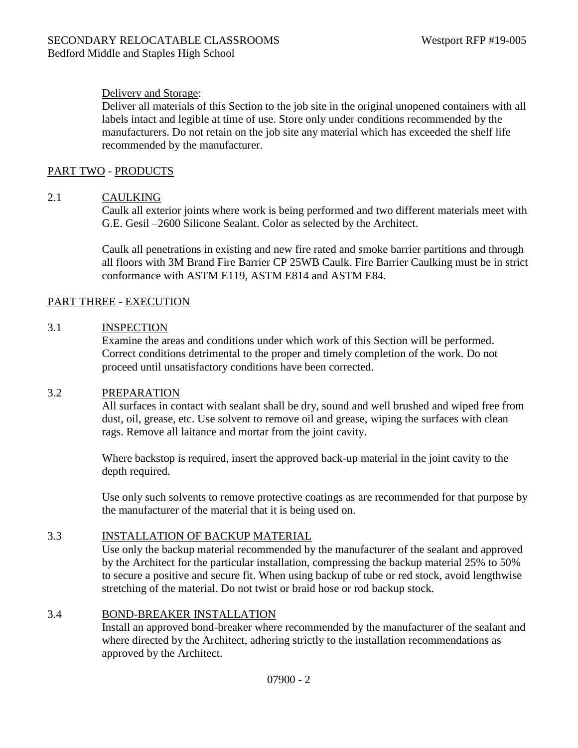Delivery and Storage:

Deliver all materials of this Section to the job site in the original unopened containers with all labels intact and legible at time of use. Store only under conditions recommended by the manufacturers. Do not retain on the job site any material which has exceeded the shelf life recommended by the manufacturer.

## PART TWO - PRODUCTS

### 2.1 CAULKING

Caulk all exterior joints where work is being performed and two different materials meet with G.E. Gesil –2600 Silicone Sealant. Color as selected by the Architect.

Caulk all penetrations in existing and new fire rated and smoke barrier partitions and through all floors with 3M Brand Fire Barrier CP 25WB Caulk. Fire Barrier Caulking must be in strict conformance with ASTM E119, ASTM E814 and ASTM E84.

## PART THREE - EXECUTION

### 3.1 INSPECTION

Examine the areas and conditions under which work of this Section will be performed. Correct conditions detrimental to the proper and timely completion of the work. Do not proceed until unsatisfactory conditions have been corrected.

### 3.2 PREPARATION

All surfaces in contact with sealant shall be dry, sound and well brushed and wiped free from dust, oil, grease, etc. Use solvent to remove oil and grease, wiping the surfaces with clean rags. Remove all laitance and mortar from the joint cavity.

Where backstop is required, insert the approved back-up material in the joint cavity to the depth required.

Use only such solvents to remove protective coatings as are recommended for that purpose by the manufacturer of the material that it is being used on.

### 3.3 INSTALLATION OF BACKUP MATERIAL

Use only the backup material recommended by the manufacturer of the sealant and approved by the Architect for the particular installation, compressing the backup material 25% to 50% to secure a positive and secure fit. When using backup of tube or red stock, avoid lengthwise stretching of the material. Do not twist or braid hose or rod backup stock.

### 3.4 BOND-BREAKER INSTALLATION

Install an approved bond-breaker where recommended by the manufacturer of the sealant and where directed by the Architect, adhering strictly to the installation recommendations as approved by the Architect.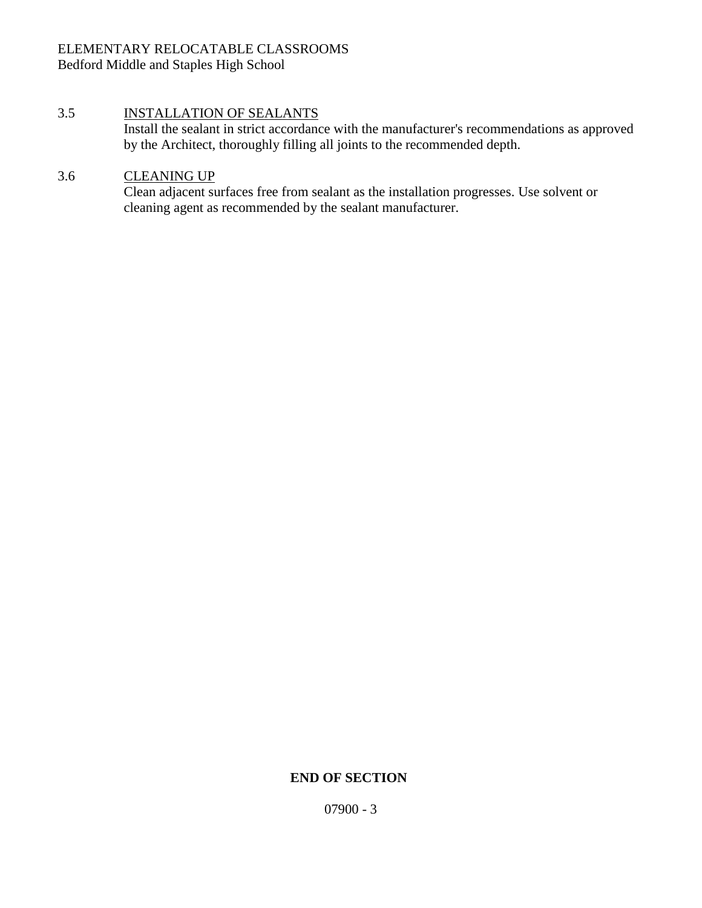3.5 INSTALLATION OF SEALANTS

Install the sealant in strict accordance with the manufacturer's recommendations as approved by the Architect, thoroughly filling all joints to the recommended depth.

3.6 CLEANING UP

Clean adjacent surfaces free from sealant as the installation progresses. Use solvent or cleaning agent as recommended by the sealant manufacturer.

**END OF SECTION**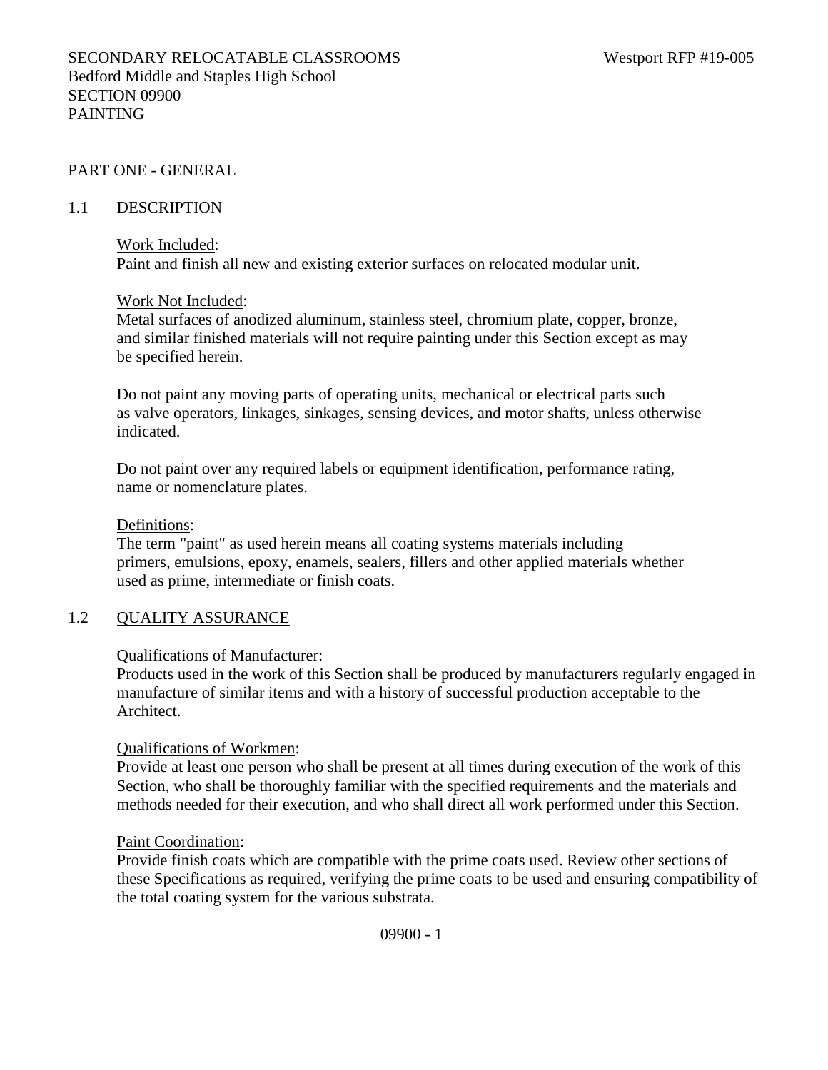SECONDARY RELOCATABLE CLASSROOMS — Westport RFP #19-005
Bedford Middle and Staples High School

# SECTION 09900
# PAINTING

## PART ONE - GENERAL

### 1.1 DESCRIPTION

Work Included:
Paint and finish all new and existing exterior surfaces on relocated modular unit.

Work Not Included:
Metal surfaces of anodized aluminum, stainless steel, chromium plate, copper, bronze, and similar finished materials will not require painting under this Section except as may be specified herein.

Do not paint any moving parts of operating units, mechanical or electrical parts such as valve operators, linkages, sinkages, sensing devices, and motor shafts, unless otherwise indicated.

Do not paint over any required labels or equipment identification, performance rating, name or nomenclature plates.

Definitions:
The term "paint" as used herein means all coating systems materials including primers, emulsions, epoxy, enamels, sealers, fillers and other applied materials whether used as prime, intermediate or finish coats.

### 1.2 QUALITY ASSURANCE

Qualifications of Manufacturer:
Products used in the work of this Section shall be produced by manufacturers regularly engaged in manufacture of similar items and with a history of successful production acceptable to the Architect.

Qualifications of Workmen:
Provide at least one person who shall be present at all times during execution of the work of this Section, who shall be thoroughly familiar with the specified requirements and the materials and methods needed for their execution, and who shall direct all work performed under this Section.

Paint Coordination:
Provide finish coats which are compatible with the prime coats used. Review other sections of these Specifications as required, verifying the prime coats to be used and ensuring compatibility of the total coating system for the various substrata.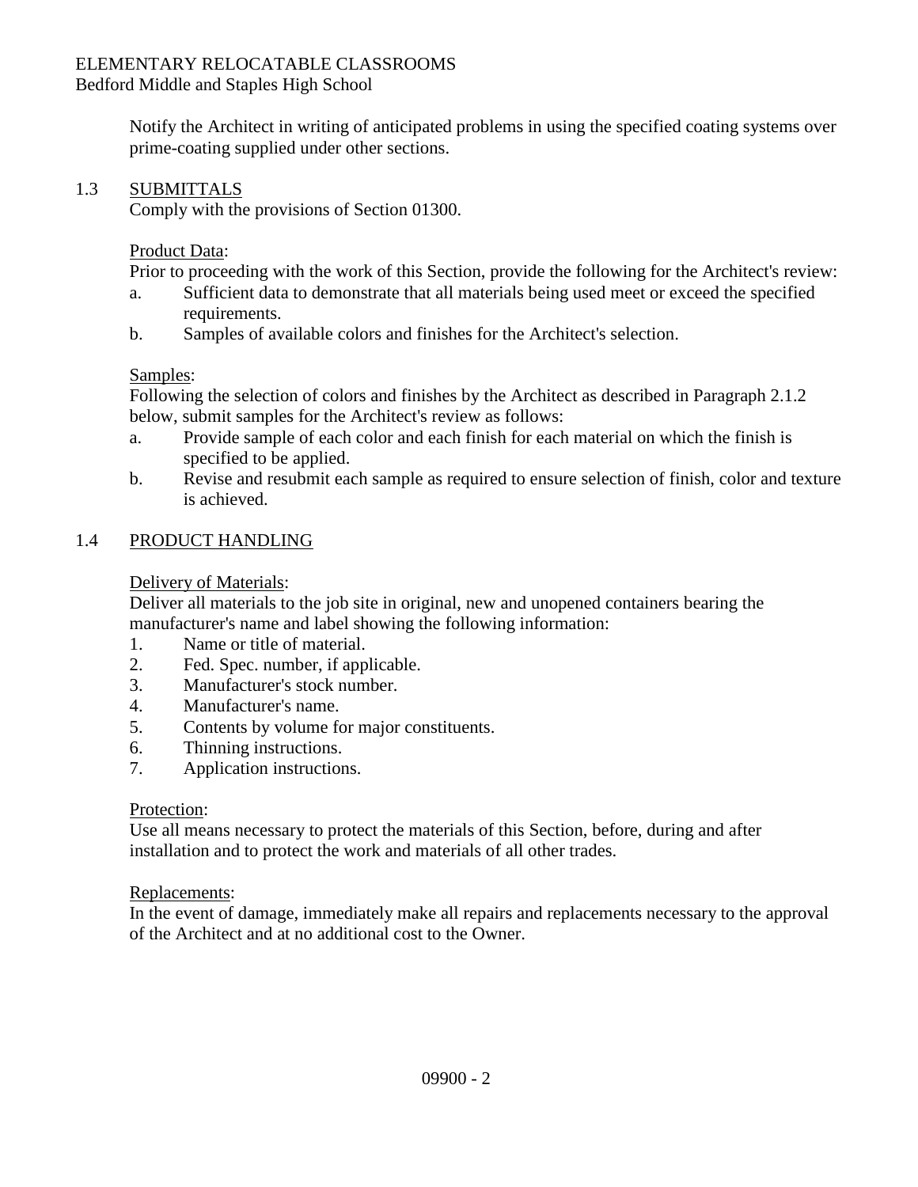Notify the Architect in writing of anticipated problems in using the specified coating systems over prime-coating supplied under other sections.

## 1.3 SUBMITTALS

Comply with the provisions of Section 01300.

Product Data:

Prior to proceeding with the work of this Section, provide the following for the Architect's review:

a. Sufficient data to demonstrate that all materials being used meet or exceed the specified requirements.
b. Samples of available colors and finishes for the Architect's selection.

Samples:

Following the selection of colors and finishes by the Architect as described in Paragraph 2.1.2 below, submit samples for the Architect's review as follows:

a. Provide sample of each color and each finish for each material on which the finish is specified to be applied.
b. Revise and resubmit each sample as required to ensure selection of finish, color and texture is achieved.

## 1.4 PRODUCT HANDLING

Delivery of Materials:

Deliver all materials to the job site in original, new and unopened containers bearing the manufacturer's name and label showing the following information:

1. Name or title of material.
2. Fed. Spec. number, if applicable.
3. Manufacturer's stock number.
4. Manufacturer's name.
5. Contents by volume for major constituents.
6. Thinning instructions.
7. Application instructions.

Protection:

Use all means necessary to protect the materials of this Section, before, during and after installation and to protect the work and materials of all other trades.

Replacements:

In the event of damage, immediately make all repairs and replacements necessary to the approval of the Architect and at no additional cost to the Owner.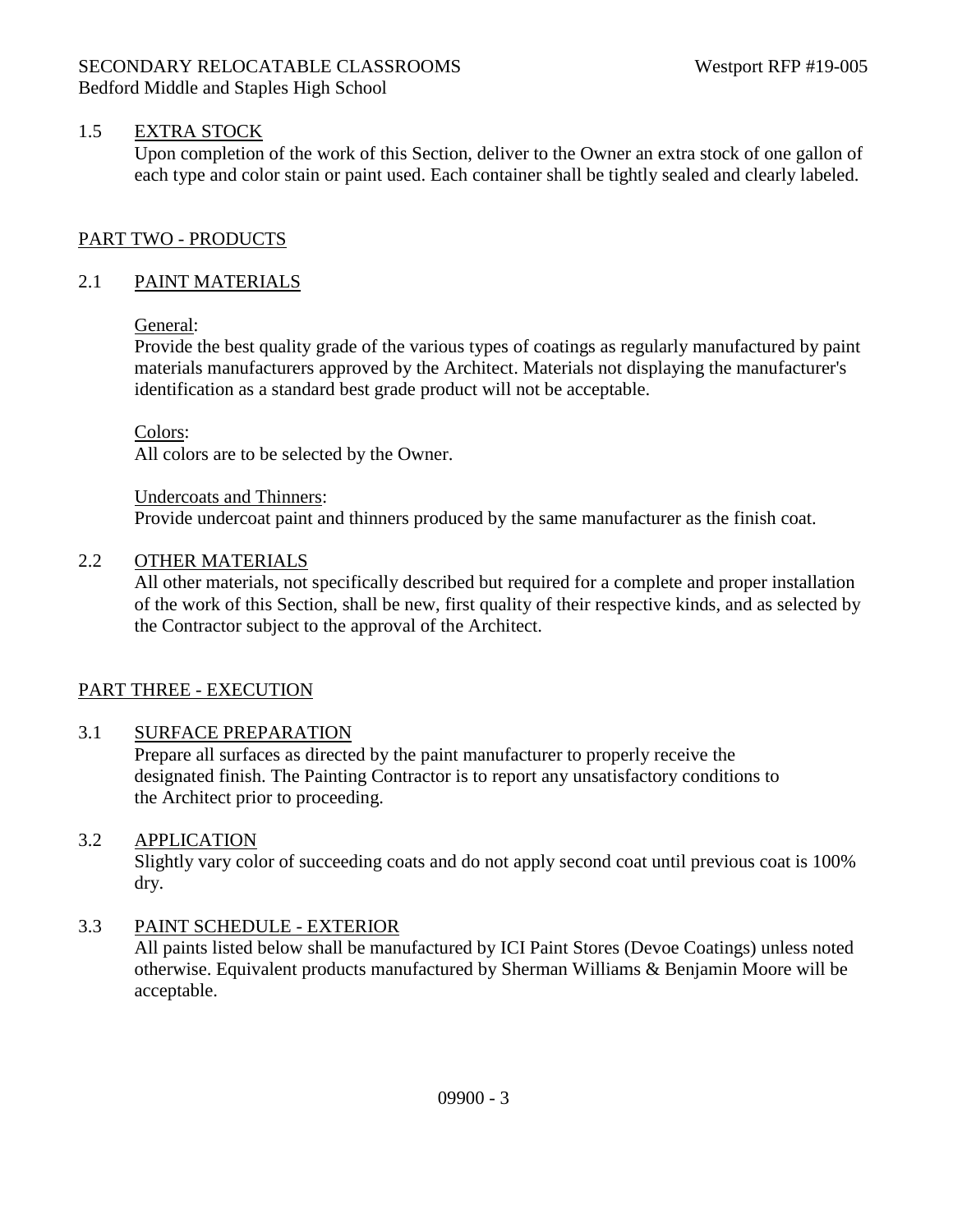### 1.5 EXTRA STOCK

Upon completion of the work of this Section, deliver to the Owner an extra stock of one gallon of each type and color stain or paint used. Each container shall be tightly sealed and clearly labeled.

## PART TWO - PRODUCTS

### 2.1 PAINT MATERIALS

General:
Provide the best quality grade of the various types of coatings as regularly manufactured by paint materials manufacturers approved by the Architect. Materials not displaying the manufacturer's identification as a standard best grade product will not be acceptable.

Colors:
All colors are to be selected by the Owner.

Undercoats and Thinners:
Provide undercoat paint and thinners produced by the same manufacturer as the finish coat.

### 2.2 OTHER MATERIALS

All other materials, not specifically described but required for a complete and proper installation of the work of this Section, shall be new, first quality of their respective kinds, and as selected by the Contractor subject to the approval of the Architect.

## PART THREE - EXECUTION

### 3.1 SURFACE PREPARATION

Prepare all surfaces as directed by the paint manufacturer to properly receive the designated finish. The Painting Contractor is to report any unsatisfactory conditions to the Architect prior to proceeding.

### 3.2 APPLICATION

Slightly vary color of succeeding coats and do not apply second coat until previous coat is 100% dry.

### 3.3 PAINT SCHEDULE - EXTERIOR

All paints listed below shall be manufactured by ICI Paint Stores (Devoe Coatings) unless noted otherwise. Equivalent products manufactured by Sherman Williams & Benjamin Moore will be acceptable.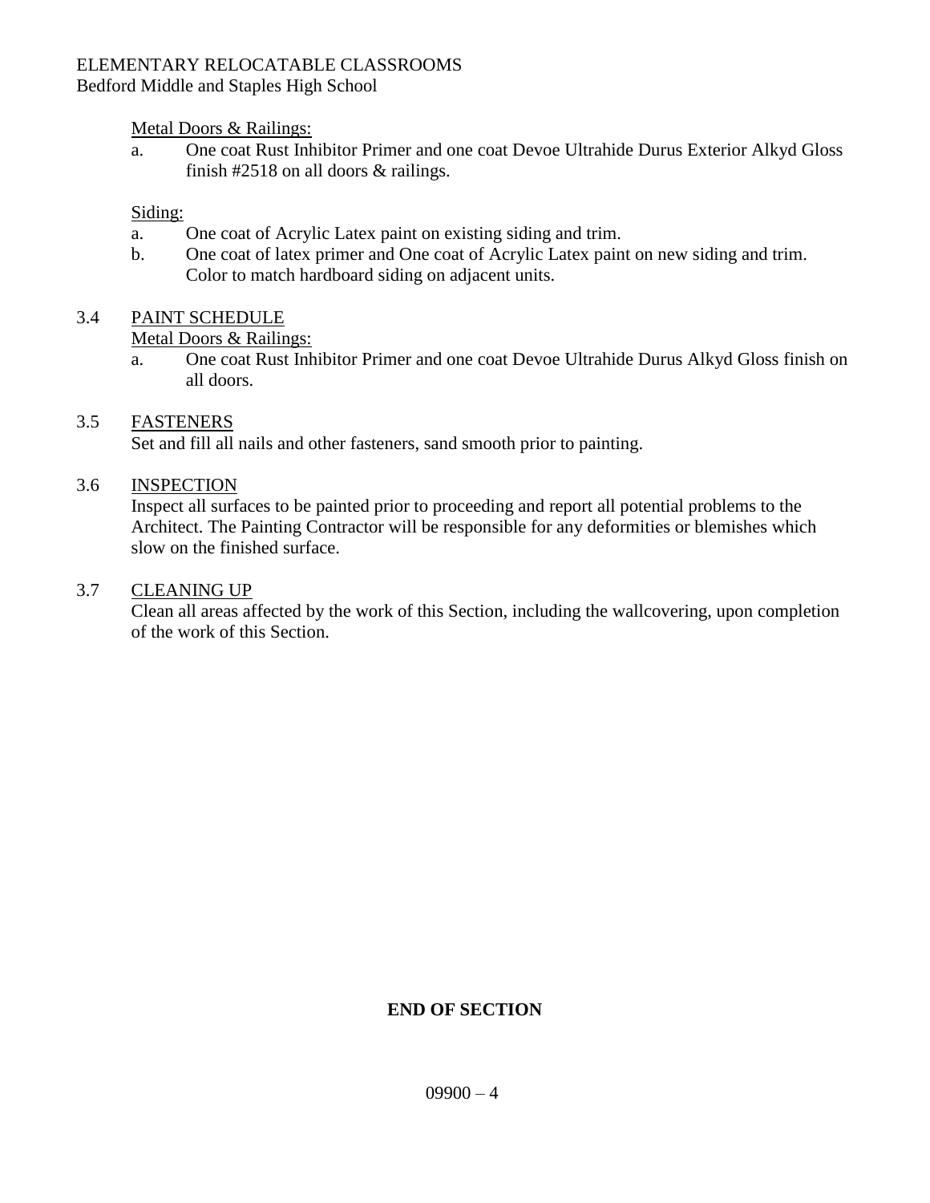Metal Doors & Railings:

a. One coat Rust Inhibitor Primer and one coat Devoe Ultrahide Durus Exterior Alkyd Gloss finish #2518 on all doors & railings.

Siding:

a. One coat of Acrylic Latex paint on existing siding and trim.
b. One coat of latex primer and One coat of Acrylic Latex paint on new siding and trim. Color to match hardboard siding on adjacent units.

## 3.4 PAINT SCHEDULE

Metal Doors & Railings:

a. One coat Rust Inhibitor Primer and one coat Devoe Ultrahide Durus Alkyd Gloss finish on all doors.

## 3.5 FASTENERS

Set and fill all nails and other fasteners, sand smooth prior to painting.

## 3.6 INSPECTION

Inspect all surfaces to be painted prior to proceeding and report all potential problems to the Architect. The Painting Contractor will be responsible for any deformities or blemishes which slow on the finished surface.

## 3.7 CLEANING UP

Clean all areas affected by the work of this Section, including the wallcovering, upon completion of the work of this Section.

**END OF SECTION**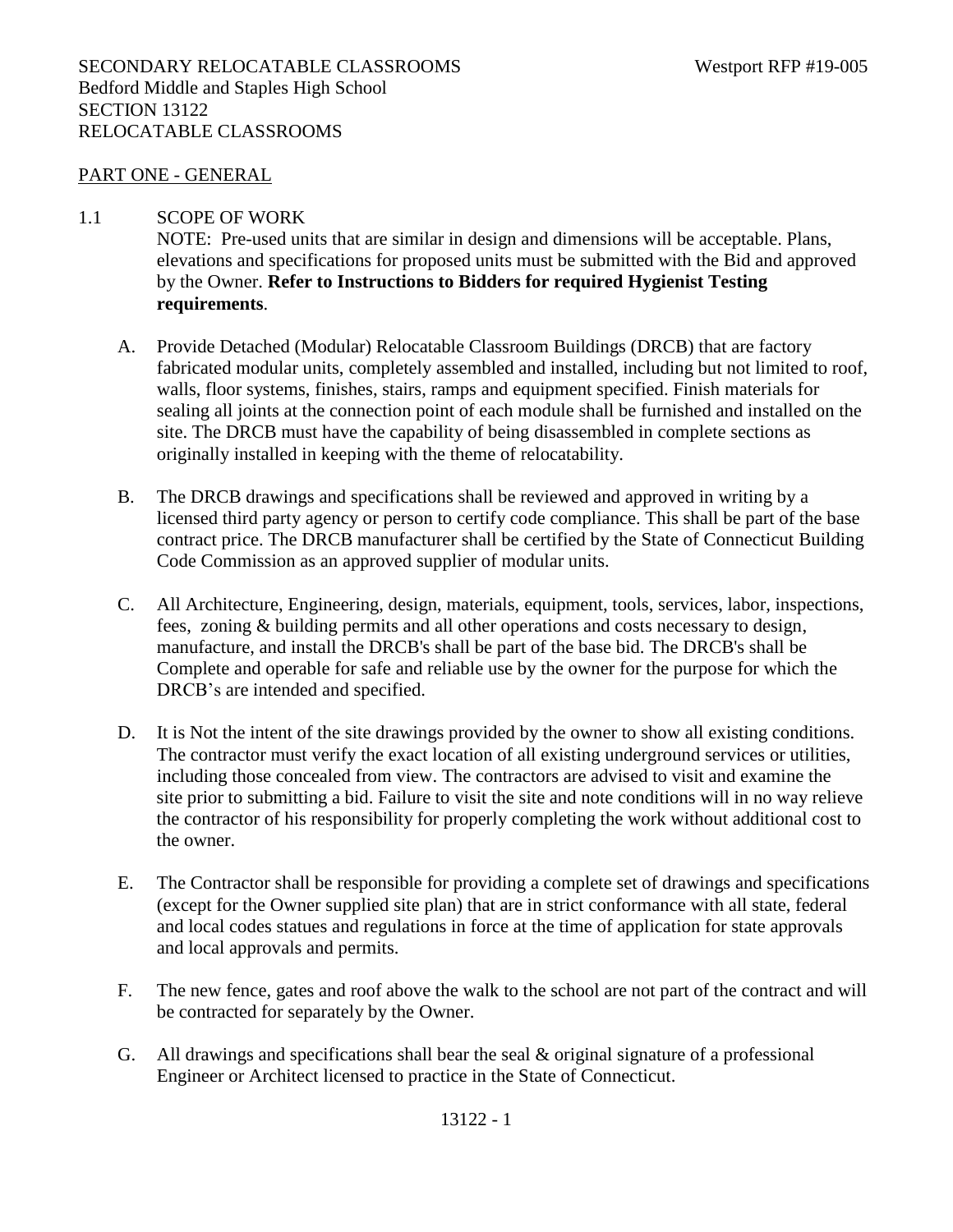SECONDARY RELOCATABLE CLASSROOMS Westport RFP #19-005
Bedford Middle and Staples High School
SECTION 13122
RELOCATABLE CLASSROOMS

## PART ONE - GENERAL

### 1.1 SCOPE OF WORK

NOTE: Pre-used units that are similar in design and dimensions will be acceptable. Plans, elevations and specifications for proposed units must be submitted with the Bid and approved by the Owner. **Refer to Instructions to Bidders for required Hygienist Testing requirements**.

A. Provide Detached (Modular) Relocatable Classroom Buildings (DRCB) that are factory fabricated modular units, completely assembled and installed, including but not limited to roof, walls, floor systems, finishes, stairs, ramps and equipment specified. Finish materials for sealing all joints at the connection point of each module shall be furnished and installed on the site. The DRCB must have the capability of being disassembled in complete sections as originally installed in keeping with the theme of relocatability.

B. The DRCB drawings and specifications shall be reviewed and approved in writing by a licensed third party agency or person to certify code compliance. This shall be part of the base contract price. The DRCB manufacturer shall be certified by the State of Connecticut Building Code Commission as an approved supplier of modular units.

C. All Architecture, Engineering, design, materials, equipment, tools, services, labor, inspections, fees, zoning & building permits and all other operations and costs necessary to design, manufacture, and install the DRCB's shall be part of the base bid. The DRCB's shall be Complete and operable for safe and reliable use by the owner for the purpose for which the DRCB's are intended and specified.

D. It is Not the intent of the site drawings provided by the owner to show all existing conditions. The contractor must verify the exact location of all existing underground services or utilities, including those concealed from view. The contractors are advised to visit and examine the site prior to submitting a bid. Failure to visit the site and note conditions will in no way relieve the contractor of his responsibility for properly completing the work without additional cost to the owner.

E. The Contractor shall be responsible for providing a complete set of drawings and specifications (except for the Owner supplied site plan) that are in strict conformance with all state, federal and local codes statues and regulations in force at the time of application for state approvals and local approvals and permits.

F. The new fence, gates and roof above the walk to the school are not part of the contract and will be contracted for separately by the Owner.

G. All drawings and specifications shall bear the seal & original signature of a professional Engineer or Architect licensed to practice in the State of Connecticut.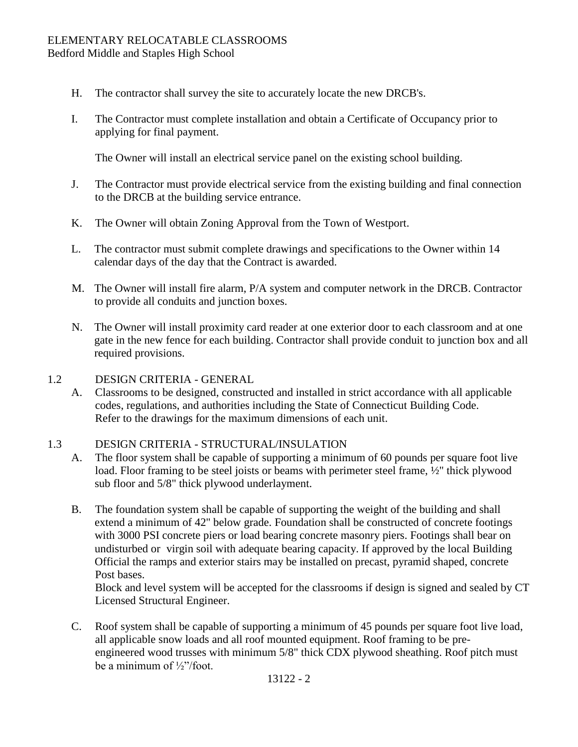H. The contractor shall survey the site to accurately locate the new DRCB's.

I. The Contractor must complete installation and obtain a Certificate of Occupancy prior to applying for final payment.

   The Owner will install an electrical service panel on the existing school building.

J. The Contractor must provide electrical service from the existing building and final connection to the DRCB at the building service entrance.

K. The Owner will obtain Zoning Approval from the Town of Westport.

L. The contractor must submit complete drawings and specifications to the Owner within 14 calendar days of the day that the Contract is awarded.

M. The Owner will install fire alarm, P/A system and computer network in the DRCB. Contractor to provide all conduits and junction boxes.

N. The Owner will install proximity card reader at one exterior door to each classroom and at one gate in the new fence for each building. Contractor shall provide conduit to junction box and all required provisions.

1.2 DESIGN CRITERIA - GENERAL

A. Classrooms to be designed, constructed and installed in strict accordance with all applicable codes, regulations, and authorities including the State of Connecticut Building Code. Refer to the drawings for the maximum dimensions of each unit.

1.3 DESIGN CRITERIA - STRUCTURAL/INSULATION

A. The floor system shall be capable of supporting a minimum of 60 pounds per square foot live load. Floor framing to be steel joists or beams with perimeter steel frame, ½" thick plywood sub floor and 5/8" thick plywood underlayment.

B. The foundation system shall be capable of supporting the weight of the building and shall extend a minimum of 42" below grade. Foundation shall be constructed of concrete footings with 3000 PSI concrete piers or load bearing concrete masonry piers. Footings shall bear on undisturbed or virgin soil with adequate bearing capacity. If approved by the local Building Official the ramps and exterior stairs may be installed on precast, pyramid shaped, concrete Post bases.
   Block and level system will be accepted for the classrooms if design is signed and sealed by CT Licensed Structural Engineer.

C. Roof system shall be capable of supporting a minimum of 45 pounds per square foot live load, all applicable snow loads and all roof mounted equipment. Roof framing to be pre-engineered wood trusses with minimum 5/8" thick CDX plywood sheathing. Roof pitch must be a minimum of ½"/foot.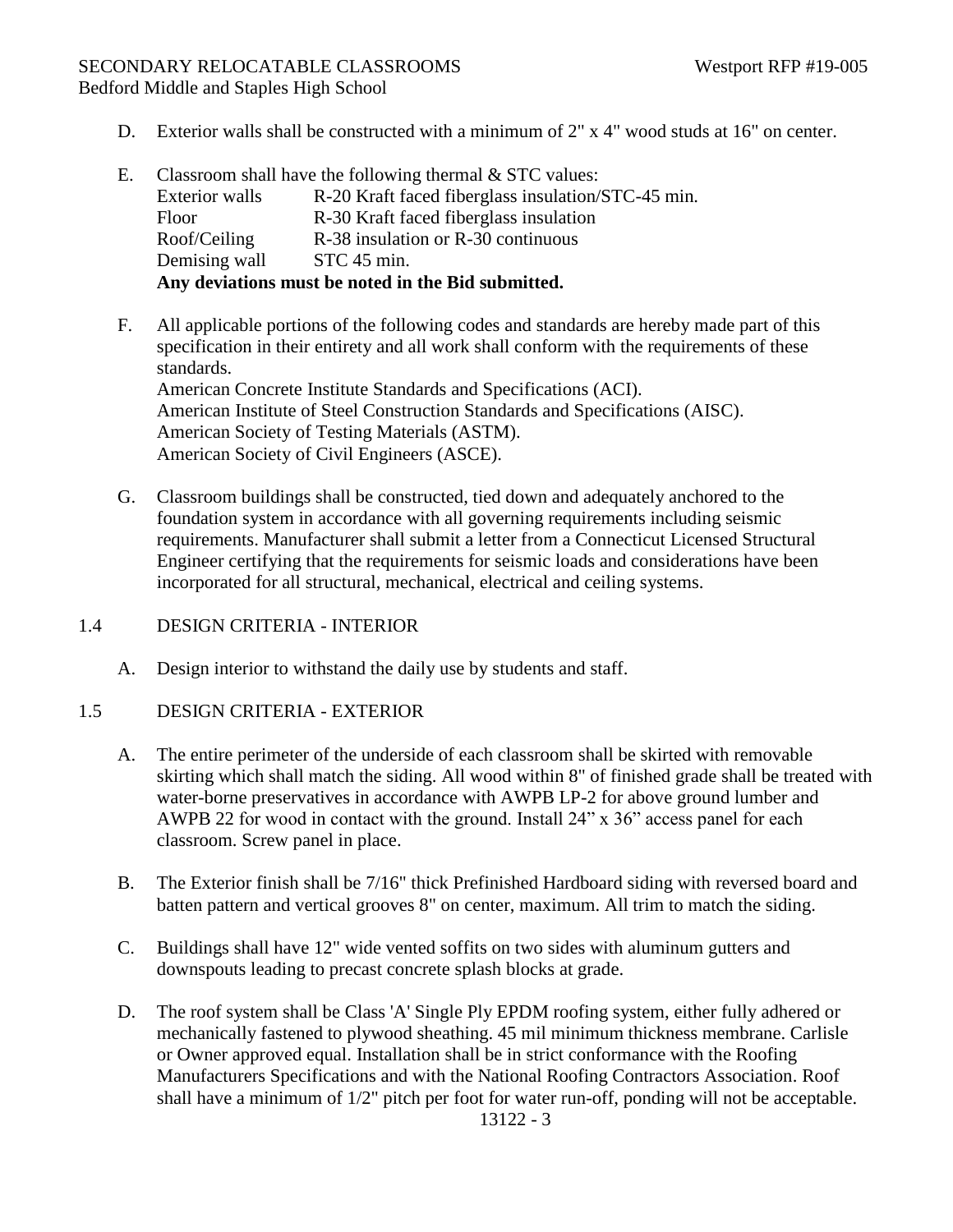D. Exterior walls shall be constructed with a minimum of 2" x 4" wood studs at 16" on center.

E. Classroom shall have the following thermal & STC values:

| | |
|---|---|
| Exterior walls | R-20 Kraft faced fiberglass insulation/STC-45 min. |
| Floor | R-30 Kraft faced fiberglass insulation |
| Roof/Ceiling | R-38 insulation or R-30 continuous |
| Demising wall | STC 45 min. |

**Any deviations must be noted in the Bid submitted.**

F. All applicable portions of the following codes and standards are hereby made part of this specification in their entirety and all work shall conform with the requirements of these standards.
American Concrete Institute Standards and Specifications (ACI).
American Institute of Steel Construction Standards and Specifications (AISC).
American Society of Testing Materials (ASTM).
American Society of Civil Engineers (ASCE).

G. Classroom buildings shall be constructed, tied down and adequately anchored to the foundation system in accordance with all governing requirements including seismic requirements. Manufacturer shall submit a letter from a Connecticut Licensed Structural Engineer certifying that the requirements for seismic loads and considerations have been incorporated for all structural, mechanical, electrical and ceiling systems.

## 1.4 DESIGN CRITERIA - INTERIOR

A. Design interior to withstand the daily use by students and staff.

## 1.5 DESIGN CRITERIA - EXTERIOR

A. The entire perimeter of the underside of each classroom shall be skirted with removable skirting which shall match the siding. All wood within 8" of finished grade shall be treated with water-borne preservatives in accordance with AWPB LP-2 for above ground lumber and AWPB 22 for wood in contact with the ground. Install 24" x 36" access panel for each classroom. Screw panel in place.

B. The Exterior finish shall be 7/16" thick Prefinished Hardboard siding with reversed board and batten pattern and vertical grooves 8" on center, maximum. All trim to match the siding.

C. Buildings shall have 12" wide vented soffits on two sides with aluminum gutters and downspouts leading to precast concrete splash blocks at grade.

D. The roof system shall be Class 'A' Single Ply EPDM roofing system, either fully adhered or mechanically fastened to plywood sheathing. 45 mil minimum thickness membrane. Carlisle or Owner approved equal. Installation shall be in strict conformance with the Roofing Manufacturers Specifications and with the National Roofing Contractors Association. Roof shall have a minimum of 1/2" pitch per foot for water run-off, ponding will not be acceptable.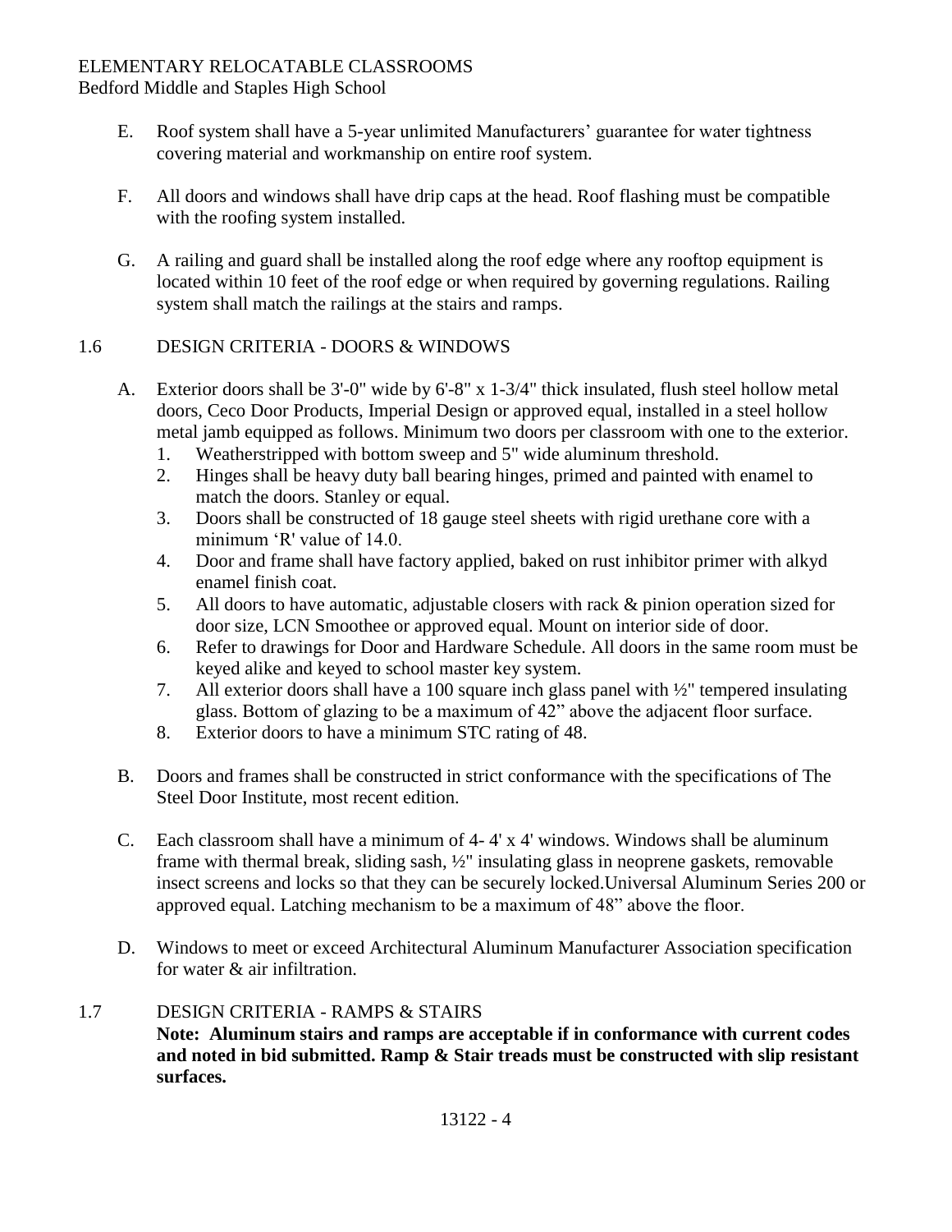E. Roof system shall have a 5-year unlimited Manufacturers' guarantee for water tightness covering material and workmanship on entire roof system.

F. All doors and windows shall have drip caps at the head. Roof flashing must be compatible with the roofing system installed.

G. A railing and guard shall be installed along the roof edge where any rooftop equipment is located within 10 feet of the roof edge or when required by governing regulations. Railing system shall match the railings at the stairs and ramps.

## 1.6 DESIGN CRITERIA - DOORS & WINDOWS

A. Exterior doors shall be 3'-0" wide by 6'-8" x 1-3/4" thick insulated, flush steel hollow metal doors, Ceco Door Products, Imperial Design or approved equal, installed in a steel hollow metal jamb equipped as follows. Minimum two doors per classroom with one to the exterior.
   1. Weatherstripped with bottom sweep and 5" wide aluminum threshold.
   2. Hinges shall be heavy duty ball bearing hinges, primed and painted with enamel to match the doors. Stanley or equal.
   3. Doors shall be constructed of 18 gauge steel sheets with rigid urethane core with a minimum 'R' value of 14.0.
   4. Door and frame shall have factory applied, baked on rust inhibitor primer with alkyd enamel finish coat.
   5. All doors to have automatic, adjustable closers with rack & pinion operation sized for door size, LCN Smoothee or approved equal. Mount on interior side of door.
   6. Refer to drawings for Door and Hardware Schedule. All doors in the same room must be keyed alike and keyed to school master key system.
   7. All exterior doors shall have a 100 square inch glass panel with ½" tempered insulating glass. Bottom of glazing to be a maximum of 42" above the adjacent floor surface.
   8. Exterior doors to have a minimum STC rating of 48.

B. Doors and frames shall be constructed in strict conformance with the specifications of The Steel Door Institute, most recent edition.

C. Each classroom shall have a minimum of 4- 4' x 4' windows. Windows shall be aluminum frame with thermal break, sliding sash, ½" insulating glass in neoprene gaskets, removable insect screens and locks so that they can be securely locked.Universal Aluminum Series 200 or approved equal. Latching mechanism to be a maximum of 48" above the floor.

D. Windows to meet or exceed Architectural Aluminum Manufacturer Association specification for water & air infiltration.

## 1.7 DESIGN CRITERIA - RAMPS & STAIRS

**Note: Aluminum stairs and ramps are acceptable if in conformance with current codes and noted in bid submitted. Ramp & Stair treads must be constructed with slip resistant surfaces.**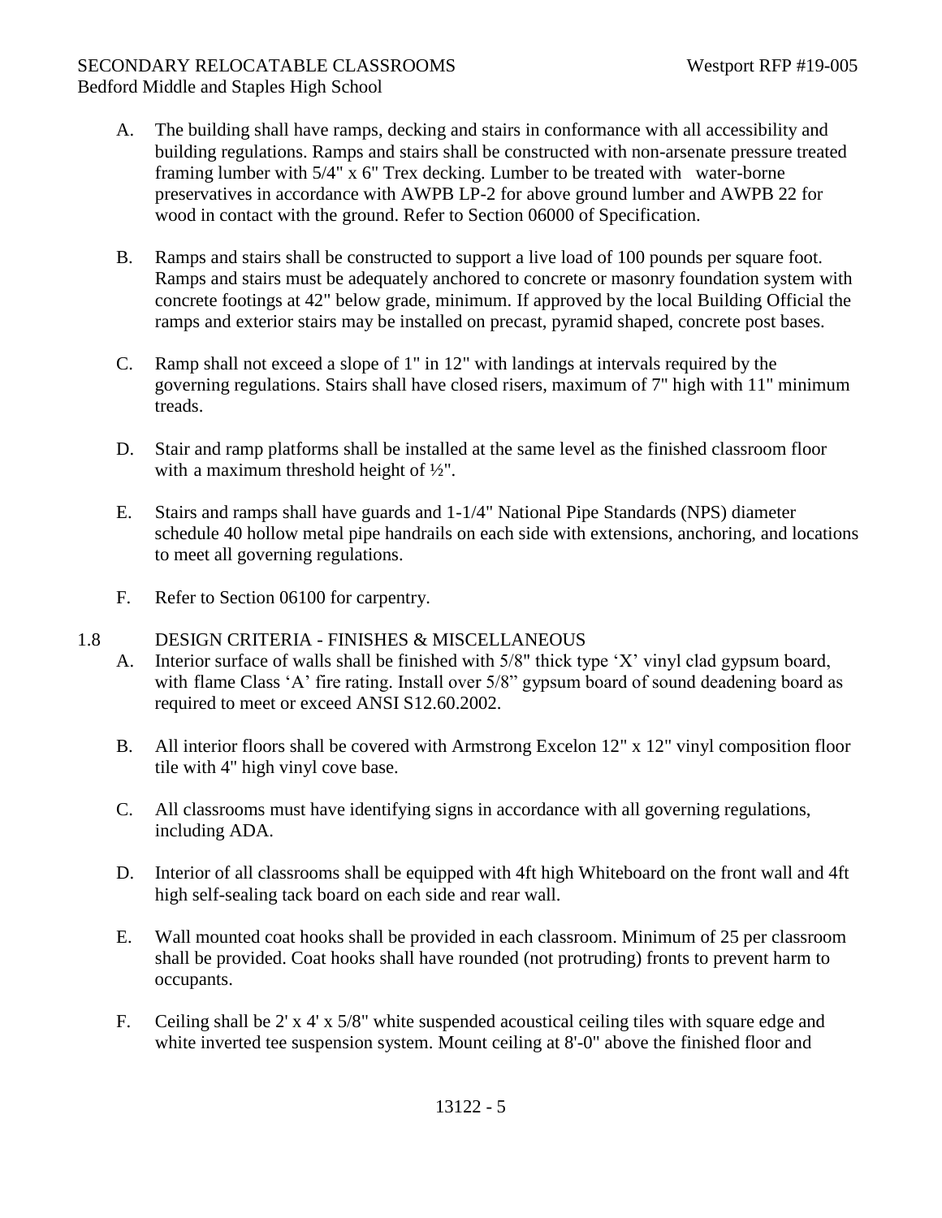A. The building shall have ramps, decking and stairs in conformance with all accessibility and building regulations. Ramps and stairs shall be constructed with non-arsenate pressure treated framing lumber with 5/4" x 6" Trex decking. Lumber to be treated with water-borne preservatives in accordance with AWPB LP-2 for above ground lumber and AWPB 22 for wood in contact with the ground. Refer to Section 06000 of Specification.

B. Ramps and stairs shall be constructed to support a live load of 100 pounds per square foot. Ramps and stairs must be adequately anchored to concrete or masonry foundation system with concrete footings at 42" below grade, minimum. If approved by the local Building Official the ramps and exterior stairs may be installed on precast, pyramid shaped, concrete post bases.

C. Ramp shall not exceed a slope of 1" in 12" with landings at intervals required by the governing regulations. Stairs shall have closed risers, maximum of 7" high with 11" minimum treads.

D. Stair and ramp platforms shall be installed at the same level as the finished classroom floor with a maximum threshold height of ½".

E. Stairs and ramps shall have guards and 1-1/4" National Pipe Standards (NPS) diameter schedule 40 hollow metal pipe handrails on each side with extensions, anchoring, and locations to meet all governing regulations.

F. Refer to Section 06100 for carpentry.

## 1.8 DESIGN CRITERIA - FINISHES & MISCELLANEOUS

A. Interior surface of walls shall be finished with 5/8" thick type 'X' vinyl clad gypsum board, with flame Class 'A' fire rating. Install over 5/8" gypsum board of sound deadening board as required to meet or exceed ANSI S12.60.2002.

B. All interior floors shall be covered with Armstrong Excelon 12" x 12" vinyl composition floor tile with 4" high vinyl cove base.

C. All classrooms must have identifying signs in accordance with all governing regulations, including ADA.

D. Interior of all classrooms shall be equipped with 4ft high Whiteboard on the front wall and 4ft high self-sealing tack board on each side and rear wall.

E. Wall mounted coat hooks shall be provided in each classroom. Minimum of 25 per classroom shall be provided. Coat hooks shall have rounded (not protruding) fronts to prevent harm to occupants.

F. Ceiling shall be 2' x 4' x 5/8" white suspended acoustical ceiling tiles with square edge and white inverted tee suspension system. Mount ceiling at 8'-0" above the finished floor and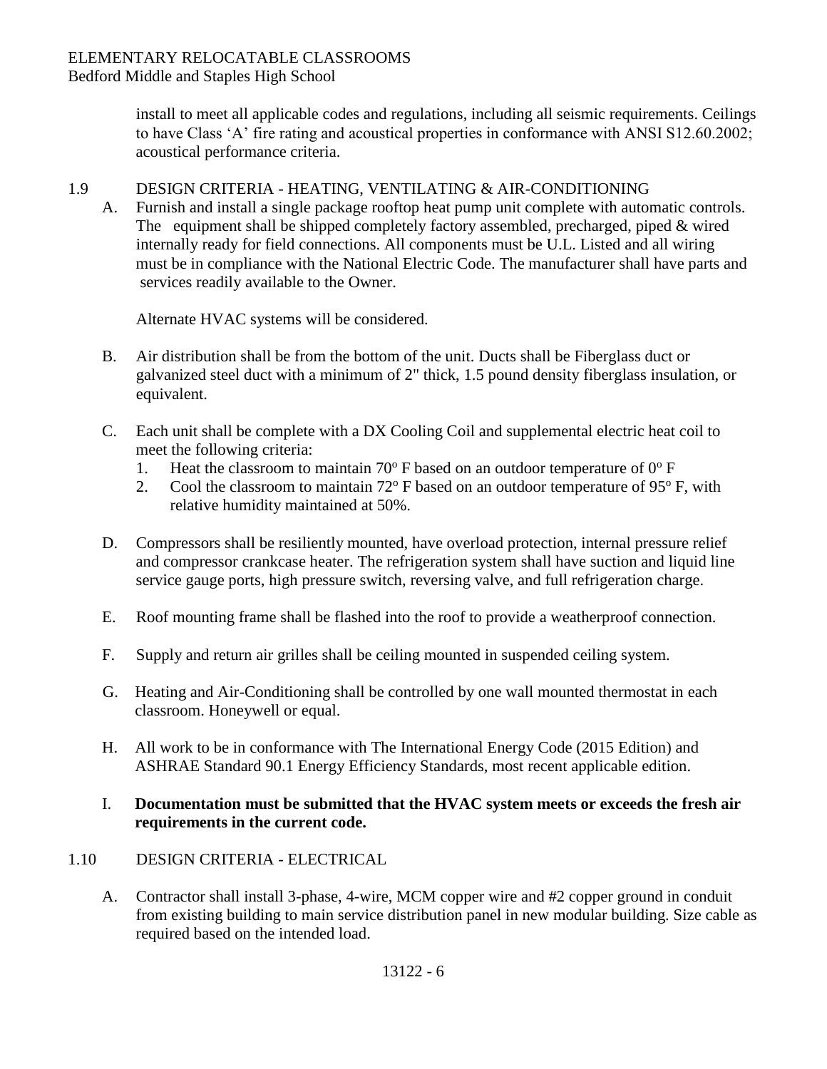install to meet all applicable codes and regulations, including all seismic requirements. Ceilings to have Class 'A' fire rating and acoustical properties in conformance with ANSI S12.60.2002; acoustical performance criteria.

1.9 DESIGN CRITERIA - HEATING, VENTILATING & AIR-CONDITIONING

A. Furnish and install a single package rooftop heat pump unit complete with automatic controls. The equipment shall be shipped completely factory assembled, precharged, piped & wired internally ready for field connections. All components must be U.L. Listed and all wiring must be in compliance with the National Electric Code. The manufacturer shall have parts and services readily available to the Owner.

Alternate HVAC systems will be considered.

B. Air distribution shall be from the bottom of the unit. Ducts shall be Fiberglass duct or galvanized steel duct with a minimum of 2" thick, 1.5 pound density fiberglass insulation, or equivalent.

C. Each unit shall be complete with a DX Cooling Coil and supplemental electric heat coil to meet the following criteria:
   1. Heat the classroom to maintain 70º F based on an outdoor temperature of 0º F
   2. Cool the classroom to maintain 72º F based on an outdoor temperature of 95º F, with relative humidity maintained at 50%.

D. Compressors shall be resiliently mounted, have overload protection, internal pressure relief and compressor crankcase heater. The refrigeration system shall have suction and liquid line service gauge ports, high pressure switch, reversing valve, and full refrigeration charge.

E. Roof mounting frame shall be flashed into the roof to provide a weatherproof connection.

F. Supply and return air grilles shall be ceiling mounted in suspended ceiling system.

G. Heating and Air-Conditioning shall be controlled by one wall mounted thermostat in each classroom. Honeywell or equal.

H. All work to be in conformance with The International Energy Code (2015 Edition) and ASHRAE Standard 90.1 Energy Efficiency Standards, most recent applicable edition.

I. **Documentation must be submitted that the HVAC system meets or exceeds the fresh air requirements in the current code.**

1.10 DESIGN CRITERIA - ELECTRICAL

A. Contractor shall install 3-phase, 4-wire, MCM copper wire and #2 copper ground in conduit from existing building to main service distribution panel in new modular building. Size cable as required based on the intended load.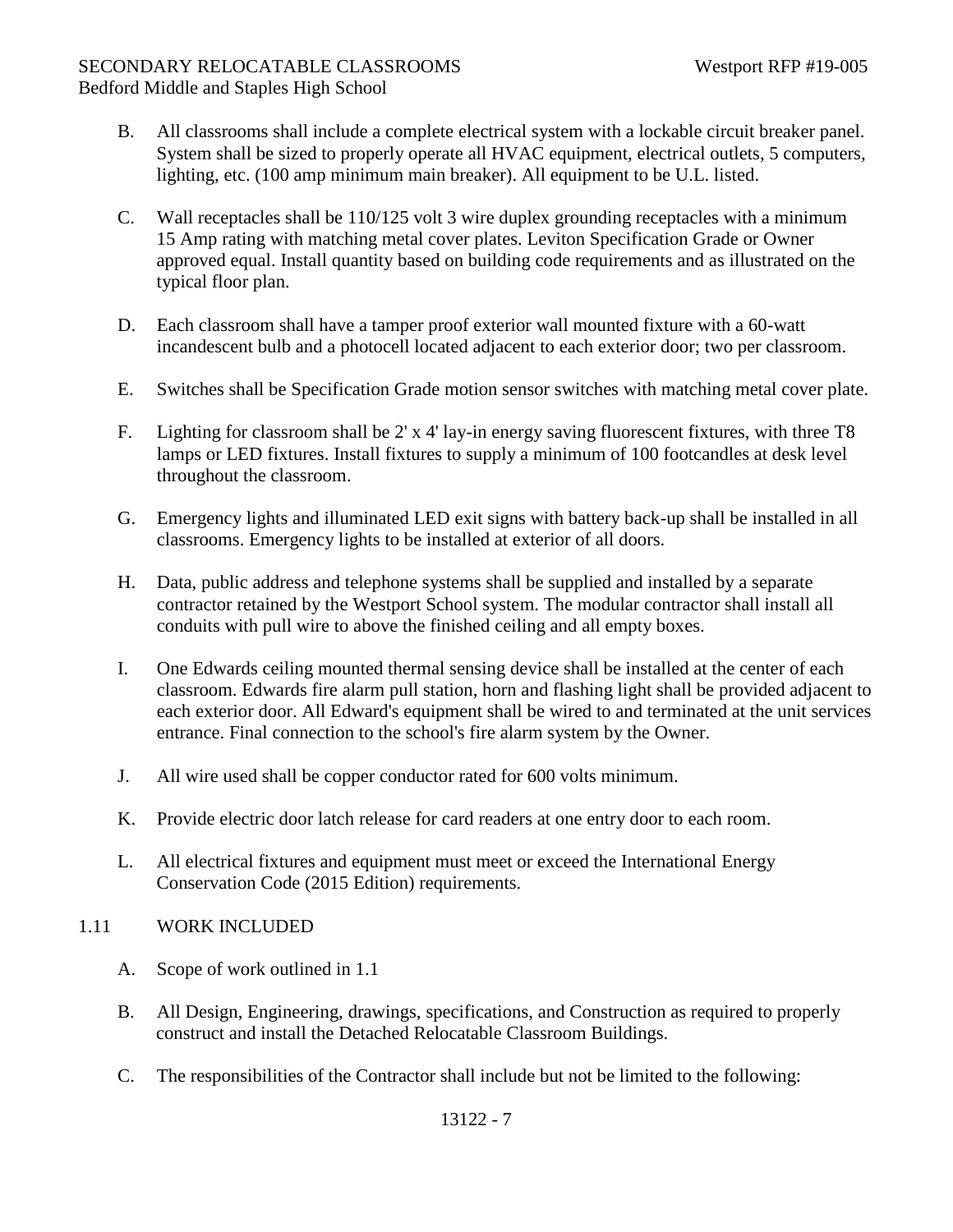B. All classrooms shall include a complete electrical system with a lockable circuit breaker panel. System shall be sized to properly operate all HVAC equipment, electrical outlets, 5 computers, lighting, etc. (100 amp minimum main breaker). All equipment to be U.L. listed.

C. Wall receptacles shall be 110/125 volt 3 wire duplex grounding receptacles with a minimum 15 Amp rating with matching metal cover plates. Leviton Specification Grade or Owner approved equal. Install quantity based on building code requirements and as illustrated on the typical floor plan.

D. Each classroom shall have a tamper proof exterior wall mounted fixture with a 60-watt incandescent bulb and a photocell located adjacent to each exterior door; two per classroom.

E. Switches shall be Specification Grade motion sensor switches with matching metal cover plate.

F. Lighting for classroom shall be 2' x 4' lay-in energy saving fluorescent fixtures, with three T8 lamps or LED fixtures. Install fixtures to supply a minimum of 100 footcandles at desk level throughout the classroom.

G. Emergency lights and illuminated LED exit signs with battery back-up shall be installed in all classrooms. Emergency lights to be installed at exterior of all doors.

H. Data, public address and telephone systems shall be supplied and installed by a separate contractor retained by the Westport School system. The modular contractor shall install all conduits with pull wire to above the finished ceiling and all empty boxes.

I. One Edwards ceiling mounted thermal sensing device shall be installed at the center of each classroom. Edwards fire alarm pull station, horn and flashing light shall be provided adjacent to each exterior door. All Edward's equipment shall be wired to and terminated at the unit services entrance. Final connection to the school's fire alarm system by the Owner.

J. All wire used shall be copper conductor rated for 600 volts minimum.

K. Provide electric door latch release for card readers at one entry door to each room.

L. All electrical fixtures and equipment must meet or exceed the International Energy Conservation Code (2015 Edition) requirements.

## 1.11 WORK INCLUDED

A. Scope of work outlined in 1.1

B. All Design, Engineering, drawings, specifications, and Construction as required to properly construct and install the Detached Relocatable Classroom Buildings.

C. The responsibilities of the Contractor shall include but not be limited to the following: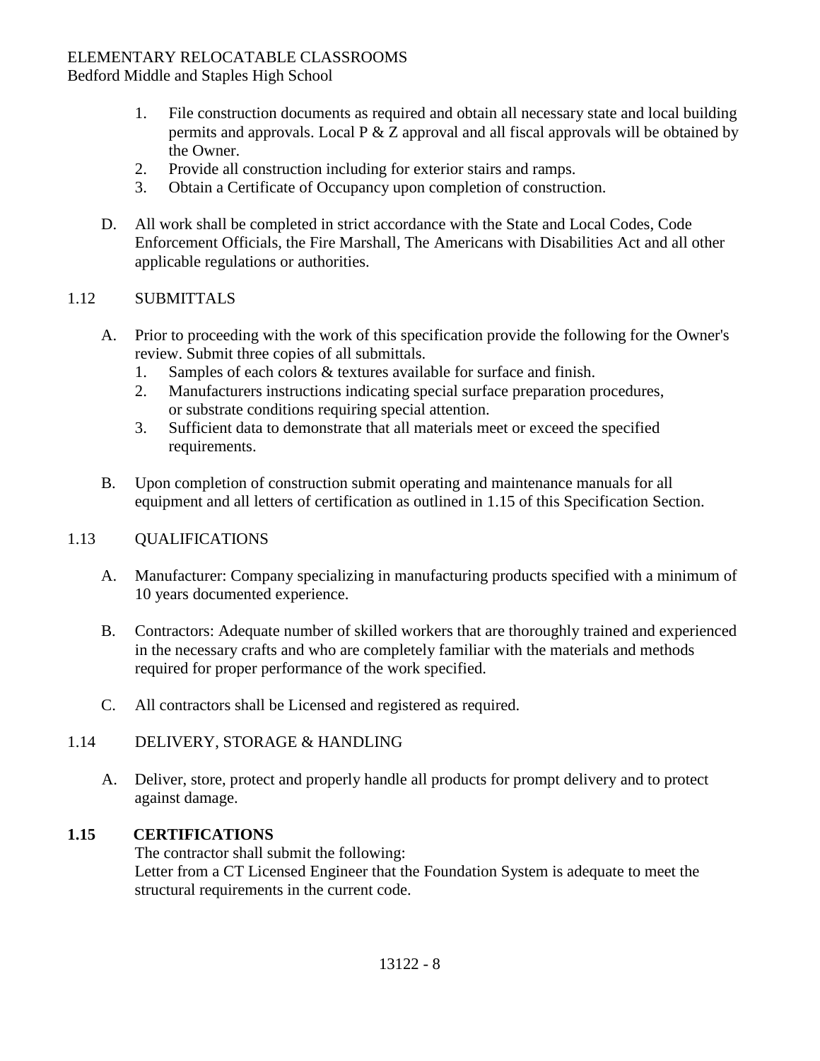1. File construction documents as required and obtain all necessary state and local building permits and approvals. Local P & Z approval and all fiscal approvals will be obtained by the Owner.
2. Provide all construction including for exterior stairs and ramps.
3. Obtain a Certificate of Occupancy upon completion of construction.

D. All work shall be completed in strict accordance with the State and Local Codes, Code Enforcement Officials, the Fire Marshall, The Americans with Disabilities Act and all other applicable regulations or authorities.

1.12 SUBMITTALS

A. Prior to proceeding with the work of this specification provide the following for the Owner's review. Submit three copies of all submittals.
   1. Samples of each colors & textures available for surface and finish.
   2. Manufacturers instructions indicating special surface preparation procedures, or substrate conditions requiring special attention.
   3. Sufficient data to demonstrate that all materials meet or exceed the specified requirements.

B. Upon completion of construction submit operating and maintenance manuals for all equipment and all letters of certification as outlined in 1.15 of this Specification Section.

1.13 QUALIFICATIONS

A. Manufacturer: Company specializing in manufacturing products specified with a minimum of 10 years documented experience.

B. Contractors: Adequate number of skilled workers that are thoroughly trained and experienced in the necessary crafts and who are completely familiar with the materials and methods required for proper performance of the work specified.

C. All contractors shall be Licensed and registered as required.

1.14 DELIVERY, STORAGE & HANDLING

A. Deliver, store, protect and properly handle all products for prompt delivery and to protect against damage.

**1.15 CERTIFICATIONS**

The contractor shall submit the following:
Letter from a CT Licensed Engineer that the Foundation System is adequate to meet the structural requirements in the current code.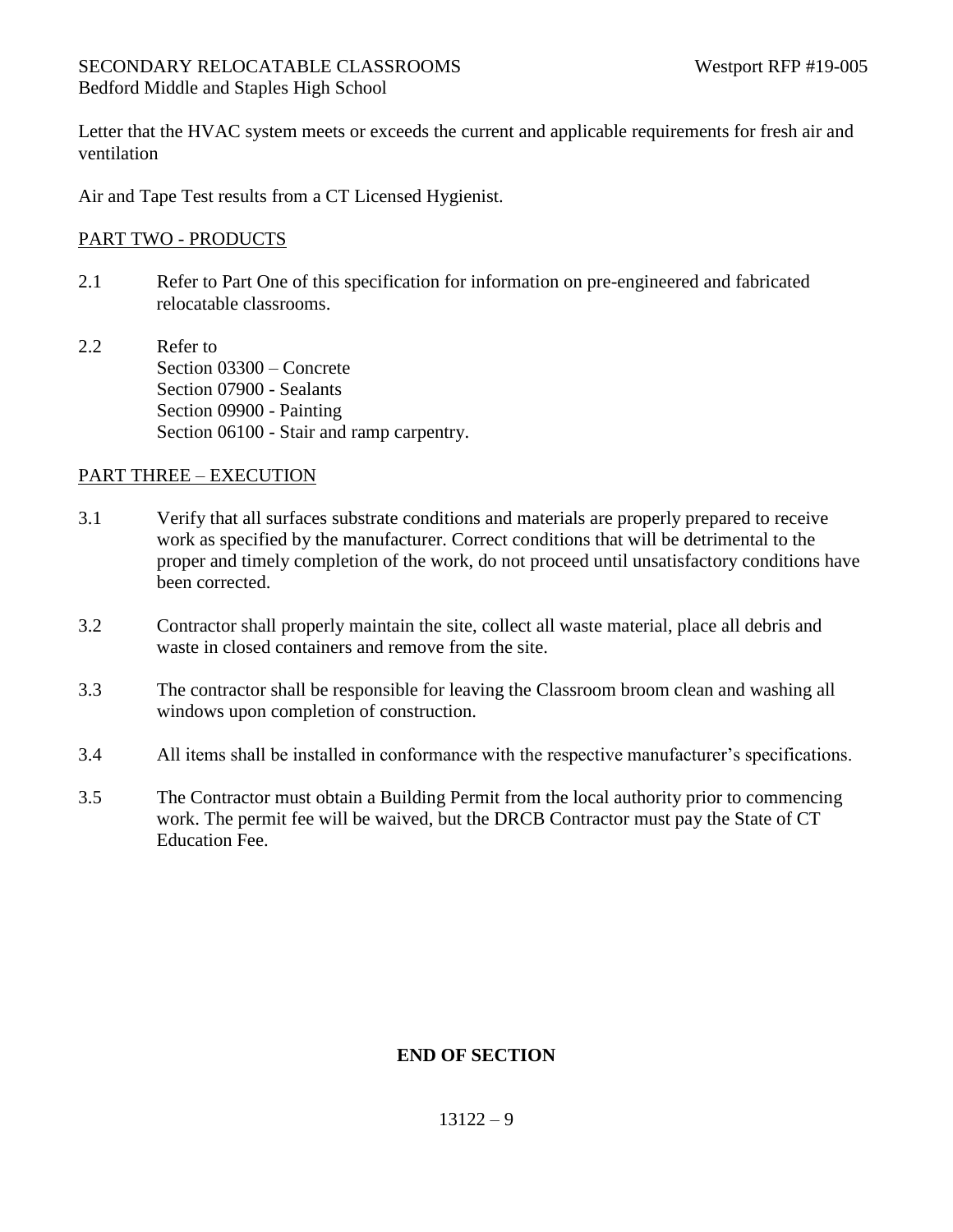Letter that the HVAC system meets or exceeds the current and applicable requirements for fresh air and ventilation

Air and Tape Test results from a CT Licensed Hygienist.

## PART TWO - PRODUCTS

2.1 Refer to Part One of this specification for information on pre-engineered and fabricated relocatable classrooms.

2.2 Refer to
Section 03300 – Concrete
Section 07900 - Sealants
Section 09900 - Painting
Section 06100 - Stair and ramp carpentry.

## PART THREE – EXECUTION

3.1 Verify that all surfaces substrate conditions and materials are properly prepared to receive work as specified by the manufacturer. Correct conditions that will be detrimental to the proper and timely completion of the work, do not proceed until unsatisfactory conditions have been corrected.

3.2 Contractor shall properly maintain the site, collect all waste material, place all debris and waste in closed containers and remove from the site.

3.3 The contractor shall be responsible for leaving the Classroom broom clean and washing all windows upon completion of construction.

3.4 All items shall be installed in conformance with the respective manufacturer's specifications.

3.5 The Contractor must obtain a Building Permit from the local authority prior to commencing work. The permit fee will be waived, but the DRCB Contractor must pay the State of CT Education Fee.

**END OF SECTION**